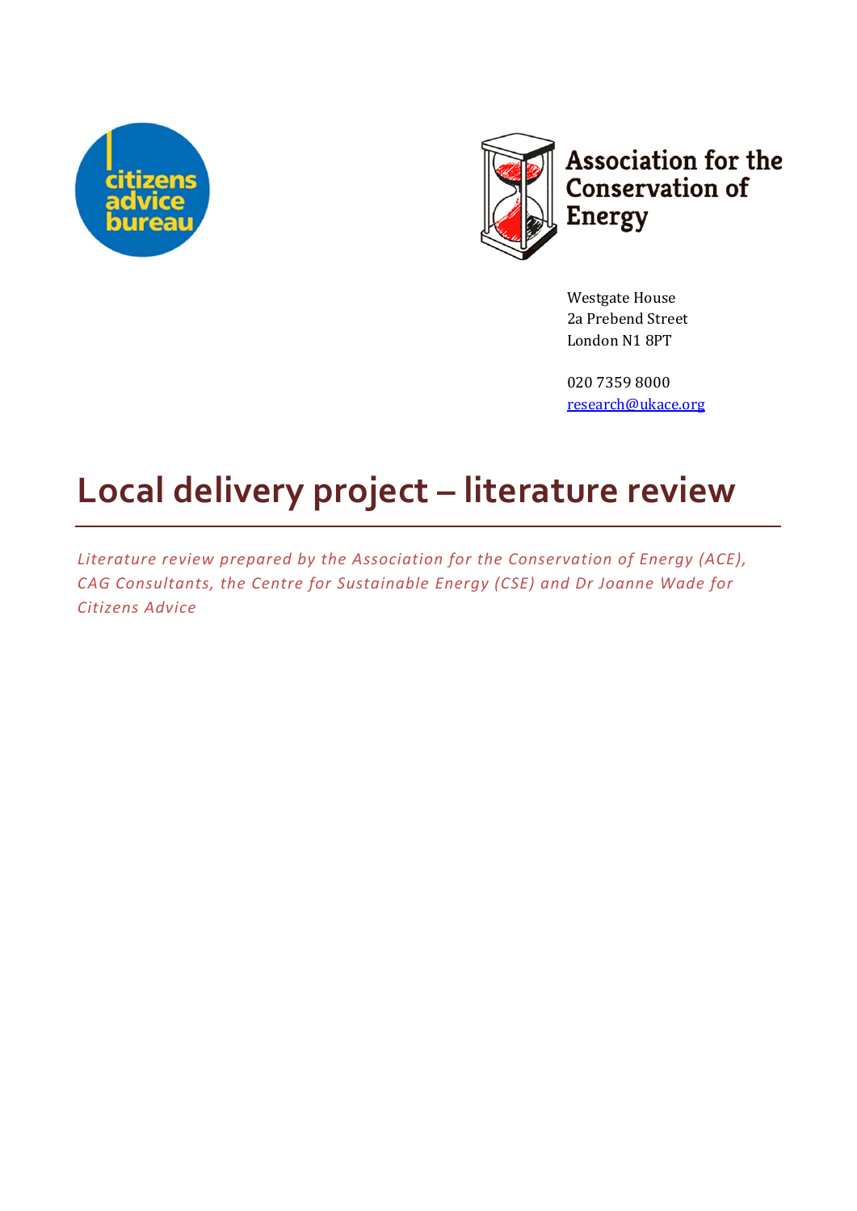citizens advice bureau

Association for the Conservation of Energy

Westgate House
2a Prebend Street
London N1 8PT

020 7359 8000
research@ukace.org

# Local delivery project – literature review

*Literature review prepared by the Association for the Conservation of Energy (ACE), CAG Consultants, the Centre for Sustainable Energy (CSE) and Dr Joanne Wade for Citizens Advice*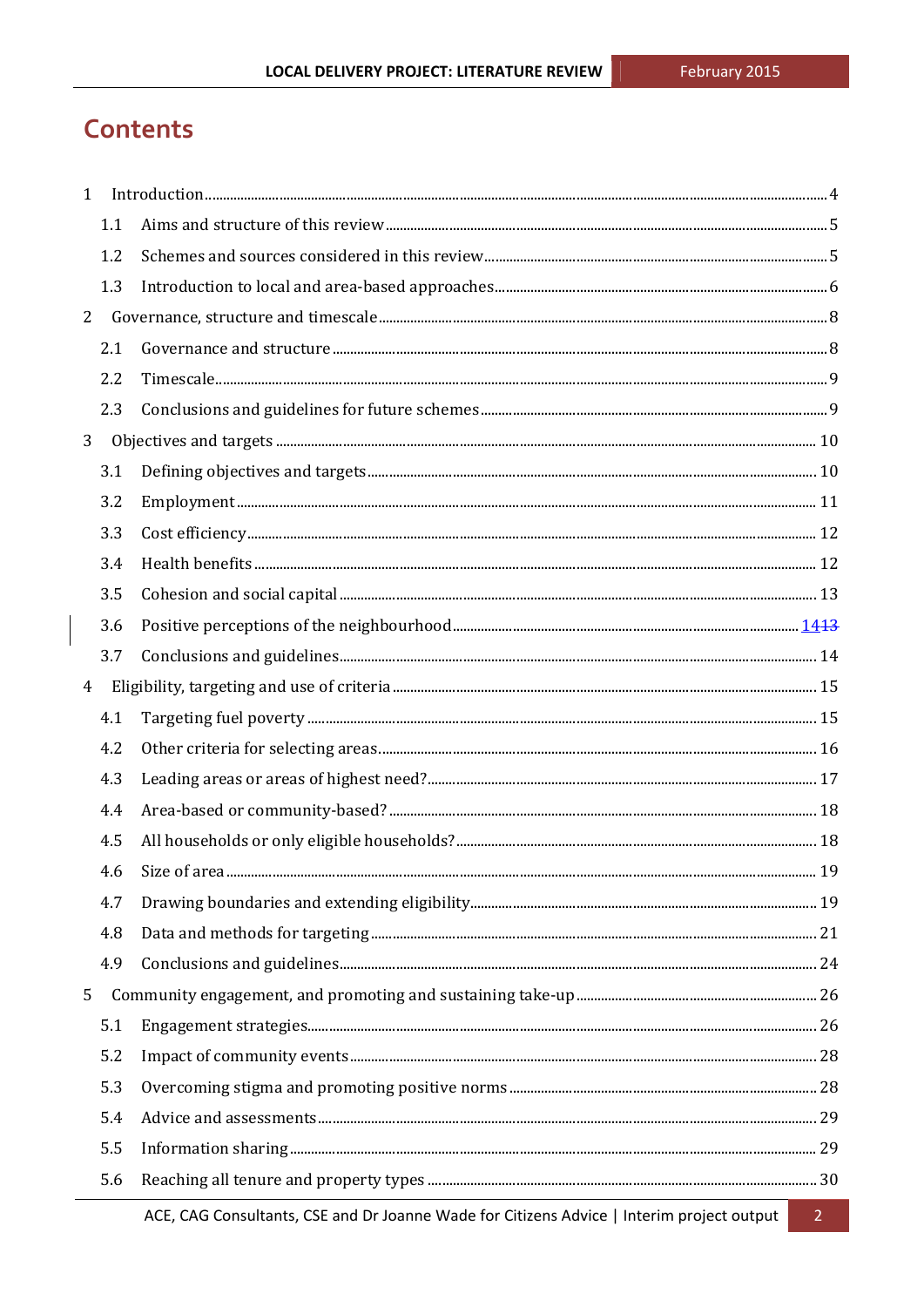# Contents

1 Introduction ... 4
  1.1 Aims and structure of this review ... 5
  1.2 Schemes and sources considered in this review ... 5
  1.3 Introduction to local and area-based approaches ... 6
2 Governance, structure and timescale ... 8
  2.1 Governance and structure ... 8
  2.2 Timescale ... 9
  2.3 Conclusions and guidelines for future schemes ... 9
3 Objectives and targets ... 10
  3.1 Defining objectives and targets ... 10
  3.2 Employment ... 11
  3.3 Cost efficiency ... 12
  3.4 Health benefits ... 12
  3.5 Cohesion and social capital ... 13
  3.6 Positive perceptions of the neighbourhood ... 1413
  3.7 Conclusions and guidelines ... 14
4 Eligibility, targeting and use of criteria ... 15
  4.1 Targeting fuel poverty ... 15
  4.2 Other criteria for selecting areas ... 16
  4.3 Leading areas or areas of highest need? ... 17
  4.4 Area-based or community-based? ... 18
  4.5 All households or only eligible households? ... 18
  4.6 Size of area ... 19
  4.7 Drawing boundaries and extending eligibility ... 19
  4.8 Data and methods for targeting ... 21
  4.9 Conclusions and guidelines ... 24
5 Community engagement, and promoting and sustaining take-up ... 26
  5.1 Engagement strategies ... 26
  5.2 Impact of community events ... 28
  5.3 Overcoming stigma and promoting positive norms ... 28
  5.4 Advice and assessments ... 29
  5.5 Information sharing ... 29
  5.6 Reaching all tenure and property types ... 30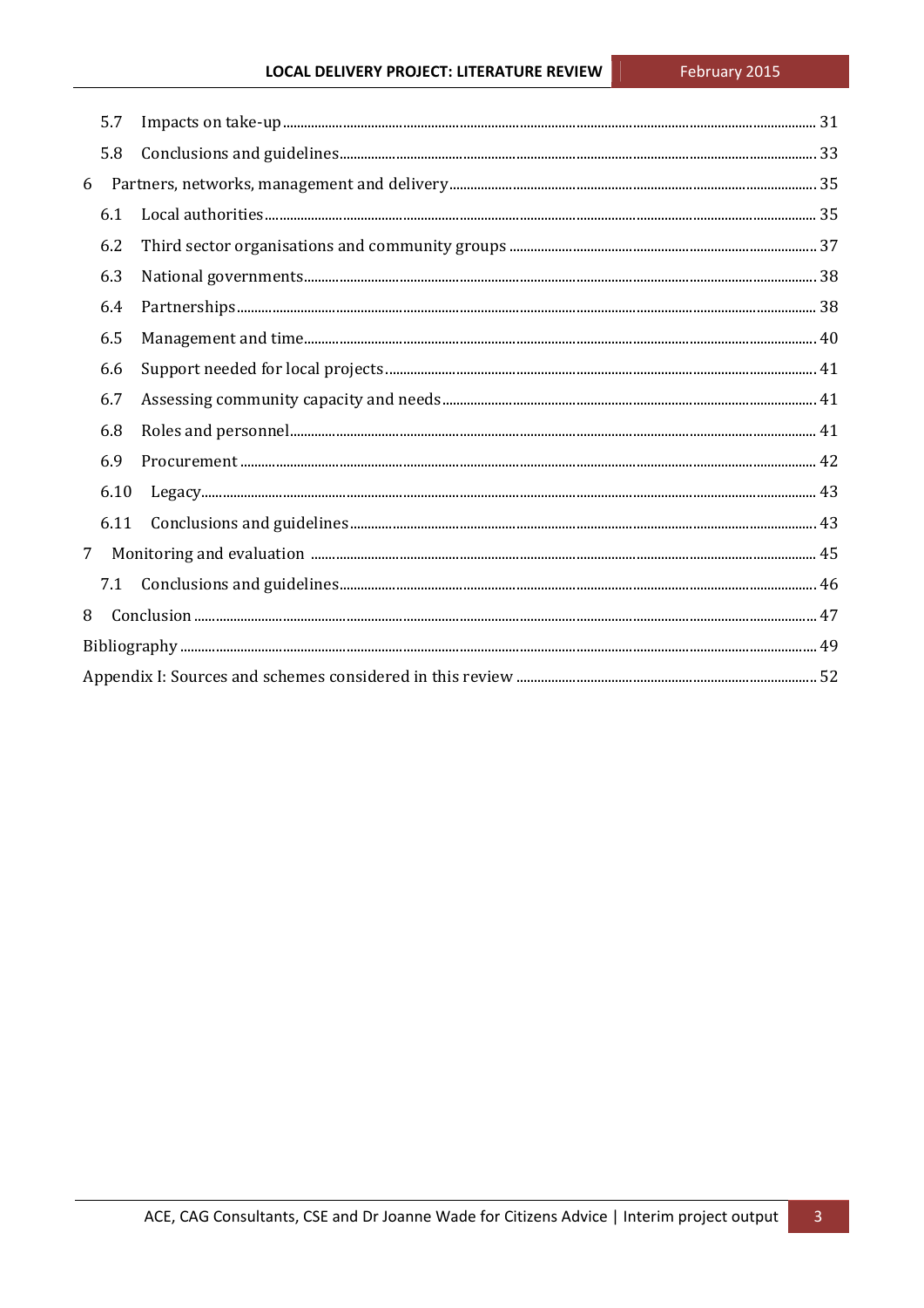5.7 Impacts on take-up ........ 31

5.8 Conclusions and guidelines ........ 33

6 Partners, networks, management and delivery ........ 35

6.1 Local authorities ........ 35

6.2 Third sector organisations and community groups ........ 37

6.3 National governments ........ 38

6.4 Partnerships ........ 38

6.5 Management and time ........ 40

6.6 Support needed for local projects ........ 41

6.7 Assessing community capacity and needs ........ 41

6.8 Roles and personnel ........ 41

6.9 Procurement ........ 42

6.10 Legacy ........ 43

6.11 Conclusions and guidelines ........ 43

7 Monitoring and evaluation ........ 45

7.1 Conclusions and guidelines ........ 46

8 Conclusion ........ 47

Bibliography ........ 49

Appendix I: Sources and schemes considered in this review ........ 52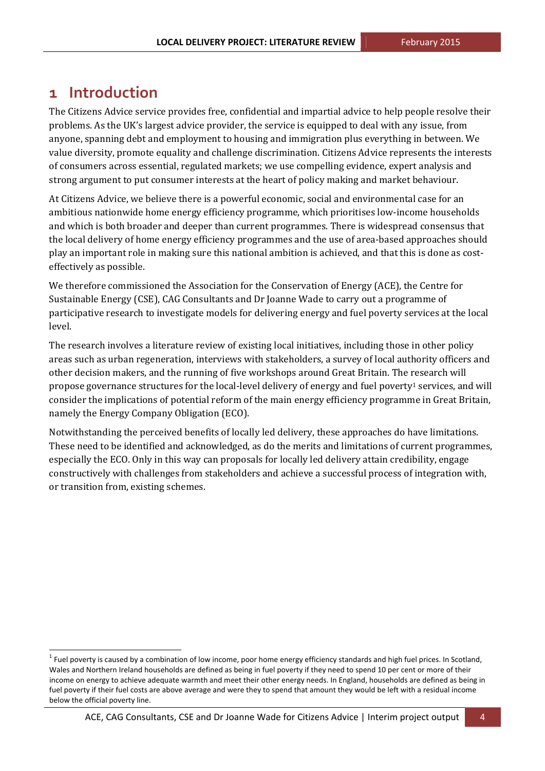# 1 Introduction

The Citizens Advice service provides free, confidential and impartial advice to help people resolve their problems. As the UK's largest advice provider, the service is equipped to deal with any issue, from anyone, spanning debt and employment to housing and immigration plus everything in between. We value diversity, promote equality and challenge discrimination. Citizens Advice represents the interests of consumers across essential, regulated markets; we use compelling evidence, expert analysis and strong argument to put consumer interests at the heart of policy making and market behaviour.

At Citizens Advice, we believe there is a powerful economic, social and environmental case for an ambitious nationwide home energy efficiency programme, which prioritises low-income households and which is both broader and deeper than current programmes. There is widespread consensus that the local delivery of home energy efficiency programmes and the use of area-based approaches should play an important role in making sure this national ambition is achieved, and that this is done as cost-effectively as possible.

We therefore commissioned the Association for the Conservation of Energy (ACE), the Centre for Sustainable Energy (CSE), CAG Consultants and Dr Joanne Wade to carry out a programme of participative research to investigate models for delivering energy and fuel poverty services at the local level.

The research involves a literature review of existing local initiatives, including those in other policy areas such as urban regeneration, interviews with stakeholders, a survey of local authority officers and other decision makers, and the running of five workshops around Great Britain. The research will propose governance structures for the local-level delivery of energy and fuel poverty[1] services, and will consider the implications of potential reform of the main energy efficiency programme in Great Britain, namely the Energy Company Obligation (ECO).

Notwithstanding the perceived benefits of locally led delivery, these approaches do have limitations. These need to be identified and acknowledged, as do the merits and limitations of current programmes, especially the ECO. Only in this way can proposals for locally led delivery attain credibility, engage constructively with challenges from stakeholders and achieve a successful process of integration with, or transition from, existing schemes.

---

[1] Fuel poverty is caused by a combination of low income, poor home energy efficiency standards and high fuel prices. In Scotland, Wales and Northern Ireland households are defined as being in fuel poverty if they need to spend 10 per cent or more of their income on energy to achieve adequate warmth and meet their other energy needs. In England, households are defined as being in fuel poverty if their fuel costs are above average and were they to spend that amount they would be left with a residual income below the official poverty line.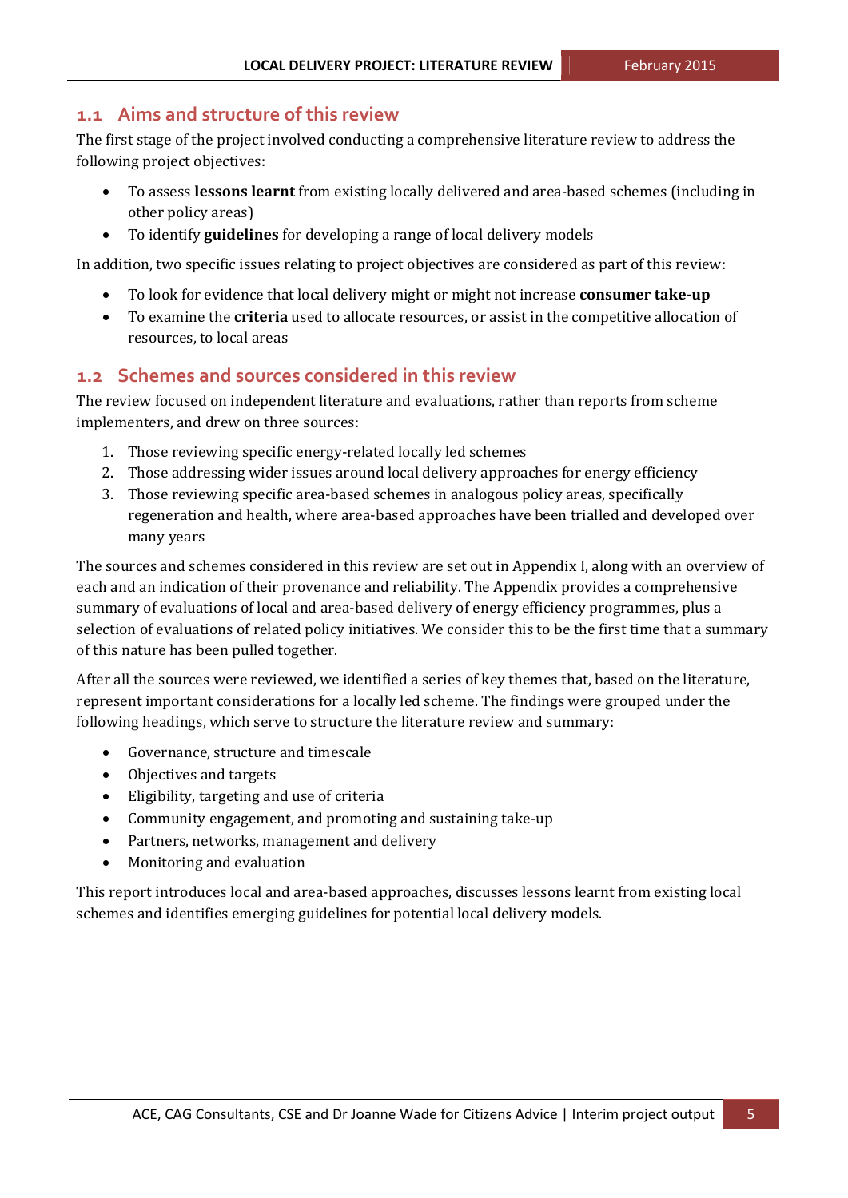## 1.1 Aims and structure of this review

The first stage of the project involved conducting a comprehensive literature review to address the following project objectives:

- To assess **lessons learnt** from existing locally delivered and area-based schemes (including in other policy areas)
- To identify **guidelines** for developing a range of local delivery models

In addition, two specific issues relating to project objectives are considered as part of this review:

- To look for evidence that local delivery might or might not increase **consumer take-up**
- To examine the **criteria** used to allocate resources, or assist in the competitive allocation of resources, to local areas

## 1.2 Schemes and sources considered in this review

The review focused on independent literature and evaluations, rather than reports from scheme implementers, and drew on three sources:

1. Those reviewing specific energy-related locally led schemes
2. Those addressing wider issues around local delivery approaches for energy efficiency
3. Those reviewing specific area-based schemes in analogous policy areas, specifically regeneration and health, where area-based approaches have been trialled and developed over many years

The sources and schemes considered in this review are set out in Appendix I, along with an overview of each and an indication of their provenance and reliability. The Appendix provides a comprehensive summary of evaluations of local and area-based delivery of energy efficiency programmes, plus a selection of evaluations of related policy initiatives. We consider this to be the first time that a summary of this nature has been pulled together.

After all the sources were reviewed, we identified a series of key themes that, based on the literature, represent important considerations for a locally led scheme. The findings were grouped under the following headings, which serve to structure the literature review and summary:

- Governance, structure and timescale
- Objectives and targets
- Eligibility, targeting and use of criteria
- Community engagement, and promoting and sustaining take-up
- Partners, networks, management and delivery
- Monitoring and evaluation

This report introduces local and area-based approaches, discusses lessons learnt from existing local schemes and identifies emerging guidelines for potential local delivery models.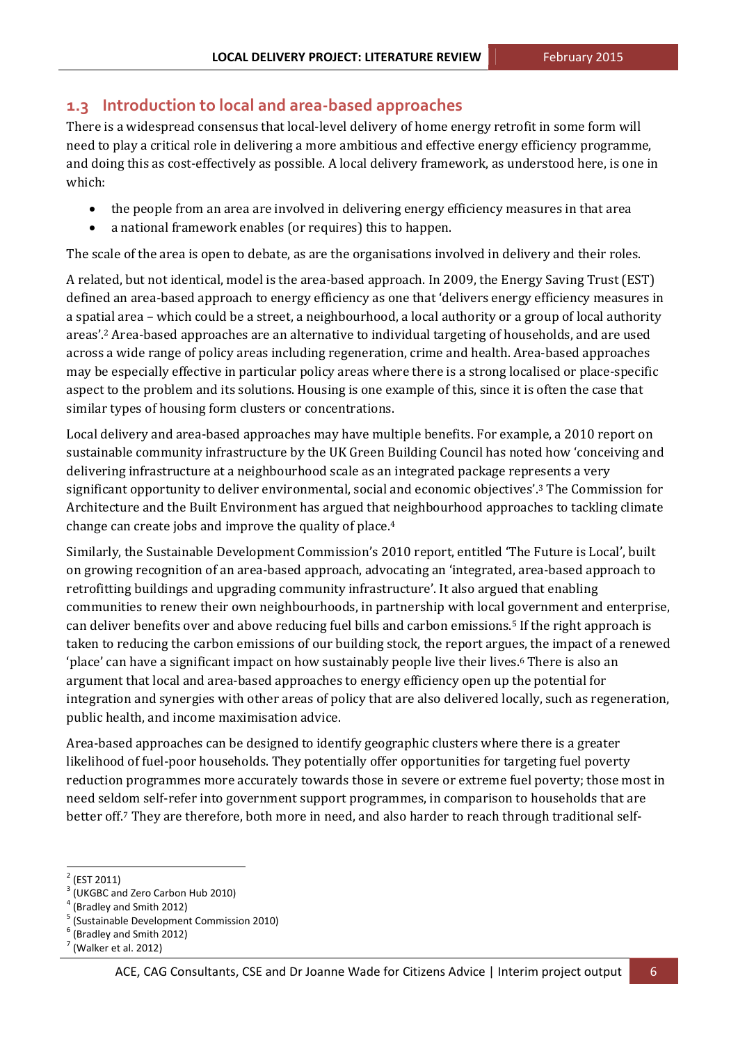## 1.3 Introduction to local and area-based approaches

There is a widespread consensus that local-level delivery of home energy retrofit in some form will need to play a critical role in delivering a more ambitious and effective energy efficiency programme, and doing this as cost-effectively as possible. A local delivery framework, as understood here, is one in which:

- the people from an area are involved in delivering energy efficiency measures in that area
- a national framework enables (or requires) this to happen.

The scale of the area is open to debate, as are the organisations involved in delivery and their roles.

A related, but not identical, model is the area-based approach. In 2009, the Energy Saving Trust (EST) defined an area-based approach to energy efficiency as one that 'delivers energy efficiency measures in a spatial area – which could be a street, a neighbourhood, a local authority or a group of local authority areas'.[2] Area-based approaches are an alternative to individual targeting of households, and are used across a wide range of policy areas including regeneration, crime and health. Area-based approaches may be especially effective in particular policy areas where there is a strong localised or place-specific aspect to the problem and its solutions. Housing is one example of this, since it is often the case that similar types of housing form clusters or concentrations.

Local delivery and area-based approaches may have multiple benefits. For example, a 2010 report on sustainable community infrastructure by the UK Green Building Council has noted how 'conceiving and delivering infrastructure at a neighbourhood scale as an integrated package represents a very significant opportunity to deliver environmental, social and economic objectives'.[3] The Commission for Architecture and the Built Environment has argued that neighbourhood approaches to tackling climate change can create jobs and improve the quality of place.[4]

Similarly, the Sustainable Development Commission's 2010 report, entitled 'The Future is Local', built on growing recognition of an area-based approach, advocating an 'integrated, area-based approach to retrofitting buildings and upgrading community infrastructure'. It also argued that enabling communities to renew their own neighbourhoods, in partnership with local government and enterprise, can deliver benefits over and above reducing fuel bills and carbon emissions.[5] If the right approach is taken to reducing the carbon emissions of our building stock, the report argues, the impact of a renewed 'place' can have a significant impact on how sustainably people live their lives.[6] There is also an argument that local and area-based approaches to energy efficiency open up the potential for integration and synergies with other areas of policy that are also delivered locally, such as regeneration, public health, and income maximisation advice.

Area-based approaches can be designed to identify geographic clusters where there is a greater likelihood of fuel-poor households. They potentially offer opportunities for targeting fuel poverty reduction programmes more accurately towards those in severe or extreme fuel poverty; those most in need seldom self-refer into government support programmes, in comparison to households that are better off.[7] They are therefore, both more in need, and also harder to reach through traditional self-

---

[2] (EST 2011)

[3] (UKGBC and Zero Carbon Hub 2010)

[4] (Bradley and Smith 2012)

[5] (Sustainable Development Commission 2010)

[6] (Bradley and Smith 2012)

[7] (Walker et al. 2012)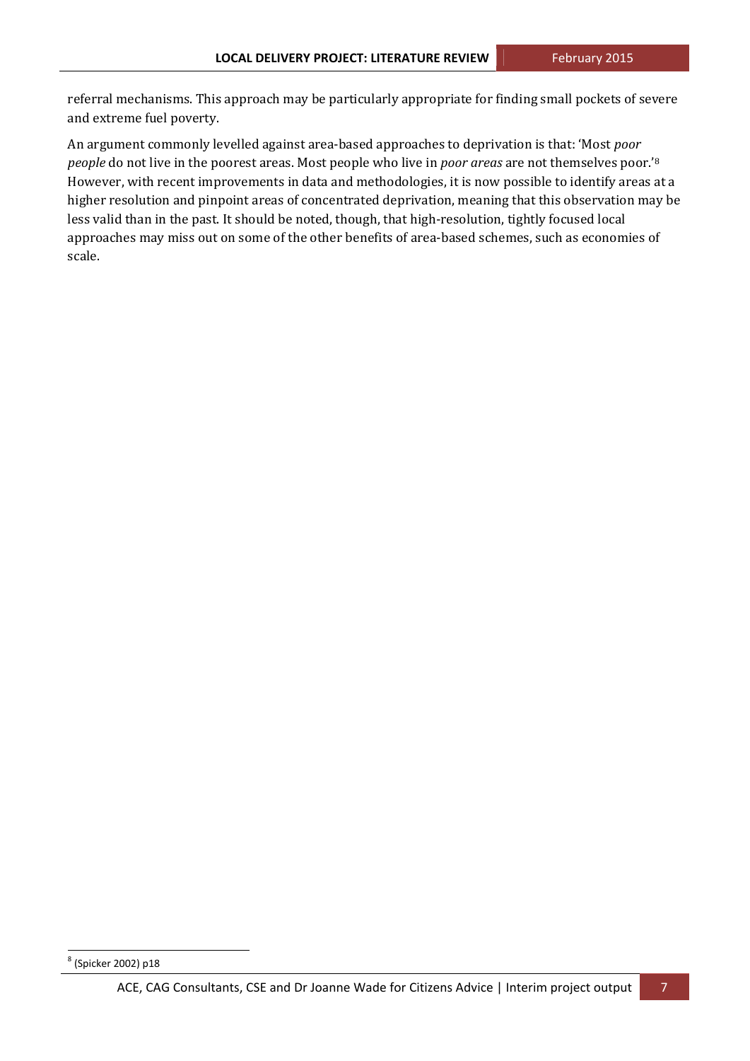referral mechanisms. This approach may be particularly appropriate for finding small pockets of severe and extreme fuel poverty.

An argument commonly levelled against area-based approaches to deprivation is that: 'Most *poor people* do not live in the poorest areas. Most people who live in *poor areas* are not themselves poor.'[8] However, with recent improvements in data and methodologies, it is now possible to identify areas at a higher resolution and pinpoint areas of concentrated deprivation, meaning that this observation may be less valid than in the past. It should be noted, though, that high-resolution, tightly focused local approaches may miss out on some of the other benefits of area-based schemes, such as economies of scale.

[8] (Spicker 2002) p18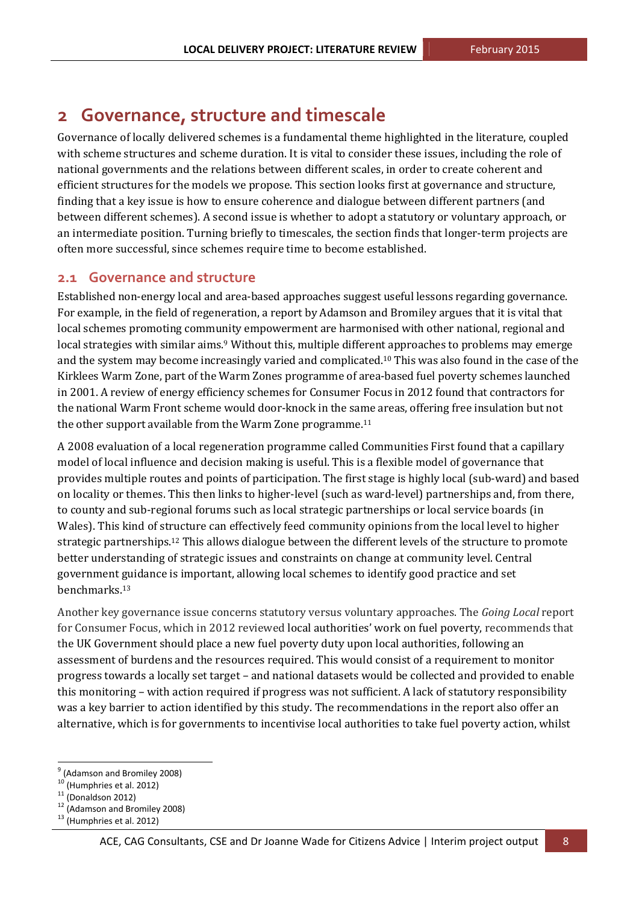# 2 Governance, structure and timescale

Governance of locally delivered schemes is a fundamental theme highlighted in the literature, coupled with scheme structures and scheme duration. It is vital to consider these issues, including the role of national governments and the relations between different scales, in order to create coherent and efficient structures for the models we propose. This section looks first at governance and structure, finding that a key issue is how to ensure coherence and dialogue between different partners (and between different schemes). A second issue is whether to adopt a statutory or voluntary approach, or an intermediate position. Turning briefly to timescales, the section finds that longer-term projects are often more successful, since schemes require time to become established.

## 2.1 Governance and structure

Established non-energy local and area-based approaches suggest useful lessons regarding governance. For example, in the field of regeneration, a report by Adamson and Bromiley argues that it is vital that local schemes promoting community empowerment are harmonised with other national, regional and local strategies with similar aims.[9] Without this, multiple different approaches to problems may emerge and the system may become increasingly varied and complicated.[10] This was also found in the case of the Kirklees Warm Zone, part of the Warm Zones programme of area-based fuel poverty schemes launched in 2001. A review of energy efficiency schemes for Consumer Focus in 2012 found that contractors for the national Warm Front scheme would door-knock in the same areas, offering free insulation but not the other support available from the Warm Zone programme.[11]

A 2008 evaluation of a local regeneration programme called Communities First found that a capillary model of local influence and decision making is useful. This is a flexible model of governance that provides multiple routes and points of participation. The first stage is highly local (sub-ward) and based on locality or themes. This then links to higher-level (such as ward-level) partnerships and, from there, to county and sub-regional forums such as local strategic partnerships or local service boards (in Wales). This kind of structure can effectively feed community opinions from the local level to higher strategic partnerships.[12] This allows dialogue between the different levels of the structure to promote better understanding of strategic issues and constraints on change at community level. Central government guidance is important, allowing local schemes to identify good practice and set benchmarks.[13]

Another key governance issue concerns statutory versus voluntary approaches. The *Going Local* report for Consumer Focus, which in 2012 reviewed local authorities' work on fuel poverty, recommends that the UK Government should place a new fuel poverty duty upon local authorities, following an assessment of burdens and the resources required. This would consist of a requirement to monitor progress towards a locally set target – and national datasets would be collected and provided to enable this monitoring – with action required if progress was not sufficient. A lack of statutory responsibility was a key barrier to action identified by this study. The recommendations in the report also offer an alternative, which is for governments to incentivise local authorities to take fuel poverty action, whilst

[9] (Adamson and Bromiley 2008)
[10] (Humphries et al. 2012)
[11] (Donaldson 2012)
[12] (Adamson and Bromiley 2008)
[13] (Humphries et al. 2012)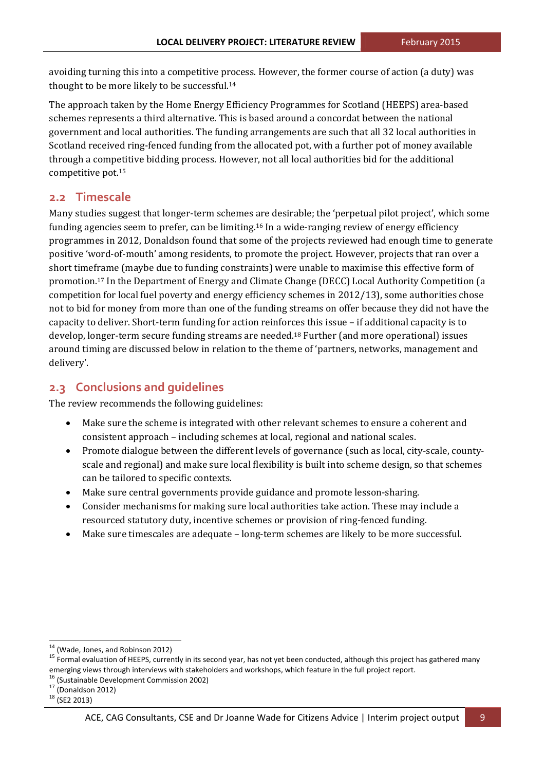avoiding turning this into a competitive process. However, the former course of action (a duty) was thought to be more likely to be successful.[14]

The approach taken by the Home Energy Efficiency Programmes for Scotland (HEEPS) area-based schemes represents a third alternative. This is based around a concordat between the national government and local authorities. The funding arrangements are such that all 32 local authorities in Scotland received ring-fenced funding from the allocated pot, with a further pot of money available through a competitive bidding process. However, not all local authorities bid for the additional competitive pot.[15]

## 2.2 Timescale

Many studies suggest that longer-term schemes are desirable; the 'perpetual pilot project', which some funding agencies seem to prefer, can be limiting.[16] In a wide-ranging review of energy efficiency programmes in 2012, Donaldson found that some of the projects reviewed had enough time to generate positive 'word-of-mouth' among residents, to promote the project. However, projects that ran over a short timeframe (maybe due to funding constraints) were unable to maximise this effective form of promotion.[17] In the Department of Energy and Climate Change (DECC) Local Authority Competition (a competition for local fuel poverty and energy efficiency schemes in 2012/13), some authorities chose not to bid for money from more than one of the funding streams on offer because they did not have the capacity to deliver. Short-term funding for action reinforces this issue – if additional capacity is to develop, longer-term secure funding streams are needed.[18] Further (and more operational) issues around timing are discussed below in relation to the theme of 'partners, networks, management and delivery'.

## 2.3 Conclusions and guidelines

The review recommends the following guidelines:

- Make sure the scheme is integrated with other relevant schemes to ensure a coherent and consistent approach – including schemes at local, regional and national scales.
- Promote dialogue between the different levels of governance (such as local, city-scale, county-scale and regional) and make sure local flexibility is built into scheme design, so that schemes can be tailored to specific contexts.
- Make sure central governments provide guidance and promote lesson-sharing.
- Consider mechanisms for making sure local authorities take action. These may include a resourced statutory duty, incentive schemes or provision of ring-fenced funding.
- Make sure timescales are adequate – long-term schemes are likely to be more successful.

---

[14] (Wade, Jones, and Robinson 2012)

[15] Formal evaluation of HEEPS, currently in its second year, has not yet been conducted, although this project has gathered many emerging views through interviews with stakeholders and workshops, which feature in the full project report.

[16] (Sustainable Development Commission 2002)

[17] (Donaldson 2012)

[18] (SE2 2013)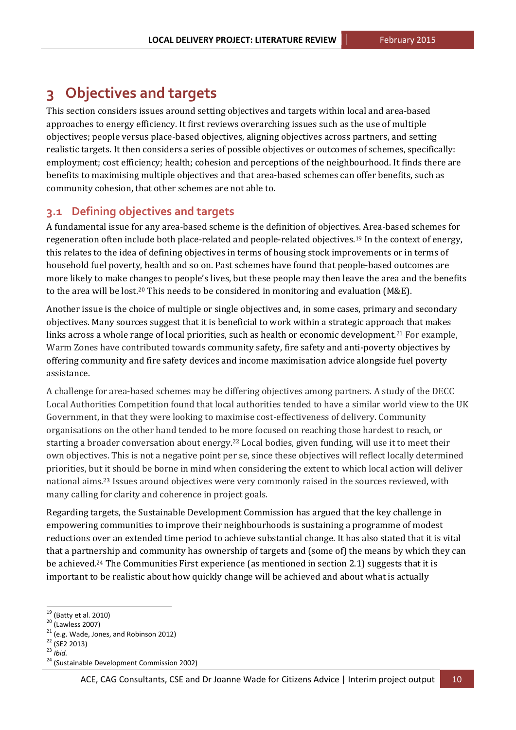# 3 Objectives and targets

This section considers issues around setting objectives and targets within local and area-based approaches to energy efficiency. It first reviews overarching issues such as the use of multiple objectives; people versus place-based objectives, aligning objectives across partners, and setting realistic targets. It then considers a series of possible objectives or outcomes of schemes, specifically: employment; cost efficiency; health; cohesion and perceptions of the neighbourhood. It finds there are benefits to maximising multiple objectives and that area-based schemes can offer benefits, such as community cohesion, that other schemes are not able to.

## 3.1 Defining objectives and targets

A fundamental issue for any area-based scheme is the definition of objectives. Area-based schemes for regeneration often include both place-related and people-related objectives.[19] In the context of energy, this relates to the idea of defining objectives in terms of housing stock improvements or in terms of household fuel poverty, health and so on. Past schemes have found that people-based outcomes are more likely to make changes to people's lives, but these people may then leave the area and the benefits to the area will be lost.[20] This needs to be considered in monitoring and evaluation (M&E).

Another issue is the choice of multiple or single objectives and, in some cases, primary and secondary objectives. Many sources suggest that it is beneficial to work within a strategic approach that makes links across a whole range of local priorities, such as health or economic development.[21] For example, Warm Zones have contributed towards community safety, fire safety and anti-poverty objectives by offering community and fire safety devices and income maximisation advice alongside fuel poverty assistance.

A challenge for area-based schemes may be differing objectives among partners. A study of the DECC Local Authorities Competition found that local authorities tended to have a similar world view to the UK Government, in that they were looking to maximise cost-effectiveness of delivery. Community organisations on the other hand tended to be more focused on reaching those hardest to reach, or starting a broader conversation about energy.[22] Local bodies, given funding, will use it to meet their own objectives. This is not a negative point per se, since these objectives will reflect locally determined priorities, but it should be borne in mind when considering the extent to which local action will deliver national aims.[23] Issues around objectives were very commonly raised in the sources reviewed, with many calling for clarity and coherence in project goals.

Regarding targets, the Sustainable Development Commission has argued that the key challenge in empowering communities to improve their neighbourhoods is sustaining a programme of modest reductions over an extended time period to achieve substantial change. It has also stated that it is vital that a partnership and community has ownership of targets and (some of) the means by which they can be achieved.[24] The Communities First experience (as mentioned in section 2.1) suggests that it is important to be realistic about how quickly change will be achieved and about what is actually

---

[19] (Batty et al. 2010)
[20] (Lawless 2007)
[21] (e.g. Wade, Jones, and Robinson 2012)
[22] (SE2 2013)
[23] *Ibid.*
[24] (Sustainable Development Commission 2002)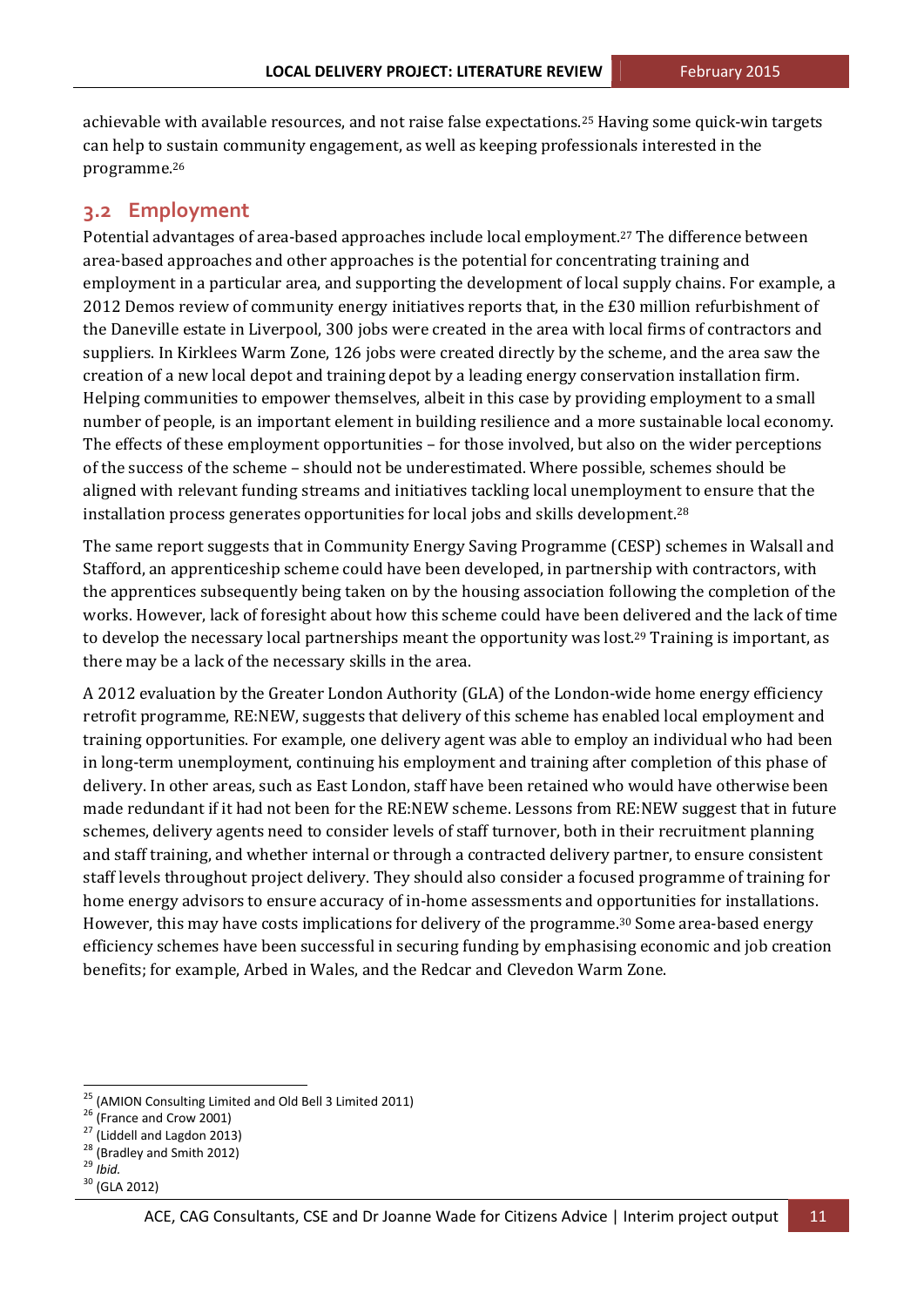achievable with available resources, and not raise false expectations.[25] Having some quick-win targets can help to sustain community engagement, as well as keeping professionals interested in the programme.[26]

## 3.2 Employment

Potential advantages of area-based approaches include local employment.[27] The difference between area-based approaches and other approaches is the potential for concentrating training and employment in a particular area, and supporting the development of local supply chains. For example, a 2012 Demos review of community energy initiatives reports that, in the £30 million refurbishment of the Daneville estate in Liverpool, 300 jobs were created in the area with local firms of contractors and suppliers. In Kirklees Warm Zone, 126 jobs were created directly by the scheme, and the area saw the creation of a new local depot and training depot by a leading energy conservation installation firm. Helping communities to empower themselves, albeit in this case by providing employment to a small number of people, is an important element in building resilience and a more sustainable local economy. The effects of these employment opportunities – for those involved, but also on the wider perceptions of the success of the scheme – should not be underestimated. Where possible, schemes should be aligned with relevant funding streams and initiatives tackling local unemployment to ensure that the installation process generates opportunities for local jobs and skills development.[28]

The same report suggests that in Community Energy Saving Programme (CESP) schemes in Walsall and Stafford, an apprenticeship scheme could have been developed, in partnership with contractors, with the apprentices subsequently being taken on by the housing association following the completion of the works. However, lack of foresight about how this scheme could have been delivered and the lack of time to develop the necessary local partnerships meant the opportunity was lost.[29] Training is important, as there may be a lack of the necessary skills in the area.

A 2012 evaluation by the Greater London Authority (GLA) of the London-wide home energy efficiency retrofit programme, RE:NEW, suggests that delivery of this scheme has enabled local employment and training opportunities. For example, one delivery agent was able to employ an individual who had been in long-term unemployment, continuing his employment and training after completion of this phase of delivery. In other areas, such as East London, staff have been retained who would have otherwise been made redundant if it had not been for the RE:NEW scheme. Lessons from RE:NEW suggest that in future schemes, delivery agents need to consider levels of staff turnover, both in their recruitment planning and staff training, and whether internal or through a contracted delivery partner, to ensure consistent staff levels throughout project delivery. They should also consider a focused programme of training for home energy advisors to ensure accuracy of in-home assessments and opportunities for installations. However, this may have costs implications for delivery of the programme.[30] Some area-based energy efficiency schemes have been successful in securing funding by emphasising economic and job creation benefits; for example, Arbed in Wales, and the Redcar and Clevedon Warm Zone.

---

[25] (AMION Consulting Limited and Old Bell 3 Limited 2011)
[26] (France and Crow 2001)
[27] (Liddell and Lagdon 2013)
[28] (Bradley and Smith 2012)
[29] *Ibid.*
[30] (GLA 2012)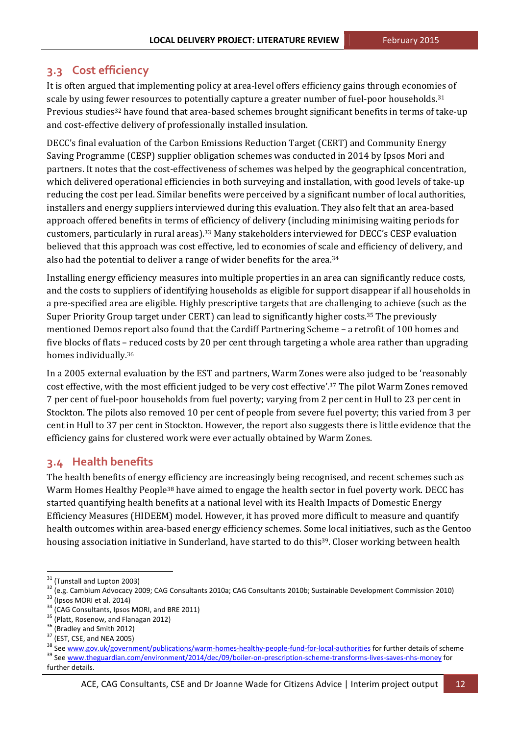## 3.3 Cost efficiency

It is often argued that implementing policy at area-level offers efficiency gains through economies of scale by using fewer resources to potentially capture a greater number of fuel-poor households.[31] Previous studies[32] have found that area-based schemes brought significant benefits in terms of take-up and cost-effective delivery of professionally installed insulation.

DECC's final evaluation of the Carbon Emissions Reduction Target (CERT) and Community Energy Saving Programme (CESP) supplier obligation schemes was conducted in 2014 by Ipsos Mori and partners. It notes that the cost-effectiveness of schemes was helped by the geographical concentration, which delivered operational efficiencies in both surveying and installation, with good levels of take-up reducing the cost per lead. Similar benefits were perceived by a significant number of local authorities, installers and energy suppliers interviewed during this evaluation. They also felt that an area-based approach offered benefits in terms of efficiency of delivery (including minimising waiting periods for customers, particularly in rural areas).[33] Many stakeholders interviewed for DECC's CESP evaluation believed that this approach was cost effective, led to economies of scale and efficiency of delivery, and also had the potential to deliver a range of wider benefits for the area.[34]

Installing energy efficiency measures into multiple properties in an area can significantly reduce costs, and the costs to suppliers of identifying households as eligible for support disappear if all households in a pre-specified area are eligible. Highly prescriptive targets that are challenging to achieve (such as the Super Priority Group target under CERT) can lead to significantly higher costs.[35] The previously mentioned Demos report also found that the Cardiff Partnering Scheme – a retrofit of 100 homes and five blocks of flats – reduced costs by 20 per cent through targeting a whole area rather than upgrading homes individually.[36]

In a 2005 external evaluation by the EST and partners, Warm Zones were also judged to be 'reasonably cost effective, with the most efficient judged to be very cost effective'.[37] The pilot Warm Zones removed 7 per cent of fuel-poor households from fuel poverty; varying from 2 per cent in Hull to 23 per cent in Stockton. The pilots also removed 10 per cent of people from severe fuel poverty; this varied from 3 per cent in Hull to 37 per cent in Stockton. However, the report also suggests there is little evidence that the efficiency gains for clustered work were ever actually obtained by Warm Zones.

## 3.4 Health benefits

The health benefits of energy efficiency are increasingly being recognised, and recent schemes such as Warm Homes Healthy People[38] have aimed to engage the health sector in fuel poverty work. DECC has started quantifying health benefits at a national level with its Health Impacts of Domestic Energy Efficiency Measures (HIDEEM) model. However, it has proved more difficult to measure and quantify health outcomes within area-based energy efficiency schemes. Some local initiatives, such as the Gentoo housing association initiative in Sunderland, have started to do this[39]. Closer working between health

---

[31] (Tunstall and Lupton 2003)

[32] (e.g. Cambium Advocacy 2009; CAG Consultants 2010a; CAG Consultants 2010b; Sustainable Development Commission 2010)

[33] (Ipsos MORI et al. 2014)

[34] (CAG Consultants, Ipsos MORI, and BRE 2011)

[35] (Platt, Rosenow, and Flanagan 2012)

[36] (Bradley and Smith 2012)

[37] (EST, CSE, and NEA 2005)

[38] See www.gov.uk/government/publications/warm-homes-healthy-people-fund-for-local-authorities for further details of scheme

[39] See www.theguardian.com/environment/2014/dec/09/boiler-on-prescription-scheme-transforms-lives-saves-nhs-money for further details.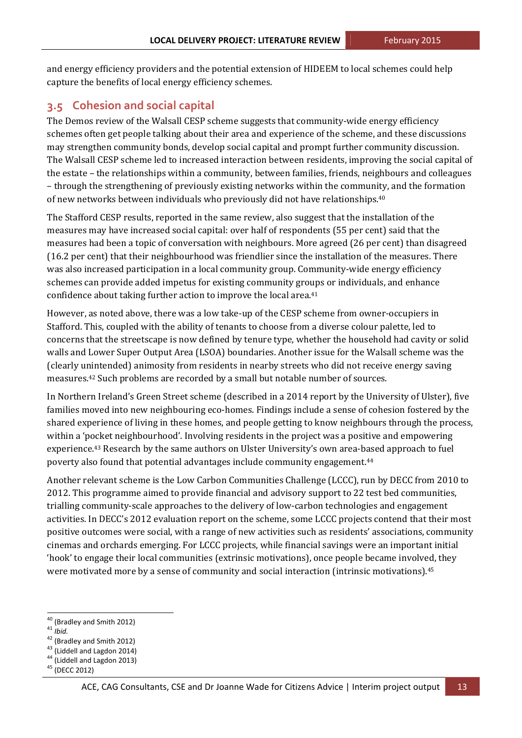and energy efficiency providers and the potential extension of HIDEEM to local schemes could help capture the benefits of local energy efficiency schemes.

## 3.5 Cohesion and social capital

The Demos review of the Walsall CESP scheme suggests that community-wide energy efficiency schemes often get people talking about their area and experience of the scheme, and these discussions may strengthen community bonds, develop social capital and prompt further community discussion. The Walsall CESP scheme led to increased interaction between residents, improving the social capital of the estate – the relationships within a community, between families, friends, neighbours and colleagues – through the strengthening of previously existing networks within the community, and the formation of new networks between individuals who previously did not have relationships.[40]

The Stafford CESP results, reported in the same review, also suggest that the installation of the measures may have increased social capital: over half of respondents (55 per cent) said that the measures had been a topic of conversation with neighbours. More agreed (26 per cent) than disagreed (16.2 per cent) that their neighbourhood was friendlier since the installation of the measures. There was also increased participation in a local community group. Community-wide energy efficiency schemes can provide added impetus for existing community groups or individuals, and enhance confidence about taking further action to improve the local area.[41]

However, as noted above, there was a low take-up of the CESP scheme from owner-occupiers in Stafford. This, coupled with the ability of tenants to choose from a diverse colour palette, led to concerns that the streetscape is now defined by tenure type, whether the household had cavity or solid walls and Lower Super Output Area (LSOA) boundaries. Another issue for the Walsall scheme was the (clearly unintended) animosity from residents in nearby streets who did not receive energy saving measures.[42] Such problems are recorded by a small but notable number of sources.

In Northern Ireland's Green Street scheme (described in a 2014 report by the University of Ulster), five families moved into new neighbouring eco-homes. Findings include a sense of cohesion fostered by the shared experience of living in these homes, and people getting to know neighbours through the process, within a 'pocket neighbourhood'. Involving residents in the project was a positive and empowering experience.[43] Research by the same authors on Ulster University's own area-based approach to fuel poverty also found that potential advantages include community engagement.[44]

Another relevant scheme is the Low Carbon Communities Challenge (LCCC), run by DECC from 2010 to 2012. This programme aimed to provide financial and advisory support to 22 test bed communities, trialling community-scale approaches to the delivery of low-carbon technologies and engagement activities. In DECC's 2012 evaluation report on the scheme, some LCCC projects contend that their most positive outcomes were social, with a range of new activities such as residents' associations, community cinemas and orchards emerging. For LCCC projects, while financial savings were an important initial 'hook' to engage their local communities (extrinsic motivations), once people became involved, they were motivated more by a sense of community and social interaction (intrinsic motivations).[45]

---

[40] (Bradley and Smith 2012)
[41] *Ibid.*
[42] (Bradley and Smith 2012)
[43] (Liddell and Lagdon 2014)
[44] (Liddell and Lagdon 2013)
[45] (DECC 2012)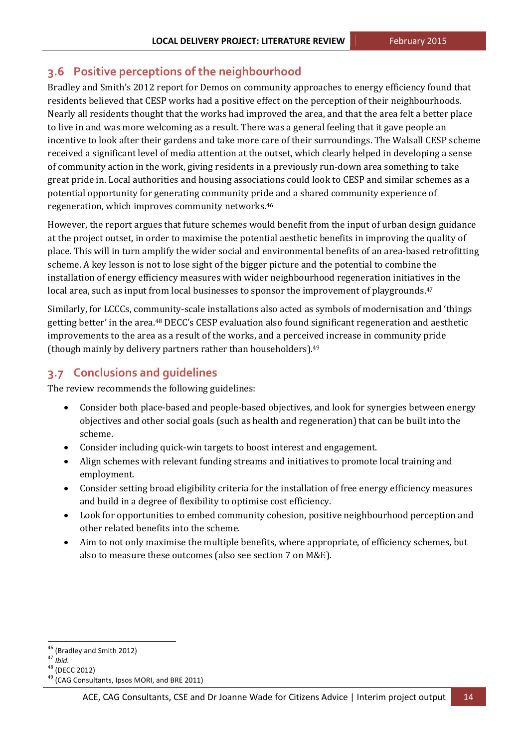## 3.6 Positive perceptions of the neighbourhood

Bradley and Smith's 2012 report for Demos on community approaches to energy efficiency found that residents believed that CESP works had a positive effect on the perception of their neighbourhoods. Nearly all residents thought that the works had improved the area, and that the area felt a better place to live in and was more welcoming as a result. There was a general feeling that it gave people an incentive to look after their gardens and take more care of their surroundings. The Walsall CESP scheme received a significant level of media attention at the outset, which clearly helped in developing a sense of community action in the work, giving residents in a previously run-down area something to take great pride in. Local authorities and housing associations could look to CESP and similar schemes as a potential opportunity for generating community pride and a shared community experience of regeneration, which improves community networks.[46]

However, the report argues that future schemes would benefit from the input of urban design guidance at the project outset, in order to maximise the potential aesthetic benefits in improving the quality of place. This will in turn amplify the wider social and environmental benefits of an area-based retrofitting scheme. A key lesson is not to lose sight of the bigger picture and the potential to combine the installation of energy efficiency measures with wider neighbourhood regeneration initiatives in the local area, such as input from local businesses to sponsor the improvement of playgrounds.[47]

Similarly, for LCCCs, community-scale installations also acted as symbols of modernisation and 'things getting better' in the area.[48] DECC's CESP evaluation also found significant regeneration and aesthetic improvements to the area as a result of the works, and a perceived increase in community pride (though mainly by delivery partners rather than householders).[49]

## 3.7 Conclusions and guidelines

The review recommends the following guidelines:

- Consider both place-based and people-based objectives, and look for synergies between energy objectives and other social goals (such as health and regeneration) that can be built into the scheme.
- Consider including quick-win targets to boost interest and engagement.
- Align schemes with relevant funding streams and initiatives to promote local training and employment.
- Consider setting broad eligibility criteria for the installation of free energy efficiency measures and build in a degree of flexibility to optimise cost efficiency.
- Look for opportunities to embed community cohesion, positive neighbourhood perception and other related benefits into the scheme.
- Aim to not only maximise the multiple benefits, where appropriate, of efficiency schemes, but also to measure these outcomes (also see section 7 on M&E).

---

[46] (Bradley and Smith 2012)
[47] *Ibid.*
[48] (DECC 2012)
[49] (CAG Consultants, Ipsos MORI, and BRE 2011)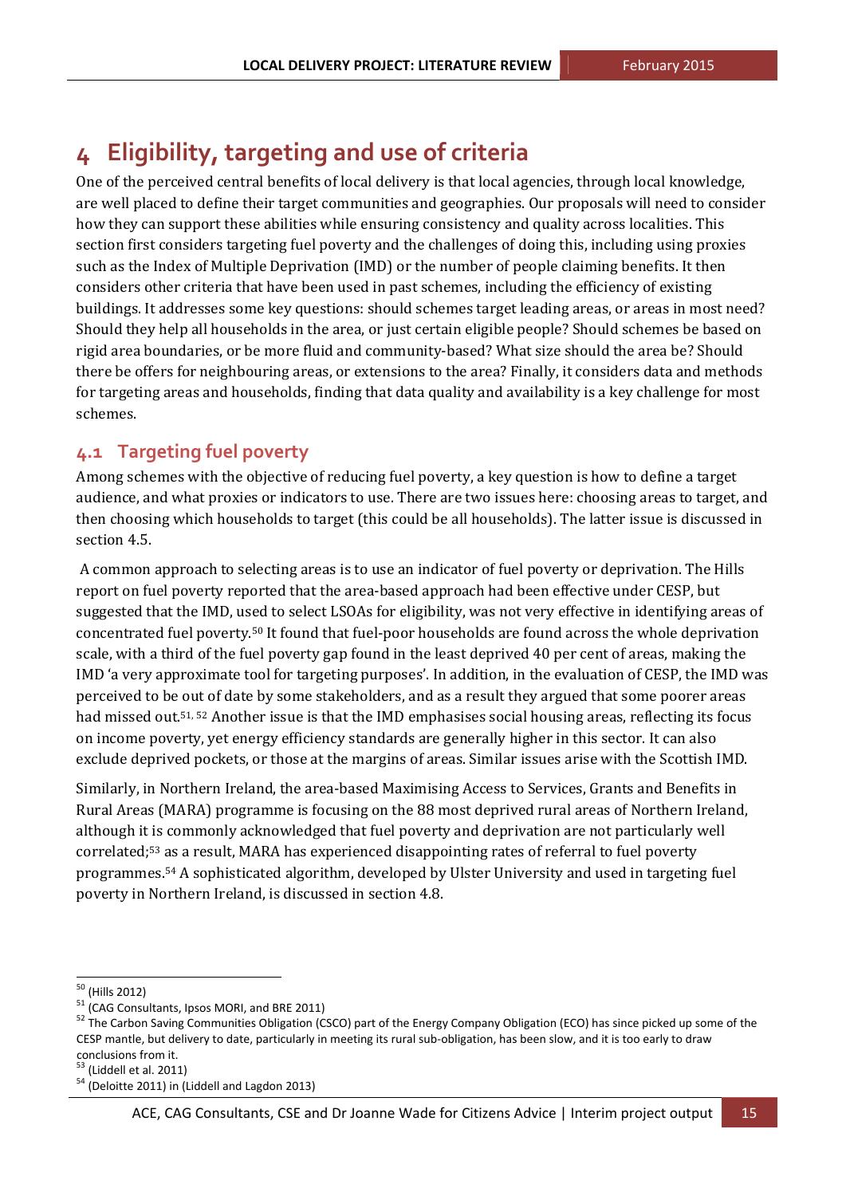# 4 Eligibility, targeting and use of criteria

One of the perceived central benefits of local delivery is that local agencies, through local knowledge, are well placed to define their target communities and geographies. Our proposals will need to consider how they can support these abilities while ensuring consistency and quality across localities. This section first considers targeting fuel poverty and the challenges of doing this, including using proxies such as the Index of Multiple Deprivation (IMD) or the number of people claiming benefits. It then considers other criteria that have been used in past schemes, including the efficiency of existing buildings. It addresses some key questions: should schemes target leading areas, or areas in most need? Should they help all households in the area, or just certain eligible people? Should schemes be based on rigid area boundaries, or be more fluid and community-based? What size should the area be? Should there be offers for neighbouring areas, or extensions to the area? Finally, it considers data and methods for targeting areas and households, finding that data quality and availability is a key challenge for most schemes.

## 4.1 Targeting fuel poverty

Among schemes with the objective of reducing fuel poverty, a key question is how to define a target audience, and what proxies or indicators to use. There are two issues here: choosing areas to target, and then choosing which households to target (this could be all households). The latter issue is discussed in section 4.5.

A common approach to selecting areas is to use an indicator of fuel poverty or deprivation. The Hills report on fuel poverty reported that the area-based approach had been effective under CESP, but suggested that the IMD, used to select LSOAs for eligibility, was not very effective in identifying areas of concentrated fuel poverty.[50] It found that fuel-poor households are found across the whole deprivation scale, with a third of the fuel poverty gap found in the least deprived 40 per cent of areas, making the IMD 'a very approximate tool for targeting purposes'. In addition, in the evaluation of CESP, the IMD was perceived to be out of date by some stakeholders, and as a result they argued that some poorer areas had missed out.[51, 52] Another issue is that the IMD emphasises social housing areas, reflecting its focus on income poverty, yet energy efficiency standards are generally higher in this sector. It can also exclude deprived pockets, or those at the margins of areas. Similar issues arise with the Scottish IMD.

Similarly, in Northern Ireland, the area-based Maximising Access to Services, Grants and Benefits in Rural Areas (MARA) programme is focusing on the 88 most deprived rural areas of Northern Ireland, although it is commonly acknowledged that fuel poverty and deprivation are not particularly well correlated;[53] as a result, MARA has experienced disappointing rates of referral to fuel poverty programmes.[54] A sophisticated algorithm, developed by Ulster University and used in targeting fuel poverty in Northern Ireland, is discussed in section 4.8.

---

[50] (Hills 2012)

[51] (CAG Consultants, Ipsos MORI, and BRE 2011)

[52] The Carbon Saving Communities Obligation (CSCO) part of the Energy Company Obligation (ECO) has since picked up some of the CESP mantle, but delivery to date, particularly in meeting its rural sub-obligation, has been slow, and it is too early to draw conclusions from it.

[53] (Liddell et al. 2011)

[54] (Deloitte 2011) in (Liddell and Lagdon 2013)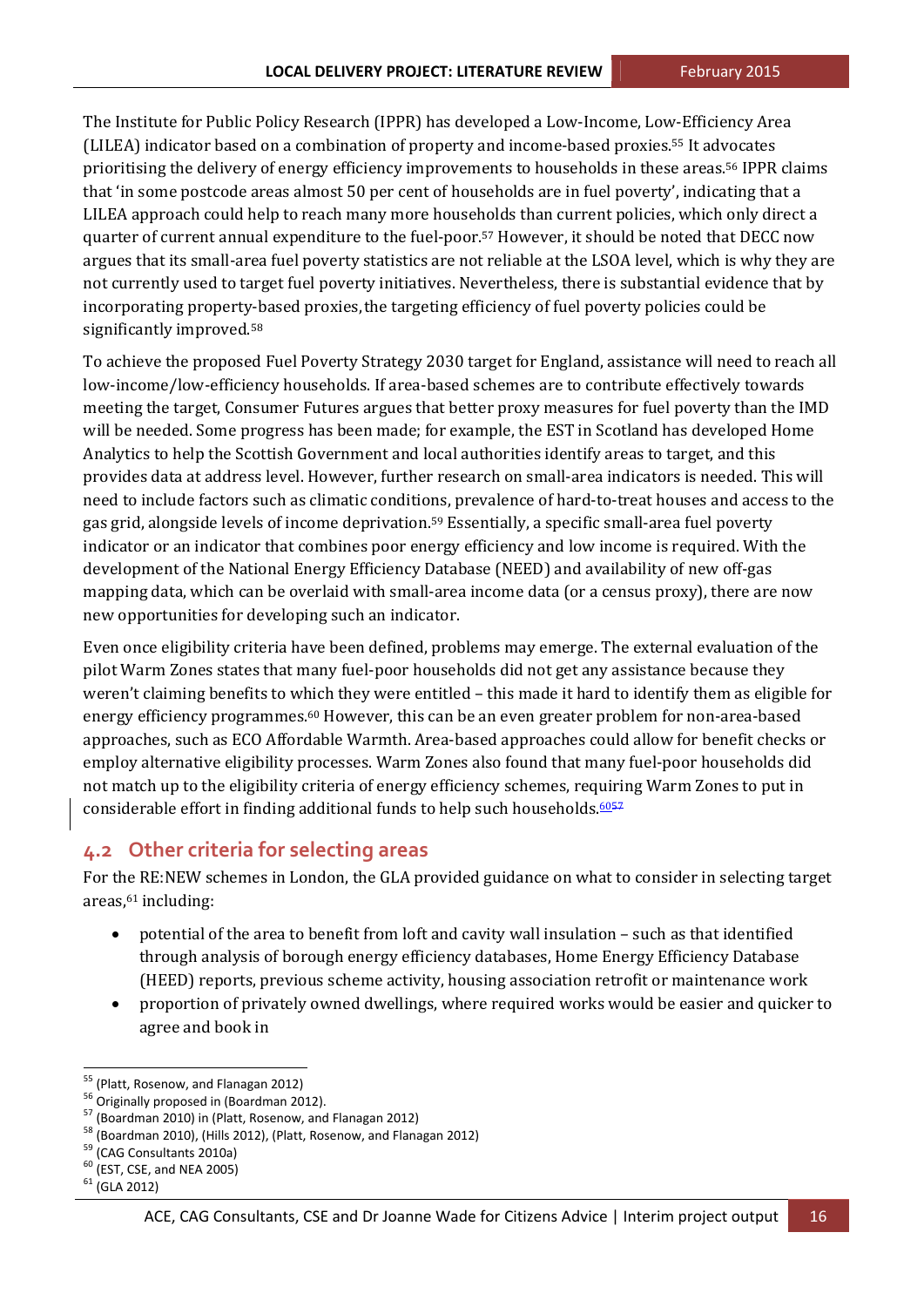The Institute for Public Policy Research (IPPR) has developed a Low-Income, Low-Efficiency Area (LILEA) indicator based on a combination of property and income-based proxies.[55] It advocates prioritising the delivery of energy efficiency improvements to households in these areas.[56] IPPR claims that 'in some postcode areas almost 50 per cent of households are in fuel poverty', indicating that a LILEA approach could help to reach many more households than current policies, which only direct a quarter of current annual expenditure to the fuel-poor.[57] However, it should be noted that DECC now argues that its small-area fuel poverty statistics are not reliable at the LSOA level, which is why they are not currently used to target fuel poverty initiatives. Nevertheless, there is substantial evidence that by incorporating property-based proxies, the targeting efficiency of fuel poverty policies could be significantly improved.[58]

To achieve the proposed Fuel Poverty Strategy 2030 target for England, assistance will need to reach all low-income/low-efficiency households. If area-based schemes are to contribute effectively towards meeting the target, Consumer Futures argues that better proxy measures for fuel poverty than the IMD will be needed. Some progress has been made; for example, the EST in Scotland has developed Home Analytics to help the Scottish Government and local authorities identify areas to target, and this provides data at address level. However, further research on small-area indicators is needed. This will need to include factors such as climatic conditions, prevalence of hard-to-treat houses and access to the gas grid, alongside levels of income deprivation.[59] Essentially, a specific small-area fuel poverty indicator or an indicator that combines poor energy efficiency and low income is required. With the development of the National Energy Efficiency Database (NEED) and availability of new off-gas mapping data, which can be overlaid with small-area income data (or a census proxy), there are now new opportunities for developing such an indicator.

Even once eligibility criteria have been defined, problems may emerge. The external evaluation of the pilot Warm Zones states that many fuel-poor households did not get any assistance because they weren't claiming benefits to which they were entitled – this made it hard to identify them as eligible for energy efficiency programmes.[60] However, this can be an even greater problem for non-area-based approaches, such as ECO Affordable Warmth. Area-based approaches could allow for benefit checks or employ alternative eligibility processes. Warm Zones also found that many fuel-poor households did not match up to the eligibility criteria of energy efficiency schemes, requiring Warm Zones to put in considerable effort in finding additional funds to help such households.[60]

## 4.2 Other criteria for selecting areas

For the RE:NEW schemes in London, the GLA provided guidance on what to consider in selecting target areas,[61] including:

- potential of the area to benefit from loft and cavity wall insulation – such as that identified through analysis of borough energy efficiency databases, Home Energy Efficiency Database (HEED) reports, previous scheme activity, housing association retrofit or maintenance work
- proportion of privately owned dwellings, where required works would be easier and quicker to agree and book in

[55] (Platt, Rosenow, and Flanagan 2012)
[56] Originally proposed in (Boardman 2012).
[57] (Boardman 2010) in (Platt, Rosenow, and Flanagan 2012)
[58] (Boardman 2010), (Hills 2012), (Platt, Rosenow, and Flanagan 2012)
[59] (CAG Consultants 2010a)
[60] (EST, CSE, and NEA 2005)
[61] (GLA 2012)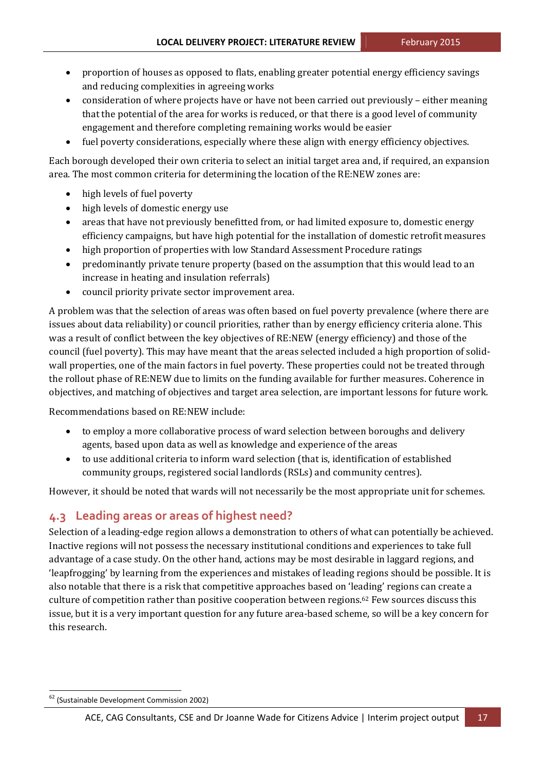- proportion of houses as opposed to flats, enabling greater potential energy efficiency savings and reducing complexities in agreeing works
- consideration of where projects have or have not been carried out previously – either meaning that the potential of the area for works is reduced, or that there is a good level of community engagement and therefore completing remaining works would be easier
- fuel poverty considerations, especially where these align with energy efficiency objectives.

Each borough developed their own criteria to select an initial target area and, if required, an expansion area. The most common criteria for determining the location of the RE:NEW zones are:

- high levels of fuel poverty
- high levels of domestic energy use
- areas that have not previously benefitted from, or had limited exposure to, domestic energy efficiency campaigns, but have high potential for the installation of domestic retrofit measures
- high proportion of properties with low Standard Assessment Procedure ratings
- predominantly private tenure property (based on the assumption that this would lead to an increase in heating and insulation referrals)
- council priority private sector improvement area.

A problem was that the selection of areas was often based on fuel poverty prevalence (where there are issues about data reliability) or council priorities, rather than by energy efficiency criteria alone. This was a result of conflict between the key objectives of RE:NEW (energy efficiency) and those of the council (fuel poverty). This may have meant that the areas selected included a high proportion of solid-wall properties, one of the main factors in fuel poverty. These properties could not be treated through the rollout phase of RE:NEW due to limits on the funding available for further measures. Coherence in objectives, and matching of objectives and target area selection, are important lessons for future work.

Recommendations based on RE:NEW include:

- to employ a more collaborative process of ward selection between boroughs and delivery agents, based upon data as well as knowledge and experience of the areas
- to use additional criteria to inform ward selection (that is, identification of established community groups, registered social landlords (RSLs) and community centres).

However, it should be noted that wards will not necessarily be the most appropriate unit for schemes.

## 4.3 Leading areas or areas of highest need?

Selection of a leading-edge region allows a demonstration to others of what can potentially be achieved. Inactive regions will not possess the necessary institutional conditions and experiences to take full advantage of a case study. On the other hand, actions may be most desirable in laggard regions, and 'leapfrogging' by learning from the experiences and mistakes of leading regions should be possible. It is also notable that there is a risk that competitive approaches based on 'leading' regions can create a culture of competition rather than positive cooperation between regions.[62] Few sources discuss this issue, but it is a very important question for any future area-based scheme, so will be a key concern for this research.

[62] (Sustainable Development Commission 2002)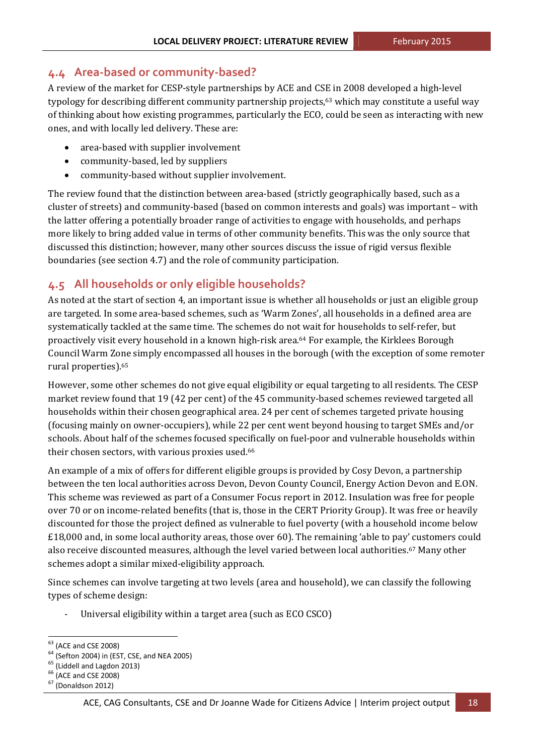## 4.4 Area-based or community-based?

A review of the market for CESP-style partnerships by ACE and CSE in 2008 developed a high-level typology for describing different community partnership projects,[63] which may constitute a useful way of thinking about how existing programmes, particularly the ECO, could be seen as interacting with new ones, and with locally led delivery. These are:

- area-based with supplier involvement
- community-based, led by suppliers
- community-based without supplier involvement.

The review found that the distinction between area-based (strictly geographically based, such as a cluster of streets) and community-based (based on common interests and goals) was important – with the latter offering a potentially broader range of activities to engage with households, and perhaps more likely to bring added value in terms of other community benefits. This was the only source that discussed this distinction; however, many other sources discuss the issue of rigid versus flexible boundaries (see section 4.7) and the role of community participation.

## 4.5 All households or only eligible households?

As noted at the start of section 4, an important issue is whether all households or just an eligible group are targeted. In some area-based schemes, such as 'Warm Zones', all households in a defined area are systematically tackled at the same time. The schemes do not wait for households to self-refer, but proactively visit every household in a known high-risk area.[64] For example, the Kirklees Borough Council Warm Zone simply encompassed all houses in the borough (with the exception of some remoter rural properties).[65]

However, some other schemes do not give equal eligibility or equal targeting to all residents. The CESP market review found that 19 (42 per cent) of the 45 community-based schemes reviewed targeted all households within their chosen geographical area. 24 per cent of schemes targeted private housing (focusing mainly on owner-occupiers), while 22 per cent went beyond housing to target SMEs and/or schools. About half of the schemes focused specifically on fuel-poor and vulnerable households within their chosen sectors, with various proxies used.[66]

An example of a mix of offers for different eligible groups is provided by Cosy Devon, a partnership between the ten local authorities across Devon, Devon County Council, Energy Action Devon and E.ON. This scheme was reviewed as part of a Consumer Focus report in 2012. Insulation was free for people over 70 or on income-related benefits (that is, those in the CERT Priority Group). It was free or heavily discounted for those the project defined as vulnerable to fuel poverty (with a household income below £18,000 and, in some local authority areas, those over 60). The remaining 'able to pay' customers could also receive discounted measures, although the level varied between local authorities.[67] Many other schemes adopt a similar mixed-eligibility approach.

Since schemes can involve targeting at two levels (area and household), we can classify the following types of scheme design:

- Universal eligibility within a target area (such as ECO CSCO)

---

[63] (ACE and CSE 2008)
[64] (Sefton 2004) in (EST, CSE, and NEA 2005)
[65] (Liddell and Lagdon 2013)
[66] (ACE and CSE 2008)
[67] (Donaldson 2012)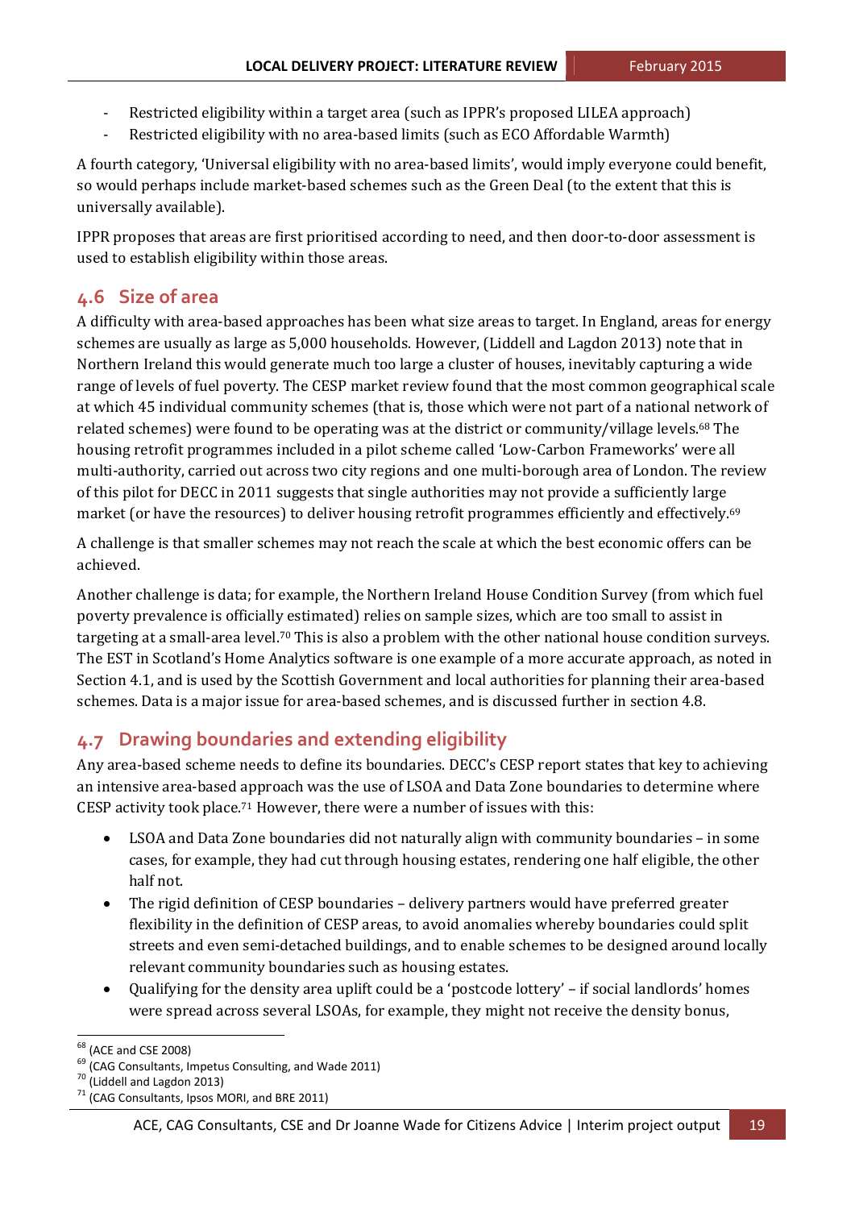- Restricted eligibility within a target area (such as IPPR's proposed LILEA approach)
- Restricted eligibility with no area-based limits (such as ECO Affordable Warmth)

A fourth category, 'Universal eligibility with no area-based limits', would imply everyone could benefit, so would perhaps include market-based schemes such as the Green Deal (to the extent that this is universally available).

IPPR proposes that areas are first prioritised according to need, and then door-to-door assessment is used to establish eligibility within those areas.

## 4.6 Size of area

A difficulty with area-based approaches has been what size areas to target. In England, areas for energy schemes are usually as large as 5,000 households. However, (Liddell and Lagdon 2013) note that in Northern Ireland this would generate much too large a cluster of houses, inevitably capturing a wide range of levels of fuel poverty. The CESP market review found that the most common geographical scale at which 45 individual community schemes (that is, those which were not part of a national network of related schemes) were found to be operating was at the district or community/village levels.[68] The housing retrofit programmes included in a pilot scheme called 'Low-Carbon Frameworks' were all multi-authority, carried out across two city regions and one multi-borough area of London. The review of this pilot for DECC in 2011 suggests that single authorities may not provide a sufficiently large market (or have the resources) to deliver housing retrofit programmes efficiently and effectively.[69]

A challenge is that smaller schemes may not reach the scale at which the best economic offers can be achieved.

Another challenge is data; for example, the Northern Ireland House Condition Survey (from which fuel poverty prevalence is officially estimated) relies on sample sizes, which are too small to assist in targeting at a small-area level.[70] This is also a problem with the other national house condition surveys. The EST in Scotland's Home Analytics software is one example of a more accurate approach, as noted in Section 4.1, and is used by the Scottish Government and local authorities for planning their area-based schemes. Data is a major issue for area-based schemes, and is discussed further in section 4.8.

## 4.7 Drawing boundaries and extending eligibility

Any area-based scheme needs to define its boundaries. DECC's CESP report states that key to achieving an intensive area-based approach was the use of LSOA and Data Zone boundaries to determine where CESP activity took place.[71] However, there were a number of issues with this:

- LSOA and Data Zone boundaries did not naturally align with community boundaries – in some cases, for example, they had cut through housing estates, rendering one half eligible, the other half not.
- The rigid definition of CESP boundaries – delivery partners would have preferred greater flexibility in the definition of CESP areas, to avoid anomalies whereby boundaries could split streets and even semi-detached buildings, and to enable schemes to be designed around locally relevant community boundaries such as housing estates.
- Qualifying for the density area uplift could be a 'postcode lottery' – if social landlords' homes were spread across several LSOAs, for example, they might not receive the density bonus,

---

[68] (ACE and CSE 2008)

[69] (CAG Consultants, Impetus Consulting, and Wade 2011)

[70] (Liddell and Lagdon 2013)

[71] (CAG Consultants, Ipsos MORI, and BRE 2011)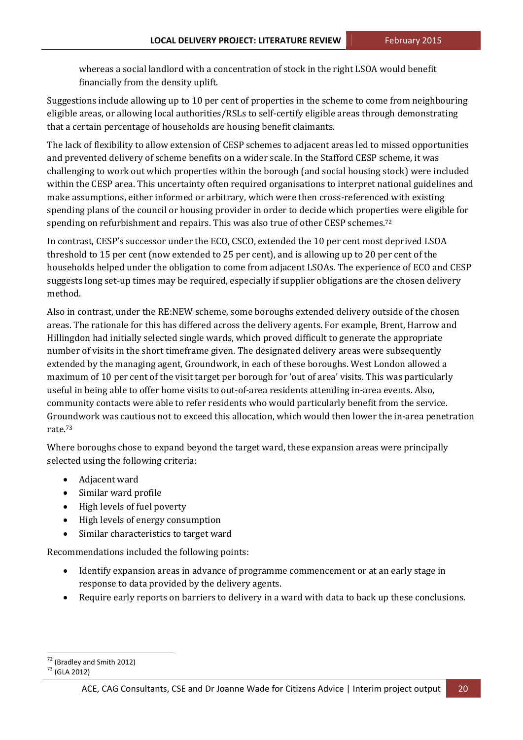whereas a social landlord with a concentration of stock in the right LSOA would benefit financially from the density uplift.

Suggestions include allowing up to 10 per cent of properties in the scheme to come from neighbouring eligible areas, or allowing local authorities/RSLs to self-certify eligible areas through demonstrating that a certain percentage of households are housing benefit claimants.

The lack of flexibility to allow extension of CESP schemes to adjacent areas led to missed opportunities and prevented delivery of scheme benefits on a wider scale. In the Stafford CESP scheme, it was challenging to work out which properties within the borough (and social housing stock) were included within the CESP area. This uncertainty often required organisations to interpret national guidelines and make assumptions, either informed or arbitrary, which were then cross-referenced with existing spending plans of the council or housing provider in order to decide which properties were eligible for spending on refurbishment and repairs. This was also true of other CESP schemes.[72]

In contrast, CESP's successor under the ECO, CSCO, extended the 10 per cent most deprived LSOA threshold to 15 per cent (now extended to 25 per cent), and is allowing up to 20 per cent of the households helped under the obligation to come from adjacent LSOAs. The experience of ECO and CESP suggests long set-up times may be required, especially if supplier obligations are the chosen delivery method.

Also in contrast, under the RE:NEW scheme, some boroughs extended delivery outside of the chosen areas. The rationale for this has differed across the delivery agents. For example, Brent, Harrow and Hillingdon had initially selected single wards, which proved difficult to generate the appropriate number of visits in the short timeframe given. The designated delivery areas were subsequently extended by the managing agent, Groundwork, in each of these boroughs. West London allowed a maximum of 10 per cent of the visit target per borough for 'out of area' visits. This was particularly useful in being able to offer home visits to out-of-area residents attending in-area events. Also, community contacts were able to refer residents who would particularly benefit from the service. Groundwork was cautious not to exceed this allocation, which would then lower the in-area penetration rate.[73]

Where boroughs chose to expand beyond the target ward, these expansion areas were principally selected using the following criteria:

- Adjacent ward
- Similar ward profile
- High levels of fuel poverty
- High levels of energy consumption
- Similar characteristics to target ward

Recommendations included the following points:

- Identify expansion areas in advance of programme commencement or at an early stage in response to data provided by the delivery agents.
- Require early reports on barriers to delivery in a ward with data to back up these conclusions.

[72] (Bradley and Smith 2012)

[73] (GLA 2012)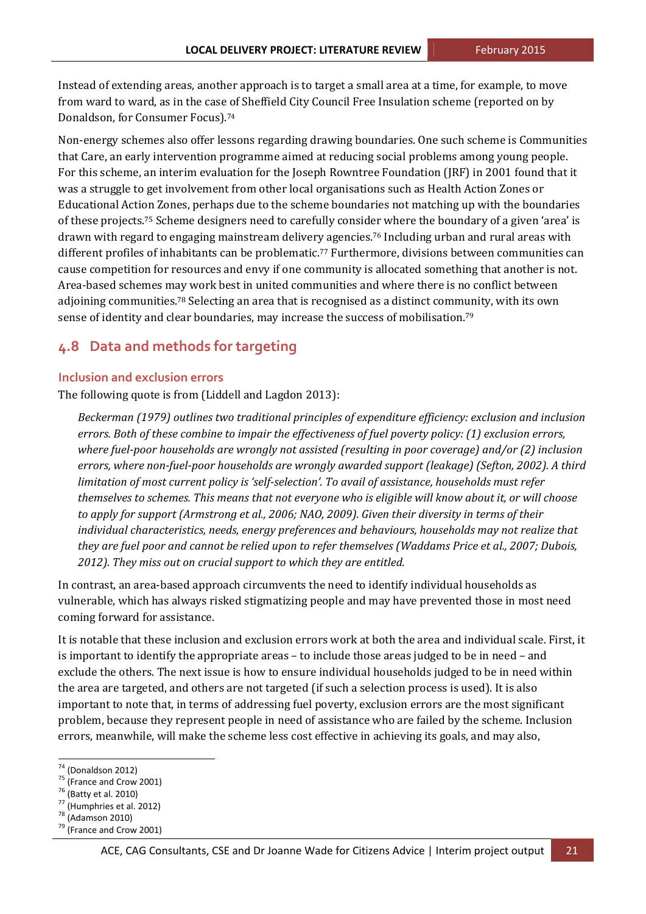Instead of extending areas, another approach is to target a small area at a time, for example, to move from ward to ward, as in the case of Sheffield City Council Free Insulation scheme (reported on by Donaldson, for Consumer Focus).[74]

Non-energy schemes also offer lessons regarding drawing boundaries. One such scheme is Communities that Care, an early intervention programme aimed at reducing social problems among young people. For this scheme, an interim evaluation for the Joseph Rowntree Foundation (JRF) in 2001 found that it was a struggle to get involvement from other local organisations such as Health Action Zones or Educational Action Zones, perhaps due to the scheme boundaries not matching up with the boundaries of these projects.[75] Scheme designers need to carefully consider where the boundary of a given 'area' is drawn with regard to engaging mainstream delivery agencies.[76] Including urban and rural areas with different profiles of inhabitants can be problematic.[77] Furthermore, divisions between communities can cause competition for resources and envy if one community is allocated something that another is not. Area-based schemes may work best in united communities and where there is no conflict between adjoining communities.[78] Selecting an area that is recognised as a distinct community, with its own sense of identity and clear boundaries, may increase the success of mobilisation.[79]

## 4.8 Data and methods for targeting

### Inclusion and exclusion errors

The following quote is from (Liddell and Lagdon 2013):

> *Beckerman (1979) outlines two traditional principles of expenditure efficiency: exclusion and inclusion errors. Both of these combine to impair the effectiveness of fuel poverty policy: (1) exclusion errors, where fuel-poor households are wrongly not assisted (resulting in poor coverage) and/or (2) inclusion errors, where non-fuel-poor households are wrongly awarded support (leakage) (Sefton, 2002). A third limitation of most current policy is 'self-selection'. To avail of assistance, households must refer themselves to schemes. This means that not everyone who is eligible will know about it, or will choose to apply for support (Armstrong et al., 2006; NAO, 2009). Given their diversity in terms of their individual characteristics, needs, energy preferences and behaviours, households may not realize that they are fuel poor and cannot be relied upon to refer themselves (Waddams Price et al., 2007; Dubois, 2012). They miss out on crucial support to which they are entitled.*

In contrast, an area-based approach circumvents the need to identify individual households as vulnerable, which has always risked stigmatizing people and may have prevented those in most need coming forward for assistance.

It is notable that these inclusion and exclusion errors work at both the area and individual scale. First, it is important to identify the appropriate areas – to include those areas judged to be in need – and exclude the others. The next issue is how to ensure individual households judged to be in need within the area are targeted, and others are not targeted (if such a selection process is used). It is also important to note that, in terms of addressing fuel poverty, exclusion errors are the most significant problem, because they represent people in need of assistance who are failed by the scheme. Inclusion errors, meanwhile, will make the scheme less cost effective in achieving its goals, and may also,

[74] (Donaldson 2012)
[75] (France and Crow 2001)
[76] (Batty et al. 2010)
[77] (Humphries et al. 2012)
[78] (Adamson 2010)
[79] (France and Crow 2001)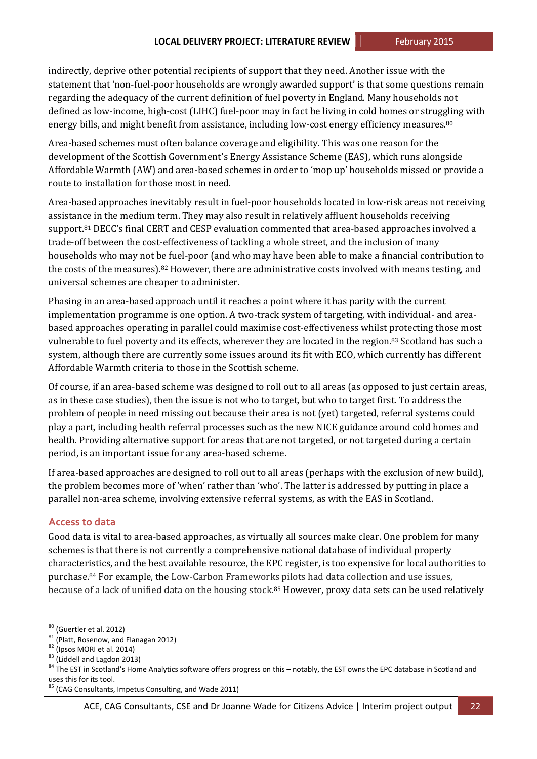indirectly, deprive other potential recipients of support that they need. Another issue with the statement that 'non-fuel-poor households are wrongly awarded support' is that some questions remain regarding the adequacy of the current definition of fuel poverty in England. Many households not defined as low-income, high-cost (LIHC) fuel-poor may in fact be living in cold homes or struggling with energy bills, and might benefit from assistance, including low-cost energy efficiency measures.[80]

Area-based schemes must often balance coverage and eligibility. This was one reason for the development of the Scottish Government's Energy Assistance Scheme (EAS), which runs alongside Affordable Warmth (AW) and area-based schemes in order to 'mop up' households missed or provide a route to installation for those most in need.

Area-based approaches inevitably result in fuel-poor households located in low-risk areas not receiving assistance in the medium term. They may also result in relatively affluent households receiving support.[81] DECC's final CERT and CESP evaluation commented that area-based approaches involved a trade-off between the cost-effectiveness of tackling a whole street, and the inclusion of many households who may not be fuel-poor (and who may have been able to make a financial contribution to the costs of the measures).[82] However, there are administrative costs involved with means testing, and universal schemes are cheaper to administer.

Phasing in an area-based approach until it reaches a point where it has parity with the current implementation programme is one option. A two-track system of targeting, with individual- and area-based approaches operating in parallel could maximise cost-effectiveness whilst protecting those most vulnerable to fuel poverty and its effects, wherever they are located in the region.[83] Scotland has such a system, although there are currently some issues around its fit with ECO, which currently has different Affordable Warmth criteria to those in the Scottish scheme.

Of course, if an area-based scheme was designed to roll out to all areas (as opposed to just certain areas, as in these case studies), then the issue is not who to target, but who to target first. To address the problem of people in need missing out because their area is not (yet) targeted, referral systems could play a part, including health referral processes such as the new NICE guidance around cold homes and health. Providing alternative support for areas that are not targeted, or not targeted during a certain period, is an important issue for any area-based scheme.

If area-based approaches are designed to roll out to all areas (perhaps with the exclusion of new build), the problem becomes more of 'when' rather than 'who'. The latter is addressed by putting in place a parallel non-area scheme, involving extensive referral systems, as with the EAS in Scotland.

### Access to data

Good data is vital to area-based approaches, as virtually all sources make clear. One problem for many schemes is that there is not currently a comprehensive national database of individual property characteristics, and the best available resource, the EPC register, is too expensive for local authorities to purchase.[84] For example, the Low-Carbon Frameworks pilots had data collection and use issues, because of a lack of unified data on the housing stock.[85] However, proxy data sets can be used relatively

[80] (Guertler et al. 2012)

[81] (Platt, Rosenow, and Flanagan 2012)

[82] (Ipsos MORI et al. 2014)

[83] (Liddell and Lagdon 2013)

[84] The EST in Scotland's Home Analytics software offers progress on this – notably, the EST owns the EPC database in Scotland and uses this for its tool.

[85] (CAG Consultants, Impetus Consulting, and Wade 2011)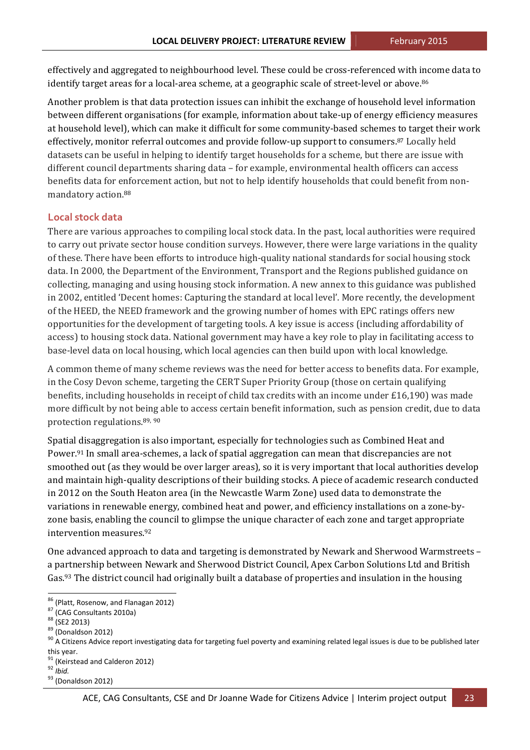effectively and aggregated to neighbourhood level. These could be cross-referenced with income data to identify target areas for a local-area scheme, at a geographic scale of street-level or above.[86]

Another problem is that data protection issues can inhibit the exchange of household level information between different organisations (for example, information about take-up of energy efficiency measures at household level), which can make it difficult for some community-based schemes to target their work effectively, monitor referral outcomes and provide follow-up support to consumers.[87] Locally held datasets can be useful in helping to identify target households for a scheme, but there are issue with different council departments sharing data – for example, environmental health officers can access benefits data for enforcement action, but not to help identify households that could benefit from non-mandatory action.[88]

## Local stock data

There are various approaches to compiling local stock data. In the past, local authorities were required to carry out private sector house condition surveys. However, there were large variations in the quality of these. There have been efforts to introduce high-quality national standards for social housing stock data. In 2000, the Department of the Environment, Transport and the Regions published guidance on collecting, managing and using housing stock information. A new annex to this guidance was published in 2002, entitled 'Decent homes: Capturing the standard at local level'. More recently, the development of the HEED, the NEED framework and the growing number of homes with EPC ratings offers new opportunities for the development of targeting tools. A key issue is access (including affordability of access) to housing stock data. National government may have a key role to play in facilitating access to base-level data on local housing, which local agencies can then build upon with local knowledge.

A common theme of many scheme reviews was the need for better access to benefits data. For example, in the Cosy Devon scheme, targeting the CERT Super Priority Group (those on certain qualifying benefits, including households in receipt of child tax credits with an income under £16,190) was made more difficult by not being able to access certain benefit information, such as pension credit, due to data protection regulations.[89, 90]

Spatial disaggregation is also important, especially for technologies such as Combined Heat and Power.[91] In small area-schemes, a lack of spatial aggregation can mean that discrepancies are not smoothed out (as they would be over larger areas), so it is very important that local authorities develop and maintain high-quality descriptions of their building stocks. A piece of academic research conducted in 2012 on the South Heaton area (in the Newcastle Warm Zone) used data to demonstrate the variations in renewable energy, combined heat and power, and efficiency installations on a zone-by-zone basis, enabling the council to glimpse the unique character of each zone and target appropriate intervention measures.[92]

One advanced approach to data and targeting is demonstrated by Newark and Sherwood Warmstreets – a partnership between Newark and Sherwood District Council, Apex Carbon Solutions Ltd and British Gas.[93] The district council had originally built a database of properties and insulation in the housing

---

[86] (Platt, Rosenow, and Flanagan 2012)
[87] (CAG Consultants 2010a)
[88] (SE2 2013)
[89] (Donaldson 2012)
[90] A Citizens Advice report investigating data for targeting fuel poverty and examining related legal issues is due to be published later this year.
[91] (Keirstead and Calderon 2012)
[92] *Ibid.*
[93] (Donaldson 2012)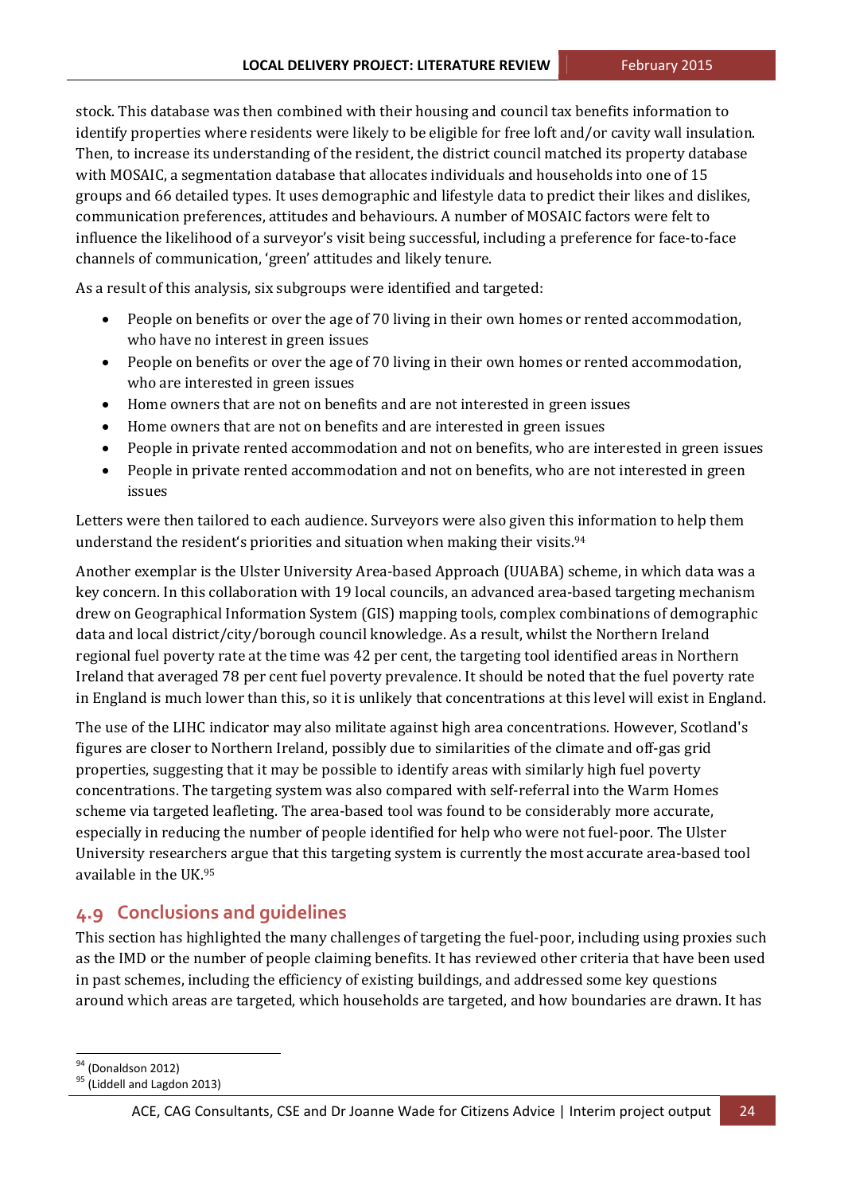stock. This database was then combined with their housing and council tax benefits information to identify properties where residents were likely to be eligible for free loft and/or cavity wall insulation. Then, to increase its understanding of the resident, the district council matched its property database with MOSAIC, a segmentation database that allocates individuals and households into one of 15 groups and 66 detailed types. It uses demographic and lifestyle data to predict their likes and dislikes, communication preferences, attitudes and behaviours. A number of MOSAIC factors were felt to influence the likelihood of a surveyor's visit being successful, including a preference for face-to-face channels of communication, 'green' attitudes and likely tenure.

As a result of this analysis, six subgroups were identified and targeted:

- People on benefits or over the age of 70 living in their own homes or rented accommodation, who have no interest in green issues
- People on benefits or over the age of 70 living in their own homes or rented accommodation, who are interested in green issues
- Home owners that are not on benefits and are not interested in green issues
- Home owners that are not on benefits and are interested in green issues
- People in private rented accommodation and not on benefits, who are interested in green issues
- People in private rented accommodation and not on benefits, who are not interested in green issues

Letters were then tailored to each audience. Surveyors were also given this information to help them understand the resident's priorities and situation when making their visits.[94]

Another exemplar is the Ulster University Area-based Approach (UUABA) scheme, in which data was a key concern. In this collaboration with 19 local councils, an advanced area-based targeting mechanism drew on Geographical Information System (GIS) mapping tools, complex combinations of demographic data and local district/city/borough council knowledge. As a result, whilst the Northern Ireland regional fuel poverty rate at the time was 42 per cent, the targeting tool identified areas in Northern Ireland that averaged 78 per cent fuel poverty prevalence. It should be noted that the fuel poverty rate in England is much lower than this, so it is unlikely that concentrations at this level will exist in England.

The use of the LIHC indicator may also militate against high area concentrations. However, Scotland's figures are closer to Northern Ireland, possibly due to similarities of the climate and off-gas grid properties, suggesting that it may be possible to identify areas with similarly high fuel poverty concentrations. The targeting system was also compared with self-referral into the Warm Homes scheme via targeted leafleting. The area-based tool was found to be considerably more accurate, especially in reducing the number of people identified for help who were not fuel-poor. The Ulster University researchers argue that this targeting system is currently the most accurate area-based tool available in the UK.[95]

## 4.9 Conclusions and guidelines

This section has highlighted the many challenges of targeting the fuel-poor, including using proxies such as the IMD or the number of people claiming benefits. It has reviewed other criteria that have been used in past schemes, including the efficiency of existing buildings, and addressed some key questions around which areas are targeted, which households are targeted, and how boundaries are drawn. It has

---

[94] (Donaldson 2012)

[95] (Liddell and Lagdon 2013)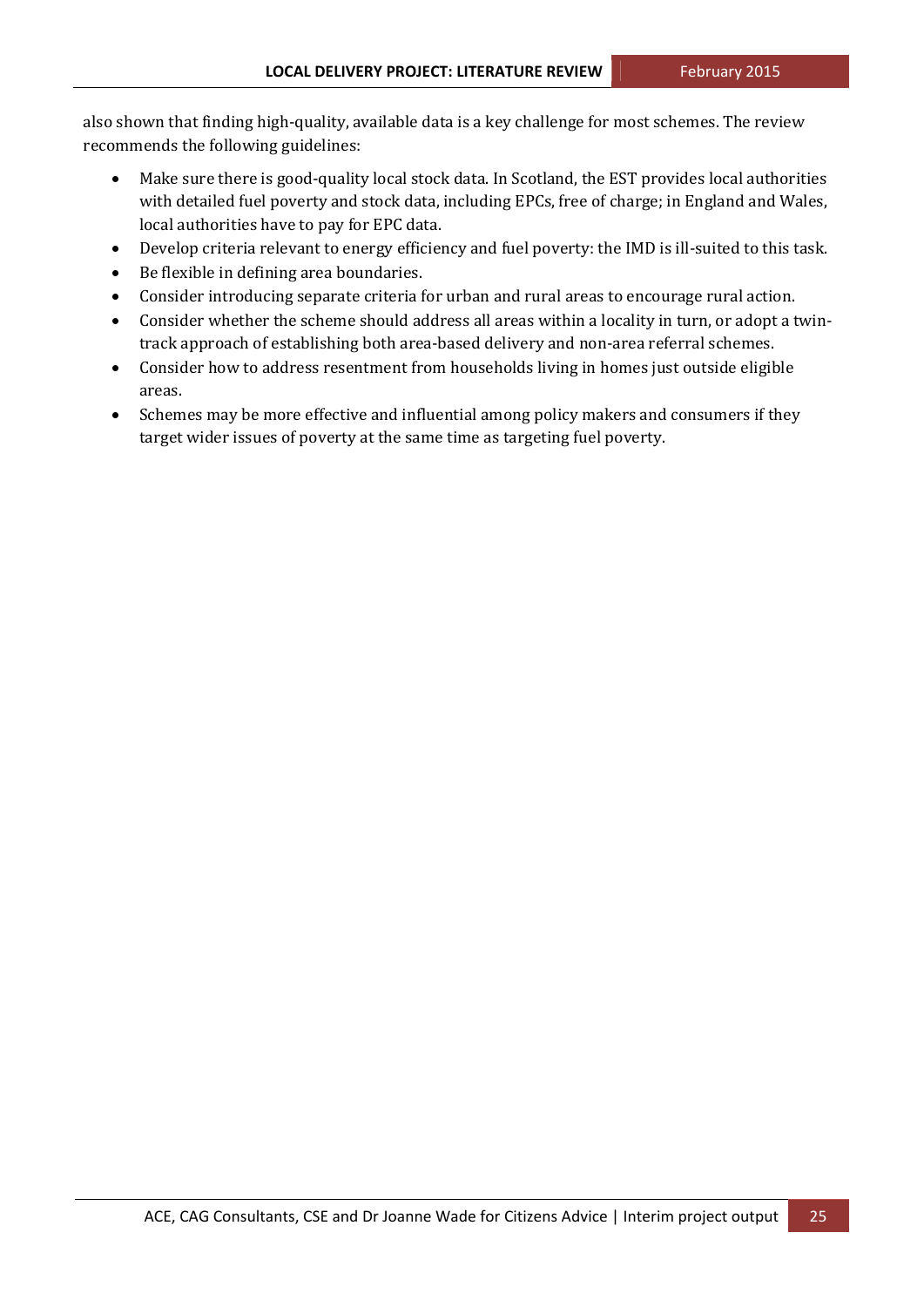also shown that finding high-quality, available data is a key challenge for most schemes. The review recommends the following guidelines:

- Make sure there is good-quality local stock data. In Scotland, the EST provides local authorities with detailed fuel poverty and stock data, including EPCs, free of charge; in England and Wales, local authorities have to pay for EPC data.
- Develop criteria relevant to energy efficiency and fuel poverty: the IMD is ill-suited to this task.
- Be flexible in defining area boundaries.
- Consider introducing separate criteria for urban and rural areas to encourage rural action.
- Consider whether the scheme should address all areas within a locality in turn, or adopt a twin-track approach of establishing both area-based delivery and non-area referral schemes.
- Consider how to address resentment from households living in homes just outside eligible areas.
- Schemes may be more effective and influential among policy makers and consumers if they target wider issues of poverty at the same time as targeting fuel poverty.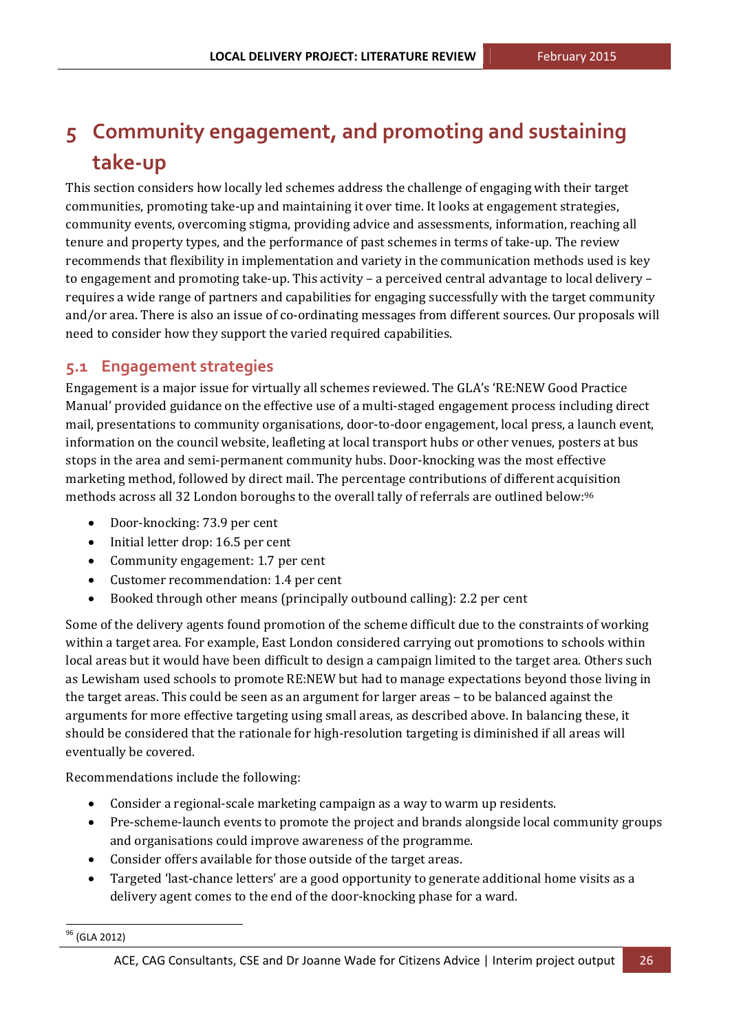# 5 Community engagement, and promoting and sustaining take-up

This section considers how locally led schemes address the challenge of engaging with their target communities, promoting take-up and maintaining it over time. It looks at engagement strategies, community events, overcoming stigma, providing advice and assessments, information, reaching all tenure and property types, and the performance of past schemes in terms of take-up. The review recommends that flexibility in implementation and variety in the communication methods used is key to engagement and promoting take-up. This activity – a perceived central advantage to local delivery – requires a wide range of partners and capabilities for engaging successfully with the target community and/or area. There is also an issue of co-ordinating messages from different sources. Our proposals will need to consider how they support the varied required capabilities.

## 5.1 Engagement strategies

Engagement is a major issue for virtually all schemes reviewed. The GLA's 'RE:NEW Good Practice Manual' provided guidance on the effective use of a multi-staged engagement process including direct mail, presentations to community organisations, door-to-door engagement, local press, a launch event, information on the council website, leafleting at local transport hubs or other venues, posters at bus stops in the area and semi-permanent community hubs. Door-knocking was the most effective marketing method, followed by direct mail. The percentage contributions of different acquisition methods across all 32 London boroughs to the overall tally of referrals are outlined below:[96]

- Door-knocking: 73.9 per cent
- Initial letter drop: 16.5 per cent
- Community engagement: 1.7 per cent
- Customer recommendation: 1.4 per cent
- Booked through other means (principally outbound calling): 2.2 per cent

Some of the delivery agents found promotion of the scheme difficult due to the constraints of working within a target area. For example, East London considered carrying out promotions to schools within local areas but it would have been difficult to design a campaign limited to the target area. Others such as Lewisham used schools to promote RE:NEW but had to manage expectations beyond those living in the target areas. This could be seen as an argument for larger areas – to be balanced against the arguments for more effective targeting using small areas, as described above. In balancing these, it should be considered that the rationale for high-resolution targeting is diminished if all areas will eventually be covered.

Recommendations include the following:

- Consider a regional-scale marketing campaign as a way to warm up residents.
- Pre-scheme-launch events to promote the project and brands alongside local community groups and organisations could improve awareness of the programme.
- Consider offers available for those outside of the target areas.
- Targeted 'last-chance letters' are a good opportunity to generate additional home visits as a delivery agent comes to the end of the door-knocking phase for a ward.

[96] (GLA 2012)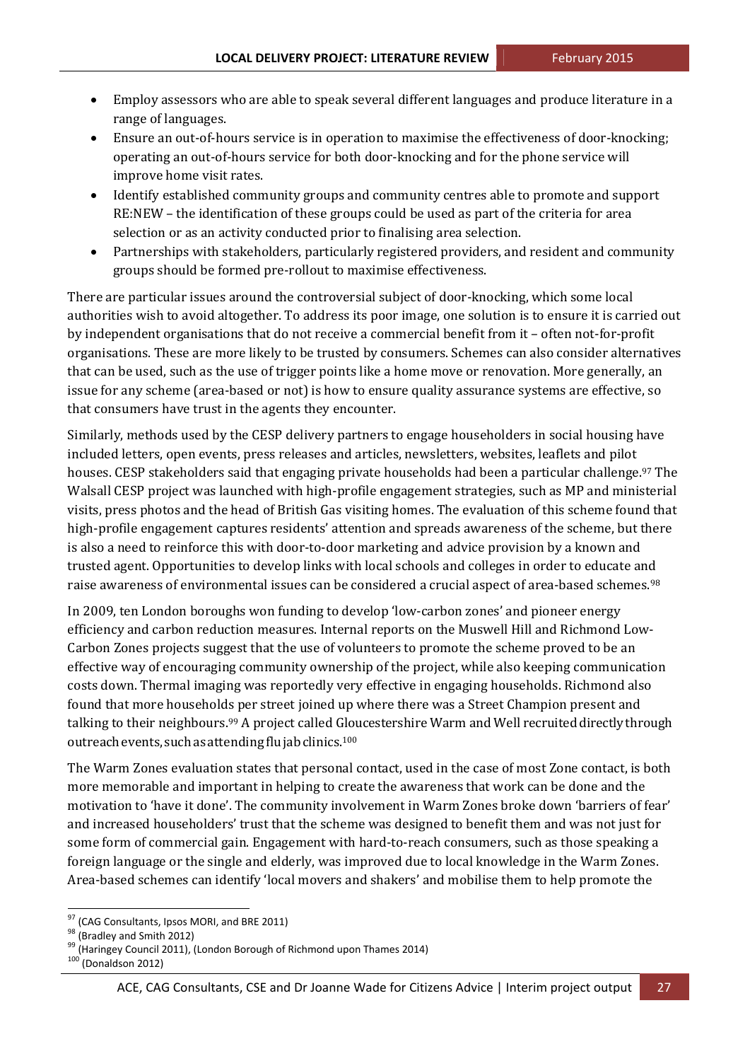- Employ assessors who are able to speak several different languages and produce literature in a range of languages.
- Ensure an out-of-hours service is in operation to maximise the effectiveness of door-knocking; operating an out-of-hours service for both door-knocking and for the phone service will improve home visit rates.
- Identify established community groups and community centres able to promote and support RE:NEW – the identification of these groups could be used as part of the criteria for area selection or as an activity conducted prior to finalising area selection.
- Partnerships with stakeholders, particularly registered providers, and resident and community groups should be formed pre-rollout to maximise effectiveness.

There are particular issues around the controversial subject of door-knocking, which some local authorities wish to avoid altogether. To address its poor image, one solution is to ensure it is carried out by independent organisations that do not receive a commercial benefit from it – often not-for-profit organisations. These are more likely to be trusted by consumers. Schemes can also consider alternatives that can be used, such as the use of trigger points like a home move or renovation. More generally, an issue for any scheme (area-based or not) is how to ensure quality assurance systems are effective, so that consumers have trust in the agents they encounter.

Similarly, methods used by the CESP delivery partners to engage householders in social housing have included letters, open events, press releases and articles, newsletters, websites, leaflets and pilot houses. CESP stakeholders said that engaging private households had been a particular challenge.[97] The Walsall CESP project was launched with high-profile engagement strategies, such as MP and ministerial visits, press photos and the head of British Gas visiting homes. The evaluation of this scheme found that high-profile engagement captures residents' attention and spreads awareness of the scheme, but there is also a need to reinforce this with door-to-door marketing and advice provision by a known and trusted agent. Opportunities to develop links with local schools and colleges in order to educate and raise awareness of environmental issues can be considered a crucial aspect of area-based schemes.[98]

In 2009, ten London boroughs won funding to develop 'low-carbon zones' and pioneer energy efficiency and carbon reduction measures. Internal reports on the Muswell Hill and Richmond Low-Carbon Zones projects suggest that the use of volunteers to promote the scheme proved to be an effective way of encouraging community ownership of the project, while also keeping communication costs down. Thermal imaging was reportedly very effective in engaging households. Richmond also found that more households per street joined up where there was a Street Champion present and talking to their neighbours.[99] A project called Gloucestershire Warm and Well recruited directly through outreach events, such as attending flu jab clinics.[100]

The Warm Zones evaluation states that personal contact, used in the case of most Zone contact, is both more memorable and important in helping to create the awareness that work can be done and the motivation to 'have it done'. The community involvement in Warm Zones broke down 'barriers of fear' and increased householders' trust that the scheme was designed to benefit them and was not just for some form of commercial gain. Engagement with hard-to-reach consumers, such as those speaking a foreign language or the single and elderly, was improved due to local knowledge in the Warm Zones. Area-based schemes can identify 'local movers and shakers' and mobilise them to help promote the

---

[97] (CAG Consultants, Ipsos MORI, and BRE 2011)

[98] (Bradley and Smith 2012)

[99] (Haringey Council 2011), (London Borough of Richmond upon Thames 2014)

[100] (Donaldson 2012)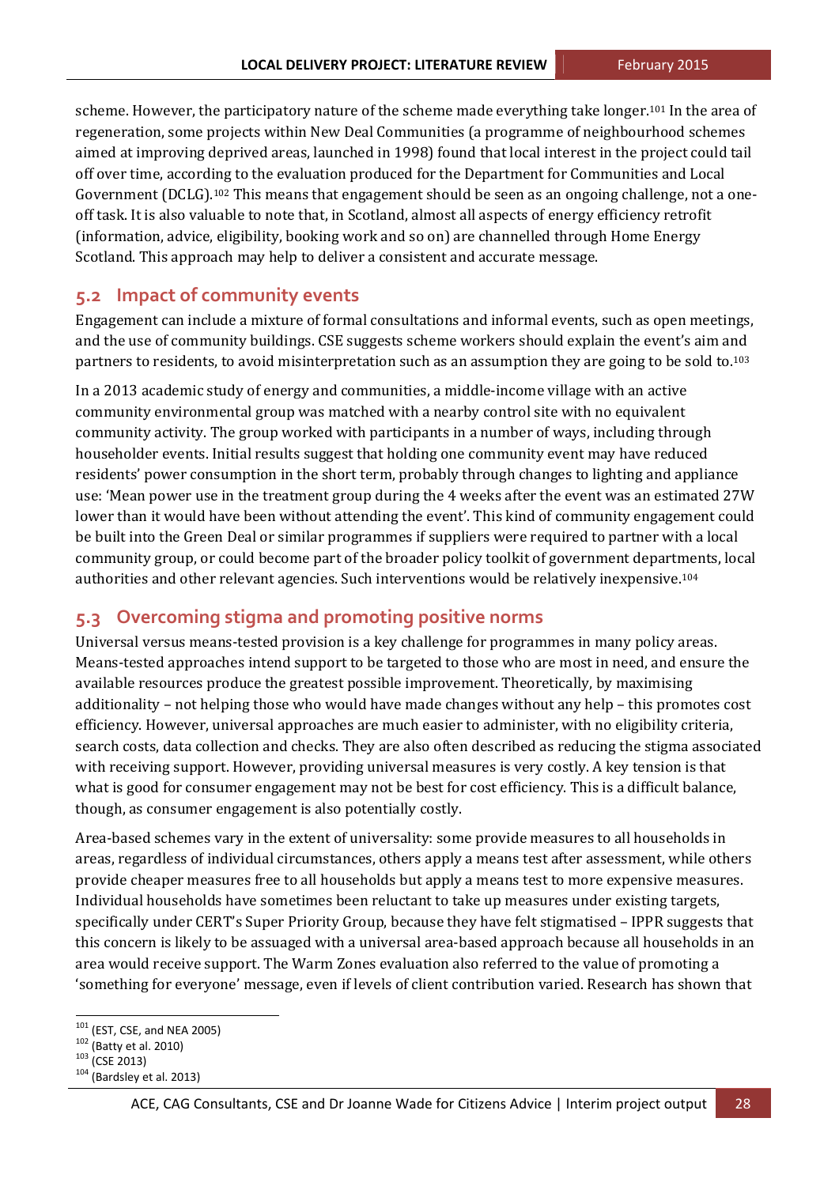scheme. However, the participatory nature of the scheme made everything take longer.[101] In the area of regeneration, some projects within New Deal Communities (a programme of neighbourhood schemes aimed at improving deprived areas, launched in 1998) found that local interest in the project could tail off over time, according to the evaluation produced for the Department for Communities and Local Government (DCLG).[102] This means that engagement should be seen as an ongoing challenge, not a one-off task. It is also valuable to note that, in Scotland, almost all aspects of energy efficiency retrofit (information, advice, eligibility, booking work and so on) are channelled through Home Energy Scotland. This approach may help to deliver a consistent and accurate message.

## 5.2 Impact of community events

Engagement can include a mixture of formal consultations and informal events, such as open meetings, and the use of community buildings. CSE suggests scheme workers should explain the event's aim and partners to residents, to avoid misinterpretation such as an assumption they are going to be sold to.[103]

In a 2013 academic study of energy and communities, a middle-income village with an active community environmental group was matched with a nearby control site with no equivalent community activity. The group worked with participants in a number of ways, including through householder events. Initial results suggest that holding one community event may have reduced residents' power consumption in the short term, probably through changes to lighting and appliance use: 'Mean power use in the treatment group during the 4 weeks after the event was an estimated 27W lower than it would have been without attending the event'. This kind of community engagement could be built into the Green Deal or similar programmes if suppliers were required to partner with a local community group, or could become part of the broader policy toolkit of government departments, local authorities and other relevant agencies. Such interventions would be relatively inexpensive.[104]

## 5.3 Overcoming stigma and promoting positive norms

Universal versus means-tested provision is a key challenge for programmes in many policy areas. Means-tested approaches intend support to be targeted to those who are most in need, and ensure the available resources produce the greatest possible improvement. Theoretically, by maximising additionality – not helping those who would have made changes without any help – this promotes cost efficiency. However, universal approaches are much easier to administer, with no eligibility criteria, search costs, data collection and checks. They are also often described as reducing the stigma associated with receiving support. However, providing universal measures is very costly. A key tension is that what is good for consumer engagement may not be best for cost efficiency. This is a difficult balance, though, as consumer engagement is also potentially costly.

Area-based schemes vary in the extent of universality: some provide measures to all households in areas, regardless of individual circumstances, others apply a means test after assessment, while others provide cheaper measures free to all households but apply a means test to more expensive measures. Individual households have sometimes been reluctant to take up measures under existing targets, specifically under CERT's Super Priority Group, because they have felt stigmatised – IPPR suggests that this concern is likely to be assuaged with a universal area-based approach because all households in an area would receive support. The Warm Zones evaluation also referred to the value of promoting a 'something for everyone' message, even if levels of client contribution varied. Research has shown that

[101] (EST, CSE, and NEA 2005)
[102] (Batty et al. 2010)
[103] (CSE 2013)
[104] (Bardsley et al. 2013)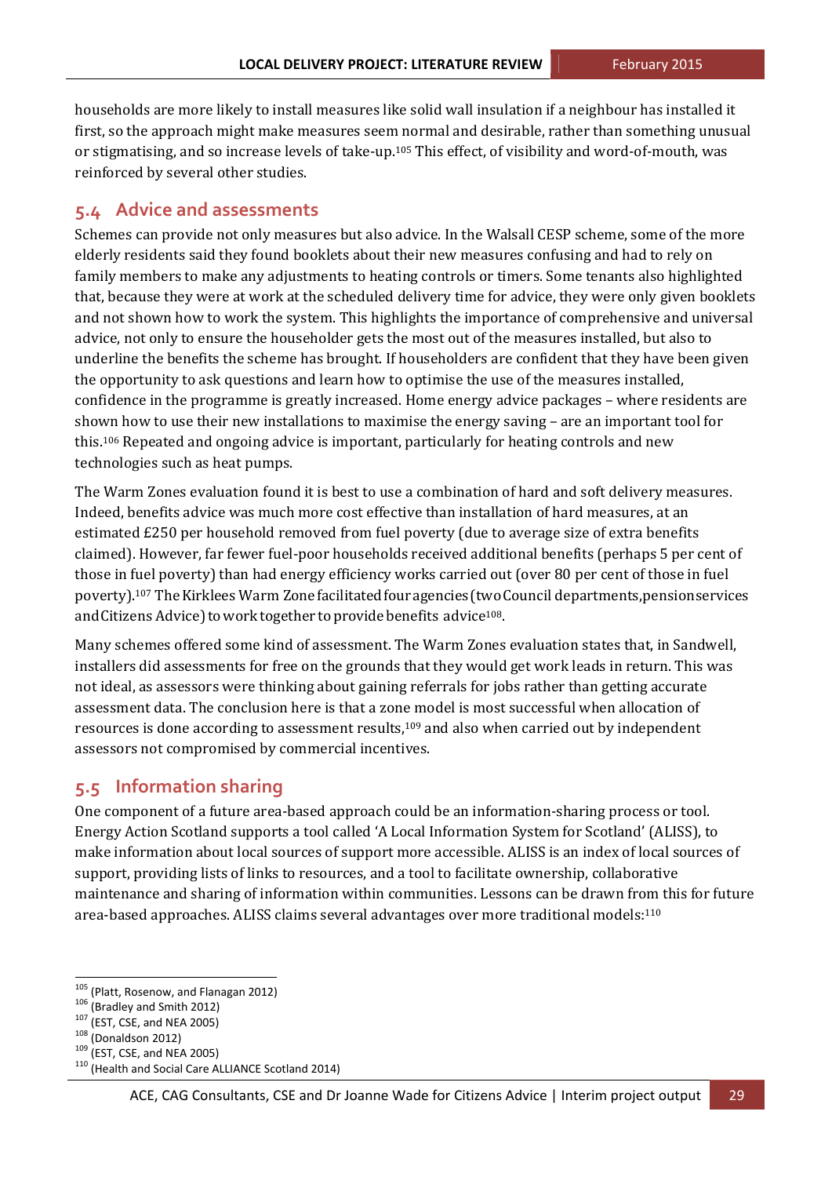households are more likely to install measures like solid wall insulation if a neighbour has installed it first, so the approach might make measures seem normal and desirable, rather than something unusual or stigmatising, and so increase levels of take-up.[105] This effect, of visibility and word-of-mouth, was reinforced by several other studies.

## 5.4 Advice and assessments

Schemes can provide not only measures but also advice. In the Walsall CESP scheme, some of the more elderly residents said they found booklets about their new measures confusing and had to rely on family members to make any adjustments to heating controls or timers. Some tenants also highlighted that, because they were at work at the scheduled delivery time for advice, they were only given booklets and not shown how to work the system. This highlights the importance of comprehensive and universal advice, not only to ensure the householder gets the most out of the measures installed, but also to underline the benefits the scheme has brought. If householders are confident that they have been given the opportunity to ask questions and learn how to optimise the use of the measures installed, confidence in the programme is greatly increased. Home energy advice packages – where residents are shown how to use their new installations to maximise the energy saving – are an important tool for this.[106] Repeated and ongoing advice is important, particularly for heating controls and new technologies such as heat pumps.

The Warm Zones evaluation found it is best to use a combination of hard and soft delivery measures. Indeed, benefits advice was much more cost effective than installation of hard measures, at an estimated £250 per household removed from fuel poverty (due to average size of extra benefits claimed). However, far fewer fuel-poor households received additional benefits (perhaps 5 per cent of those in fuel poverty) than had energy efficiency works carried out (over 80 per cent of those in fuel poverty).[107] The Kirklees Warm Zone facilitated four agencies (two Council departments, pension services and Citizens Advice) to work together to provide benefits advice[108].

Many schemes offered some kind of assessment. The Warm Zones evaluation states that, in Sandwell, installers did assessments for free on the grounds that they would get work leads in return. This was not ideal, as assessors were thinking about gaining referrals for jobs rather than getting accurate assessment data. The conclusion here is that a zone model is most successful when allocation of resources is done according to assessment results,[109] and also when carried out by independent assessors not compromised by commercial incentives.

## 5.5 Information sharing

One component of a future area-based approach could be an information-sharing process or tool. Energy Action Scotland supports a tool called 'A Local Information System for Scotland' (ALISS), to make information about local sources of support more accessible. ALISS is an index of local sources of support, providing lists of links to resources, and a tool to facilitate ownership, collaborative maintenance and sharing of information within communities. Lessons can be drawn from this for future area-based approaches. ALISS claims several advantages over more traditional models:[110]

---

[105] (Platt, Rosenow, and Flanagan 2012)
[106] (Bradley and Smith 2012)
[107] (EST, CSE, and NEA 2005)
[108] (Donaldson 2012)
[109] (EST, CSE, and NEA 2005)
[110] (Health and Social Care ALLIANCE Scotland 2014)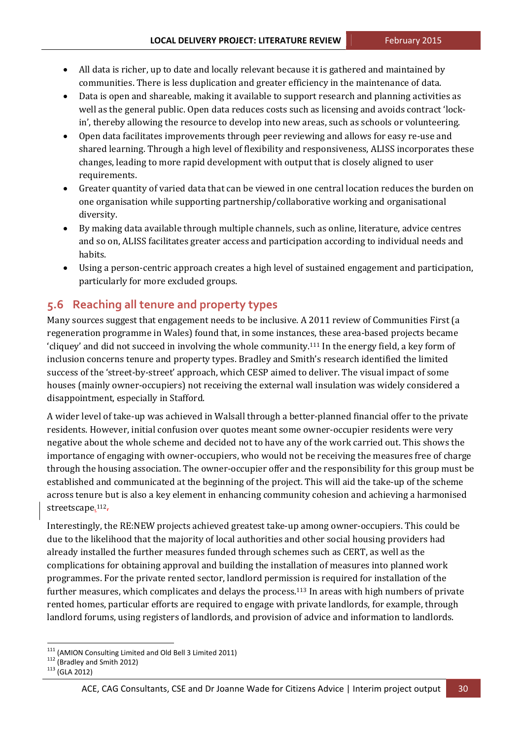- All data is richer, up to date and locally relevant because it is gathered and maintained by communities. There is less duplication and greater efficiency in the maintenance of data.
- Data is open and shareable, making it available to support research and planning activities as well as the general public. Open data reduces costs such as licensing and avoids contract 'lock-in', thereby allowing the resource to develop into new areas, such as schools or volunteering.
- Open data facilitates improvements through peer reviewing and allows for easy re-use and shared learning. Through a high level of flexibility and responsiveness, ALISS incorporates these changes, leading to more rapid development with output that is closely aligned to user requirements.
- Greater quantity of varied data that can be viewed in one central location reduces the burden on one organisation while supporting partnership/collaborative working and organisational diversity.
- By making data available through multiple channels, such as online, literature, advice centres and so on, ALISS facilitates greater access and participation according to individual needs and habits.
- Using a person-centric approach creates a high level of sustained engagement and participation, particularly for more excluded groups.

## 5.6 Reaching all tenure and property types

Many sources suggest that engagement needs to be inclusive. A 2011 review of Communities First (a regeneration programme in Wales) found that, in some instances, these area-based projects became 'cliquey' and did not succeed in involving the whole community.[111] In the energy field, a key form of inclusion concerns tenure and property types. Bradley and Smith's research identified the limited success of the 'street-by-street' approach, which CESP aimed to deliver. The visual impact of some houses (mainly owner-occupiers) not receiving the external wall insulation was widely considered a disappointment, especially in Stafford.

A wider level of take-up was achieved in Walsall through a better-planned financial offer to the private residents. However, initial confusion over quotes meant some owner-occupier residents were very negative about the whole scheme and decided not to have any of the work carried out. This shows the importance of engaging with owner-occupiers, who would not be receiving the measures free of charge through the housing association. The owner-occupier offer and the responsibility for this group must be established and communicated at the beginning of the project. This will aid the take-up of the scheme across tenure but is also a key element in enhancing community cohesion and achieving a harmonised streetscape.[112]

Interestingly, the RE:NEW projects achieved greatest take-up among owner-occupiers. This could be due to the likelihood that the majority of local authorities and other social housing providers had already installed the further measures funded through schemes such as CERT, as well as the complications for obtaining approval and building the installation of measures into planned work programmes. For the private rented sector, landlord permission is required for installation of the further measures, which complicates and delays the process.[113] In areas with high numbers of private rented homes, particular efforts are required to engage with private landlords, for example, through landlord forums, using registers of landlords, and provision of advice and information to landlords.

[111] (AMION Consulting Limited and Old Bell 3 Limited 2011)
[112] (Bradley and Smith 2012)
[113] (GLA 2012)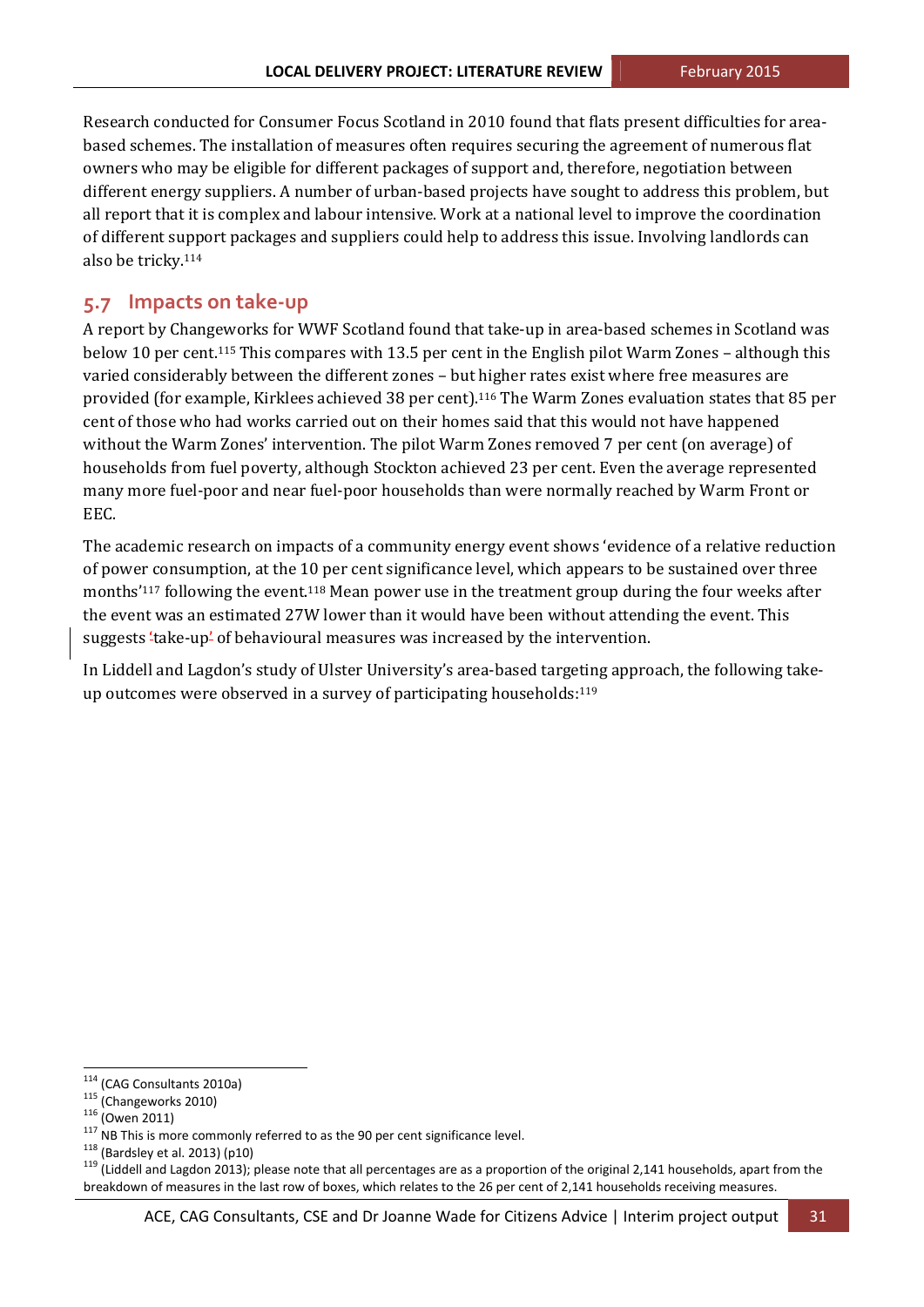Research conducted for Consumer Focus Scotland in 2010 found that flats present difficulties for area-based schemes. The installation of measures often requires securing the agreement of numerous flat owners who may be eligible for different packages of support and, therefore, negotiation between different energy suppliers. A number of urban-based projects have sought to address this problem, but all report that it is complex and labour intensive. Work at a national level to improve the coordination of different support packages and suppliers could help to address this issue. Involving landlords can also be tricky.[114]

## 5.7 Impacts on take-up

A report by Changeworks for WWF Scotland found that take-up in area-based schemes in Scotland was below 10 per cent.[115] This compares with 13.5 per cent in the English pilot Warm Zones – although this varied considerably between the different zones – but higher rates exist where free measures are provided (for example, Kirklees achieved 38 per cent).[116] The Warm Zones evaluation states that 85 per cent of those who had works carried out on their homes said that this would not have happened without the Warm Zones' intervention. The pilot Warm Zones removed 7 per cent (on average) of households from fuel poverty, although Stockton achieved 23 per cent. Even the average represented many more fuel-poor and near fuel-poor households than were normally reached by Warm Front or EEC.

The academic research on impacts of a community energy event shows 'evidence of a relative reduction of power consumption, at the 10 per cent significance level, which appears to be sustained over three months'[117] following the event.[118] Mean power use in the treatment group during the four weeks after the event was an estimated 27W lower than it would have been without attending the event. This suggests 'take-up' of behavioural measures was increased by the intervention.

In Liddell and Lagdon's study of Ulster University's area-based targeting approach, the following take-up outcomes were observed in a survey of participating households:[119]

---

[114] (CAG Consultants 2010a)

[115] (Changeworks 2010)

[116] (Owen 2011)

[117] NB This is more commonly referred to as the 90 per cent significance level.

[118] (Bardsley et al. 2013) (p10)

[119] (Liddell and Lagdon 2013); please note that all percentages are as a proportion of the original 2,141 households, apart from the breakdown of measures in the last row of boxes, which relates to the 26 per cent of 2,141 households receiving measures.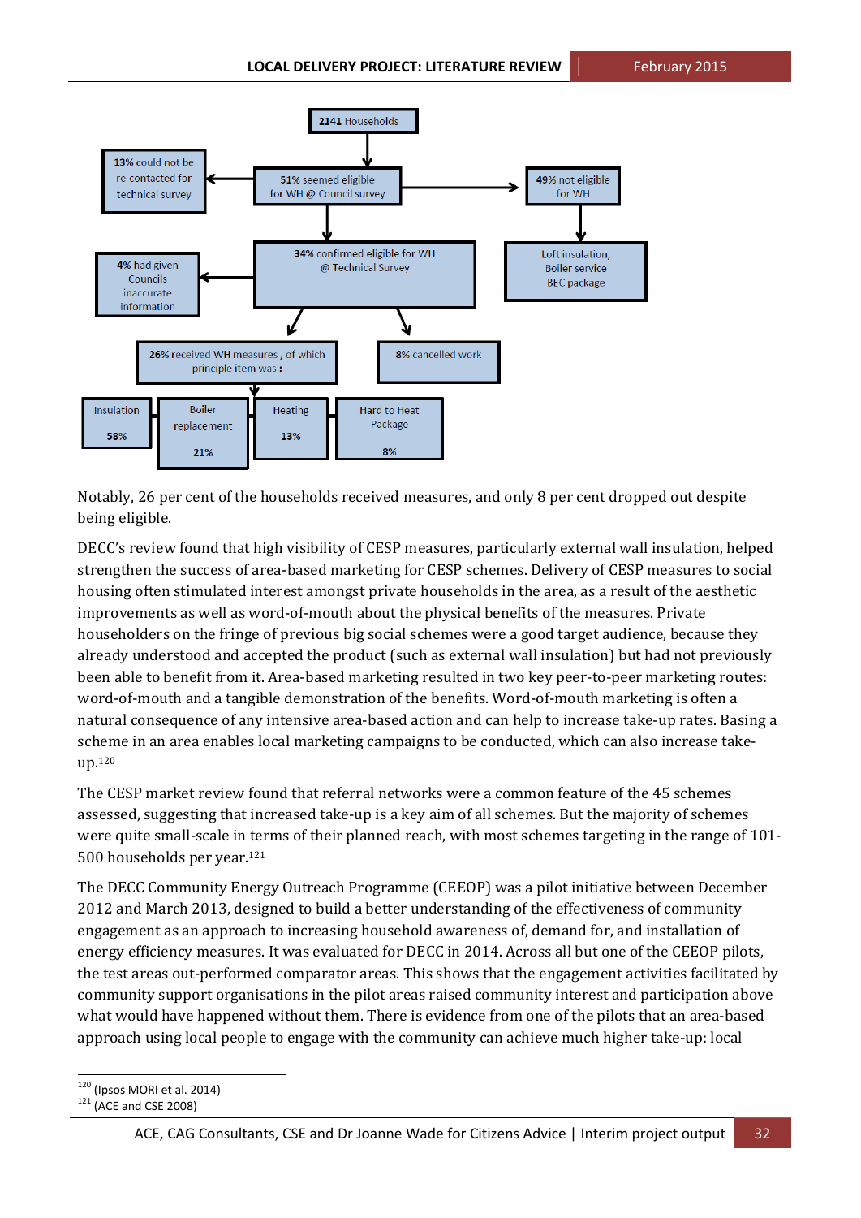2141 Households

13% could not be re-contacted for technical survey

51% seemed eligible for WH @ Council survey

49% not eligible for WH

Loft insulation, Boiler service BEC package

4% had given Councils inaccurate information

34% confirmed eligible for WH @ Technical Survey

26% received WH measures , of which principle item was :

8% cancelled work

| Insulation | Boiler replacement | Heating | Hard to Heat Package |
|---|---|---|---|
| 58% | 21% | 13% | 8% |

Notably, 26 per cent of the households received measures, and only 8 per cent dropped out despite being eligible.

DECC's review found that high visibility of CESP measures, particularly external wall insulation, helped strengthen the success of area-based marketing for CESP schemes. Delivery of CESP measures to social housing often stimulated interest amongst private households in the area, as a result of the aesthetic improvements as well as word-of-mouth about the physical benefits of the measures. Private householders on the fringe of previous big social schemes were a good target audience, because they already understood and accepted the product (such as external wall insulation) but had not previously been able to benefit from it. Area-based marketing resulted in two key peer-to-peer marketing routes: word-of-mouth and a tangible demonstration of the benefits. Word-of-mouth marketing is often a natural consequence of any intensive area-based action and can help to increase take-up rates. Basing a scheme in an area enables local marketing campaigns to be conducted, which can also increase take-up.[120]

The CESP market review found that referral networks were a common feature of the 45 schemes assessed, suggesting that increased take-up is a key aim of all schemes. But the majority of schemes were quite small-scale in terms of their planned reach, with most schemes targeting in the range of 101-500 households per year.[121]

The DECC Community Energy Outreach Programme (CEEOP) was a pilot initiative between December 2012 and March 2013, designed to build a better understanding of the effectiveness of community engagement as an approach to increasing household awareness of, demand for, and installation of energy efficiency measures. It was evaluated for DECC in 2014. Across all but one of the CEEOP pilots, the test areas out-performed comparator areas. This shows that the engagement activities facilitated by community support organisations in the pilot areas raised community interest and participation above what would have happened without them. There is evidence from one of the pilots that an area-based approach using local people to engage with the community can achieve much higher take-up: local

[120] (Ipsos MORI et al. 2014)

[121] (ACE and CSE 2008)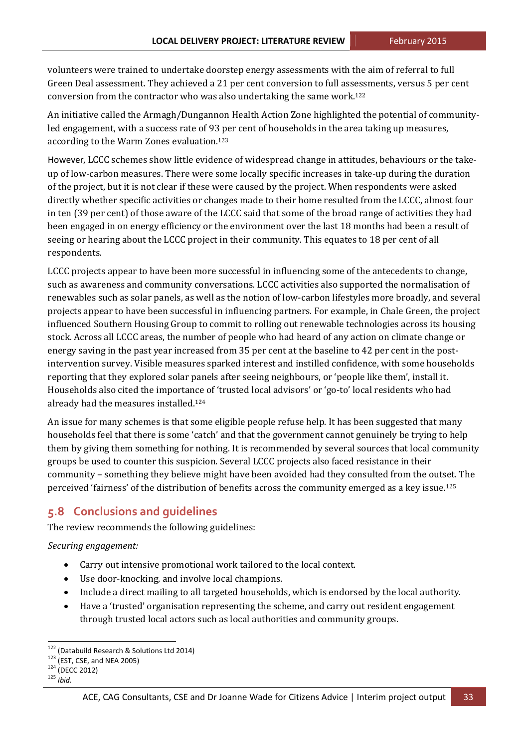volunteers were trained to undertake doorstep energy assessments with the aim of referral to full Green Deal assessment. They achieved a 21 per cent conversion to full assessments, versus 5 per cent conversion from the contractor who was also undertaking the same work.[122]

An initiative called the Armagh/Dungannon Health Action Zone highlighted the potential of community-led engagement, with a success rate of 93 per cent of households in the area taking up measures, according to the Warm Zones evaluation.[123]

However, LCCC schemes show little evidence of widespread change in attitudes, behaviours or the take-up of low-carbon measures. There were some locally specific increases in take-up during the duration of the project, but it is not clear if these were caused by the project. When respondents were asked directly whether specific activities or changes made to their home resulted from the LCCC, almost four in ten (39 per cent) of those aware of the LCCC said that some of the broad range of activities they had been engaged in on energy efficiency or the environment over the last 18 months had been a result of seeing or hearing about the LCCC project in their community. This equates to 18 per cent of all respondents.

LCCC projects appear to have been more successful in influencing some of the antecedents to change, such as awareness and community conversations. LCCC activities also supported the normalisation of renewables such as solar panels, as well as the notion of low-carbon lifestyles more broadly, and several projects appear to have been successful in influencing partners. For example, in Chale Green, the project influenced Southern Housing Group to commit to rolling out renewable technologies across its housing stock. Across all LCCC areas, the number of people who had heard of any action on climate change or energy saving in the past year increased from 35 per cent at the baseline to 42 per cent in the post-intervention survey. Visible measures sparked interest and instilled confidence, with some households reporting that they explored solar panels after seeing neighbours, or 'people like them', install it. Households also cited the importance of 'trusted local advisors' or 'go-to' local residents who had already had the measures installed.[124]

An issue for many schemes is that some eligible people refuse help. It has been suggested that many households feel that there is some 'catch' and that the government cannot genuinely be trying to help them by giving them something for nothing. It is recommended by several sources that local community groups be used to counter this suspicion. Several LCCC projects also faced resistance in their community – something they believe might have been avoided had they consulted from the outset. The perceived 'fairness' of the distribution of benefits across the community emerged as a key issue.[125]

## 5.8 Conclusions and guidelines

The review recommends the following guidelines:

*Securing engagement:*

- Carry out intensive promotional work tailored to the local context.
- Use door-knocking, and involve local champions.
- Include a direct mailing to all targeted households, which is endorsed by the local authority.
- Have a 'trusted' organisation representing the scheme, and carry out resident engagement through trusted local actors such as local authorities and community groups.

---

[122] (Databuild Research & Solutions Ltd 2014)
[123] (EST, CSE, and NEA 2005)
[124] (DECC 2012)
[125] *Ibid.*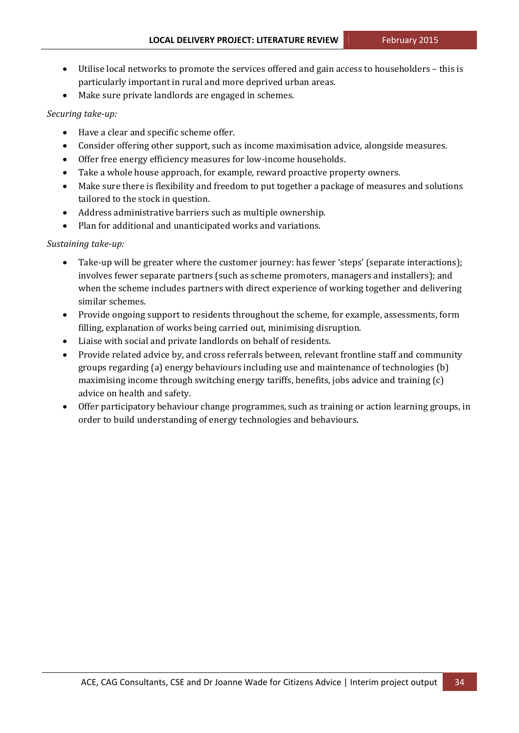- Utilise local networks to promote the services offered and gain access to householders – this is particularly important in rural and more deprived urban areas.
- Make sure private landlords are engaged in schemes.

*Securing take-up:*

- Have a clear and specific scheme offer.
- Consider offering other support, such as income maximisation advice, alongside measures.
- Offer free energy efficiency measures for low-income households.
- Take a whole house approach, for example, reward proactive property owners.
- Make sure there is flexibility and freedom to put together a package of measures and solutions tailored to the stock in question.
- Address administrative barriers such as multiple ownership.
- Plan for additional and unanticipated works and variations.

*Sustaining take-up:*

- Take-up will be greater where the customer journey: has fewer 'steps' (separate interactions); involves fewer separate partners (such as scheme promoters, managers and installers); and when the scheme includes partners with direct experience of working together and delivering similar schemes.
- Provide ongoing support to residents throughout the scheme, for example, assessments, form filling, explanation of works being carried out, minimising disruption.
- Liaise with social and private landlords on behalf of residents.
- Provide related advice by, and cross referrals between, relevant frontline staff and community groups regarding (a) energy behaviours including use and maintenance of technologies (b) maximising income through switching energy tariffs, benefits, jobs advice and training (c) advice on health and safety.
- Offer participatory behaviour change programmes, such as training or action learning groups, in order to build understanding of energy technologies and behaviours.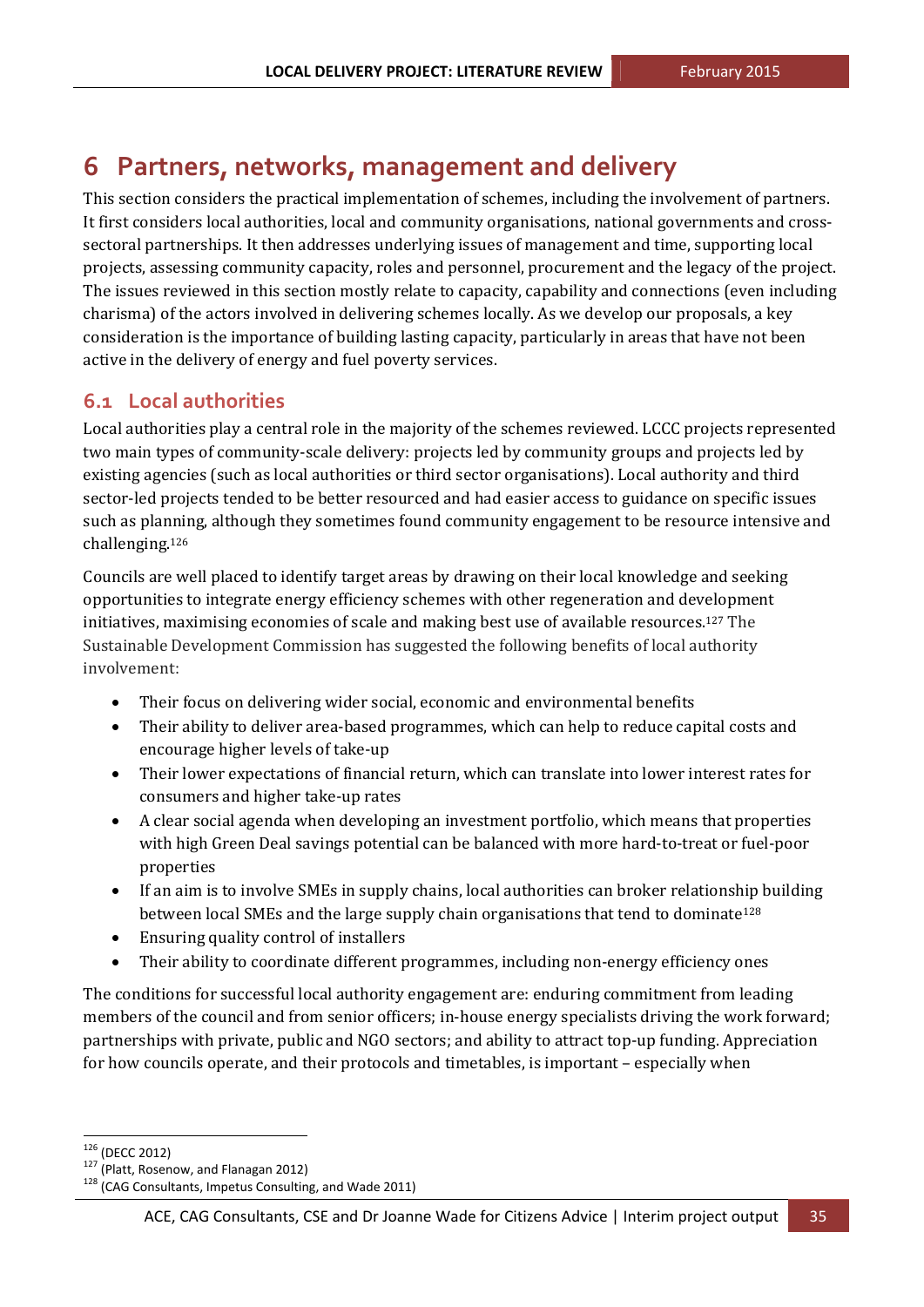# 6 Partners, networks, management and delivery

This section considers the practical implementation of schemes, including the involvement of partners. It first considers local authorities, local and community organisations, national governments and cross-sectoral partnerships. It then addresses underlying issues of management and time, supporting local projects, assessing community capacity, roles and personnel, procurement and the legacy of the project. The issues reviewed in this section mostly relate to capacity, capability and connections (even including charisma) of the actors involved in delivering schemes locally. As we develop our proposals, a key consideration is the importance of building lasting capacity, particularly in areas that have not been active in the delivery of energy and fuel poverty services.

## 6.1 Local authorities

Local authorities play a central role in the majority of the schemes reviewed. LCCC projects represented two main types of community-scale delivery: projects led by community groups and projects led by existing agencies (such as local authorities or third sector organisations). Local authority and third sector-led projects tended to be better resourced and had easier access to guidance on specific issues such as planning, although they sometimes found community engagement to be resource intensive and challenging.[126]

Councils are well placed to identify target areas by drawing on their local knowledge and seeking opportunities to integrate energy efficiency schemes with other regeneration and development initiatives, maximising economies of scale and making best use of available resources.[127] The Sustainable Development Commission has suggested the following benefits of local authority involvement:

- Their focus on delivering wider social, economic and environmental benefits
- Their ability to deliver area-based programmes, which can help to reduce capital costs and encourage higher levels of take-up
- Their lower expectations of financial return, which can translate into lower interest rates for consumers and higher take-up rates
- A clear social agenda when developing an investment portfolio, which means that properties with high Green Deal savings potential can be balanced with more hard-to-treat or fuel-poor properties
- If an aim is to involve SMEs in supply chains, local authorities can broker relationship building between local SMEs and the large supply chain organisations that tend to dominate[128]
- Ensuring quality control of installers
- Their ability to coordinate different programmes, including non-energy efficiency ones

The conditions for successful local authority engagement are: enduring commitment from leading members of the council and from senior officers; in-house energy specialists driving the work forward; partnerships with private, public and NGO sectors; and ability to attract top-up funding. Appreciation for how councils operate, and their protocols and timetables, is important – especially when

---

[126] (DECC 2012)

[127] (Platt, Rosenow, and Flanagan 2012)

[128] (CAG Consultants, Impetus Consulting, and Wade 2011)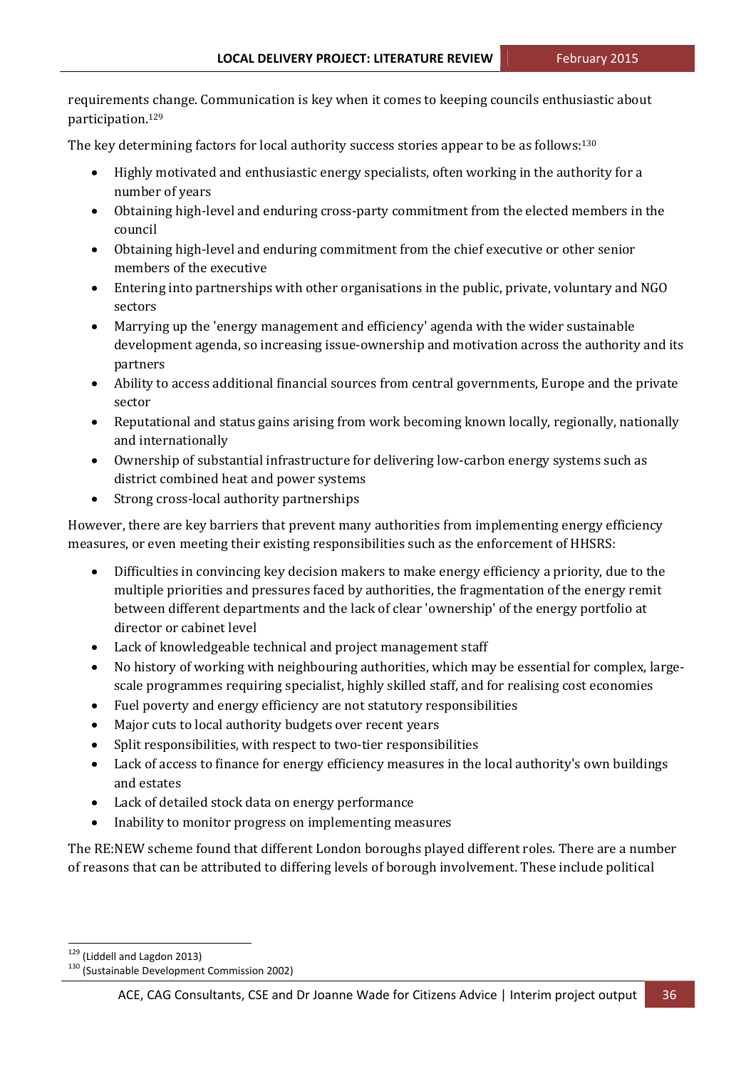requirements change. Communication is key when it comes to keeping councils enthusiastic about participation.[129]

The key determining factors for local authority success stories appear to be as follows:[130]

- Highly motivated and enthusiastic energy specialists, often working in the authority for a number of years
- Obtaining high-level and enduring cross-party commitment from the elected members in the council
- Obtaining high-level and enduring commitment from the chief executive or other senior members of the executive
- Entering into partnerships with other organisations in the public, private, voluntary and NGO sectors
- Marrying up the 'energy management and efficiency' agenda with the wider sustainable development agenda, so increasing issue-ownership and motivation across the authority and its partners
- Ability to access additional financial sources from central governments, Europe and the private sector
- Reputational and status gains arising from work becoming known locally, regionally, nationally and internationally
- Ownership of substantial infrastructure for delivering low-carbon energy systems such as district combined heat and power systems
- Strong cross-local authority partnerships

However, there are key barriers that prevent many authorities from implementing energy efficiency measures, or even meeting their existing responsibilities such as the enforcement of HHSRS:

- Difficulties in convincing key decision makers to make energy efficiency a priority, due to the multiple priorities and pressures faced by authorities, the fragmentation of the energy remit between different departments and the lack of clear 'ownership' of the energy portfolio at director or cabinet level
- Lack of knowledgeable technical and project management staff
- No history of working with neighbouring authorities, which may be essential for complex, large-scale programmes requiring specialist, highly skilled staff, and for realising cost economies
- Fuel poverty and energy efficiency are not statutory responsibilities
- Major cuts to local authority budgets over recent years
- Split responsibilities, with respect to two-tier responsibilities
- Lack of access to finance for energy efficiency measures in the local authority's own buildings and estates
- Lack of detailed stock data on energy performance
- Inability to monitor progress on implementing measures

The RE:NEW scheme found that different London boroughs played different roles. There are a number of reasons that can be attributed to differing levels of borough involvement. These include political

[129] (Liddell and Lagdon 2013)

[130] (Sustainable Development Commission 2002)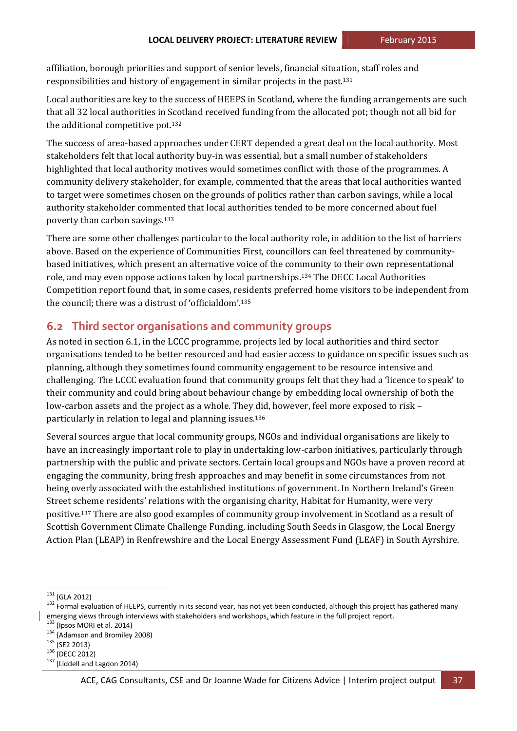affiliation, borough priorities and support of senior levels, financial situation, staff roles and responsibilities and history of engagement in similar projects in the past.[131]

Local authorities are key to the success of HEEPS in Scotland, where the funding arrangements are such that all 32 local authorities in Scotland received funding from the allocated pot; though not all bid for the additional competitive pot.[132]

The success of area-based approaches under CERT depended a great deal on the local authority. Most stakeholders felt that local authority buy-in was essential, but a small number of stakeholders highlighted that local authority motives would sometimes conflict with those of the programmes. A community delivery stakeholder, for example, commented that the areas that local authorities wanted to target were sometimes chosen on the grounds of politics rather than carbon savings, while a local authority stakeholder commented that local authorities tended to be more concerned about fuel poverty than carbon savings.[133]

There are some other challenges particular to the local authority role, in addition to the list of barriers above. Based on the experience of Communities First, councillors can feel threatened by community-based initiatives, which present an alternative voice of the community to their own representational role, and may even oppose actions taken by local partnerships.[134] The DECC Local Authorities Competition report found that, in some cases, residents preferred home visitors to be independent from the council; there was a distrust of 'officialdom'.[135]

## 6.2 Third sector organisations and community groups

As noted in section 6.1, in the LCCC programme, projects led by local authorities and third sector organisations tended to be better resourced and had easier access to guidance on specific issues such as planning, although they sometimes found community engagement to be resource intensive and challenging. The LCCC evaluation found that community groups felt that they had a 'licence to speak' to their community and could bring about behaviour change by embedding local ownership of both the low-carbon assets and the project as a whole. They did, however, feel more exposed to risk – particularly in relation to legal and planning issues.[136]

Several sources argue that local community groups, NGOs and individual organisations are likely to have an increasingly important role to play in undertaking low-carbon initiatives, particularly through partnership with the public and private sectors. Certain local groups and NGOs have a proven record at engaging the community, bring fresh approaches and may benefit in some circumstances from not being overly associated with the established institutions of government. In Northern Ireland's Green Street scheme residents' relations with the organising charity, Habitat for Humanity, were very positive.[137] There are also good examples of community group involvement in Scotland as a result of Scottish Government Climate Challenge Funding, including South Seeds in Glasgow, the Local Energy Action Plan (LEAP) in Renfrewshire and the Local Energy Assessment Fund (LEAF) in South Ayrshire.

---

[131] (GLA 2012)

[132] Formal evaluation of HEEPS, currently in its second year, has not yet been conducted, although this project has gathered many emerging views through interviews with stakeholders and workshops, which feature in the full project report.

[133] (Ipsos MORI et al. 2014)

[134] (Adamson and Bromiley 2008)

[135] (SE2 2013)

[136] (DECC 2012)

[137] (Liddell and Lagdon 2014)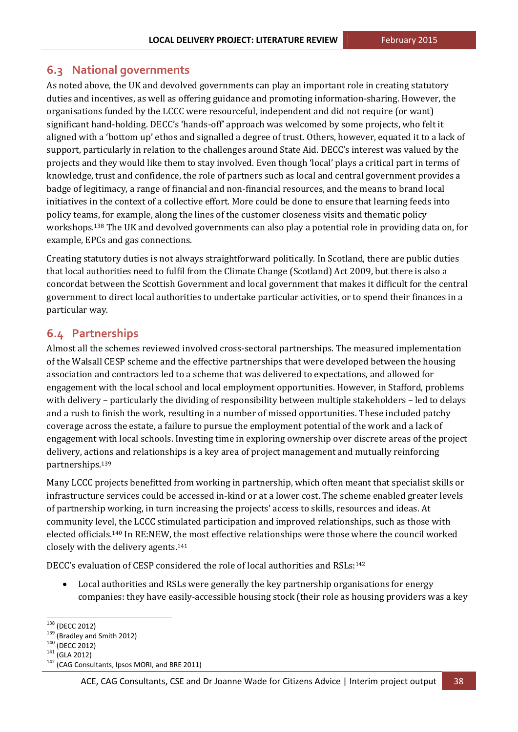## 6.3 National governments

As noted above, the UK and devolved governments can play an important role in creating statutory duties and incentives, as well as offering guidance and promoting information-sharing. However, the organisations funded by the LCCC were resourceful, independent and did not require (or want) significant hand-holding. DECC's 'hands-off' approach was welcomed by some projects, who felt it aligned with a 'bottom up' ethos and signalled a degree of trust. Others, however, equated it to a lack of support, particularly in relation to the challenges around State Aid. DECC's interest was valued by the projects and they would like them to stay involved. Even though 'local' plays a critical part in terms of knowledge, trust and confidence, the role of partners such as local and central government provides a badge of legitimacy, a range of financial and non-financial resources, and the means to brand local initiatives in the context of a collective effort. More could be done to ensure that learning feeds into policy teams, for example, along the lines of the customer closeness visits and thematic policy workshops.[138] The UK and devolved governments can also play a potential role in providing data on, for example, EPCs and gas connections.

Creating statutory duties is not always straightforward politically. In Scotland, there are public duties that local authorities need to fulfil from the Climate Change (Scotland) Act 2009, but there is also a concordat between the Scottish Government and local government that makes it difficult for the central government to direct local authorities to undertake particular activities, or to spend their finances in a particular way.

## 6.4 Partnerships

Almost all the schemes reviewed involved cross-sectoral partnerships. The measured implementation of the Walsall CESP scheme and the effective partnerships that were developed between the housing association and contractors led to a scheme that was delivered to expectations, and allowed for engagement with the local school and local employment opportunities. However, in Stafford, problems with delivery – particularly the dividing of responsibility between multiple stakeholders – led to delays and a rush to finish the work, resulting in a number of missed opportunities. These included patchy coverage across the estate, a failure to pursue the employment potential of the work and a lack of engagement with local schools. Investing time in exploring ownership over discrete areas of the project delivery, actions and relationships is a key area of project management and mutually reinforcing partnerships.[139]

Many LCCC projects benefitted from working in partnership, which often meant that specialist skills or infrastructure services could be accessed in-kind or at a lower cost. The scheme enabled greater levels of partnership working, in turn increasing the projects' access to skills, resources and ideas. At community level, the LCCC stimulated participation and improved relationships, such as those with elected officials.[140] In RE:NEW, the most effective relationships were those where the council worked closely with the delivery agents.[141]

DECC's evaluation of CESP considered the role of local authorities and RSLs:[142]

- Local authorities and RSLs were generally the key partnership organisations for energy companies: they have easily-accessible housing stock (their role as housing providers was a key

---

[138] (DECC 2012)
[139] (Bradley and Smith 2012)
[140] (DECC 2012)
[141] (GLA 2012)
[142] (CAG Consultants, Ipsos MORI, and BRE 2011)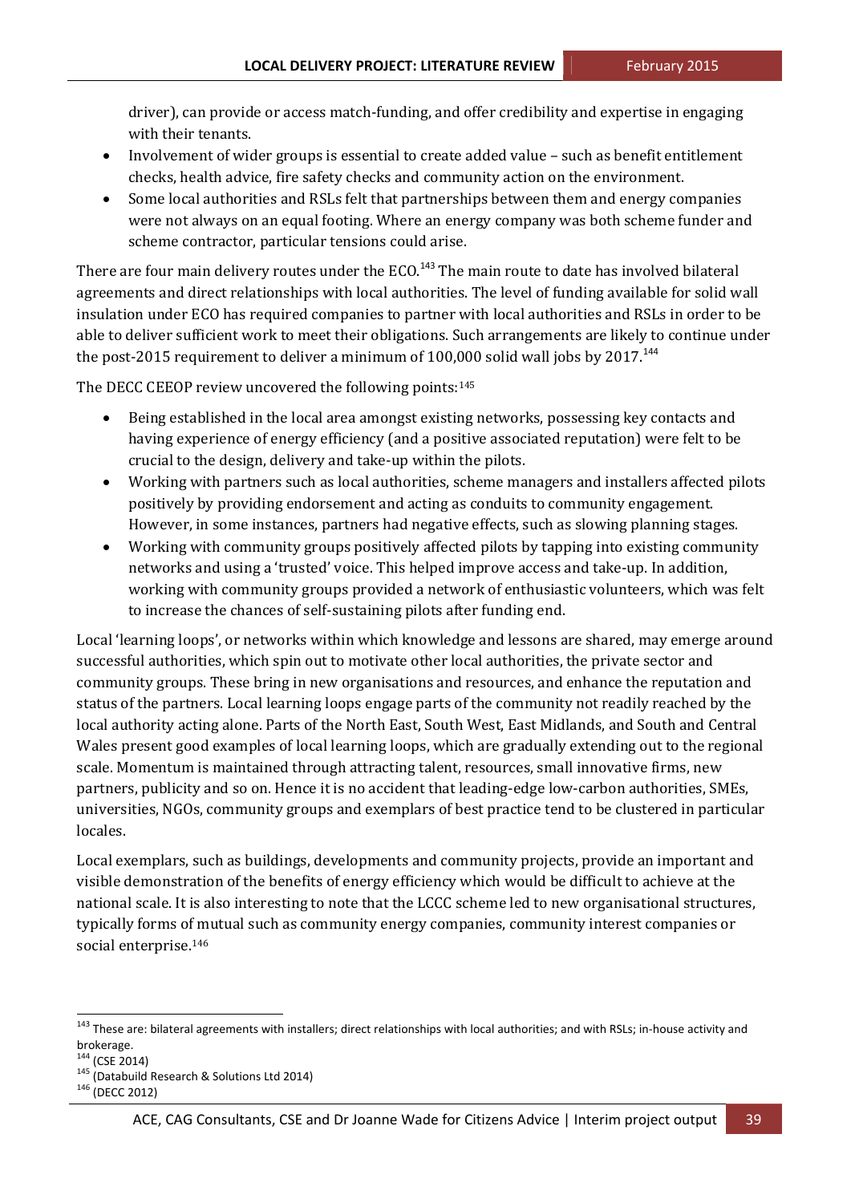driver), can provide or access match-funding, and offer credibility and expertise in engaging with their tenants.

- Involvement of wider groups is essential to create added value – such as benefit entitlement checks, health advice, fire safety checks and community action on the environment.
- Some local authorities and RSLs felt that partnerships between them and energy companies were not always on an equal footing. Where an energy company was both scheme funder and scheme contractor, particular tensions could arise.

There are four main delivery routes under the ECO.[143] The main route to date has involved bilateral agreements and direct relationships with local authorities. The level of funding available for solid wall insulation under ECO has required companies to partner with local authorities and RSLs in order to be able to deliver sufficient work to meet their obligations. Such arrangements are likely to continue under the post-2015 requirement to deliver a minimum of 100,000 solid wall jobs by 2017.[144]

The DECC CEEOP review uncovered the following points:[145]

- Being established in the local area amongst existing networks, possessing key contacts and having experience of energy efficiency (and a positive associated reputation) were felt to be crucial to the design, delivery and take-up within the pilots.
- Working with partners such as local authorities, scheme managers and installers affected pilots positively by providing endorsement and acting as conduits to community engagement. However, in some instances, partners had negative effects, such as slowing planning stages.
- Working with community groups positively affected pilots by tapping into existing community networks and using a 'trusted' voice. This helped improve access and take-up. In addition, working with community groups provided a network of enthusiastic volunteers, which was felt to increase the chances of self-sustaining pilots after funding end.

Local 'learning loops', or networks within which knowledge and lessons are shared, may emerge around successful authorities, which spin out to motivate other local authorities, the private sector and community groups. These bring in new organisations and resources, and enhance the reputation and status of the partners. Local learning loops engage parts of the community not readily reached by the local authority acting alone. Parts of the North East, South West, East Midlands, and South and Central Wales present good examples of local learning loops, which are gradually extending out to the regional scale. Momentum is maintained through attracting talent, resources, small innovative firms, new partners, publicity and so on. Hence it is no accident that leading-edge low-carbon authorities, SMEs, universities, NGOs, community groups and exemplars of best practice tend to be clustered in particular locales.

Local exemplars, such as buildings, developments and community projects, provide an important and visible demonstration of the benefits of energy efficiency which would be difficult to achieve at the national scale. It is also interesting to note that the LCCC scheme led to new organisational structures, typically forms of mutual such as community energy companies, community interest companies or social enterprise.[146]

---

[143] These are: bilateral agreements with installers; direct relationships with local authorities; and with RSLs; in-house activity and brokerage.

[144] (CSE 2014)

[145] (Databuild Research & Solutions Ltd 2014)

[146] (DECC 2012)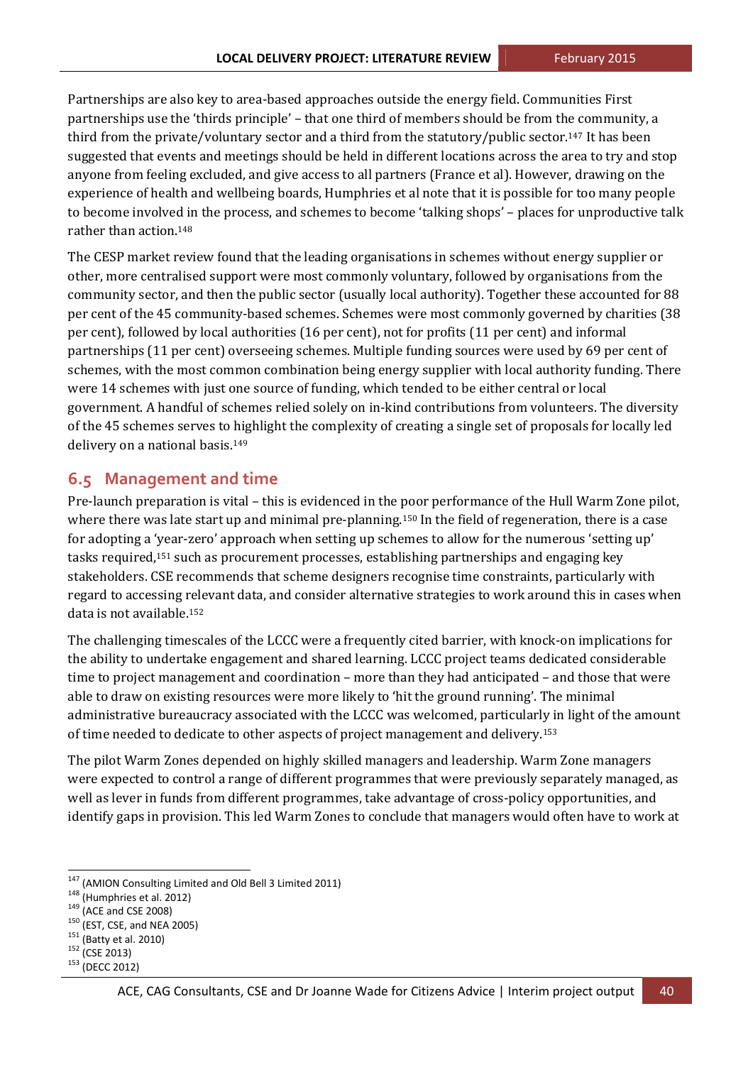Partnerships are also key to area-based approaches outside the energy field. Communities First partnerships use the 'thirds principle' – that one third of members should be from the community, a third from the private/voluntary sector and a third from the statutory/public sector.[147] It has been suggested that events and meetings should be held in different locations across the area to try and stop anyone from feeling excluded, and give access to all partners (France et al). However, drawing on the experience of health and wellbeing boards, Humphries et al note that it is possible for too many people to become involved in the process, and schemes to become 'talking shops' – places for unproductive talk rather than action.[148]

The CESP market review found that the leading organisations in schemes without energy supplier or other, more centralised support were most commonly voluntary, followed by organisations from the community sector, and then the public sector (usually local authority). Together these accounted for 88 per cent of the 45 community-based schemes. Schemes were most commonly governed by charities (38 per cent), followed by local authorities (16 per cent), not for profits (11 per cent) and informal partnerships (11 per cent) overseeing schemes. Multiple funding sources were used by 69 per cent of schemes, with the most common combination being energy supplier with local authority funding. There were 14 schemes with just one source of funding, which tended to be either central or local government. A handful of schemes relied solely on in-kind contributions from volunteers. The diversity of the 45 schemes serves to highlight the complexity of creating a single set of proposals for locally led delivery on a national basis.[149]

## 6.5 Management and time

Pre-launch preparation is vital – this is evidenced in the poor performance of the Hull Warm Zone pilot, where there was late start up and minimal pre-planning.[150] In the field of regeneration, there is a case for adopting a 'year-zero' approach when setting up schemes to allow for the numerous 'setting up' tasks required,[151] such as procurement processes, establishing partnerships and engaging key stakeholders. CSE recommends that scheme designers recognise time constraints, particularly with regard to accessing relevant data, and consider alternative strategies to work around this in cases when data is not available.[152]

The challenging timescales of the LCCC were a frequently cited barrier, with knock-on implications for the ability to undertake engagement and shared learning. LCCC project teams dedicated considerable time to project management and coordination – more than they had anticipated – and those that were able to draw on existing resources were more likely to 'hit the ground running'. The minimal administrative bureaucracy associated with the LCCC was welcomed, particularly in light of the amount of time needed to dedicate to other aspects of project management and delivery.[153]

The pilot Warm Zones depended on highly skilled managers and leadership. Warm Zone managers were expected to control a range of different programmes that were previously separately managed, as well as lever in funds from different programmes, take advantage of cross-policy opportunities, and identify gaps in provision. This led Warm Zones to conclude that managers would often have to work at

[147] (AMION Consulting Limited and Old Bell 3 Limited 2011)
[148] (Humphries et al. 2012)
[149] (ACE and CSE 2008)
[150] (EST, CSE, and NEA 2005)
[151] (Batty et al. 2010)
[152] (CSE 2013)
[153] (DECC 2012)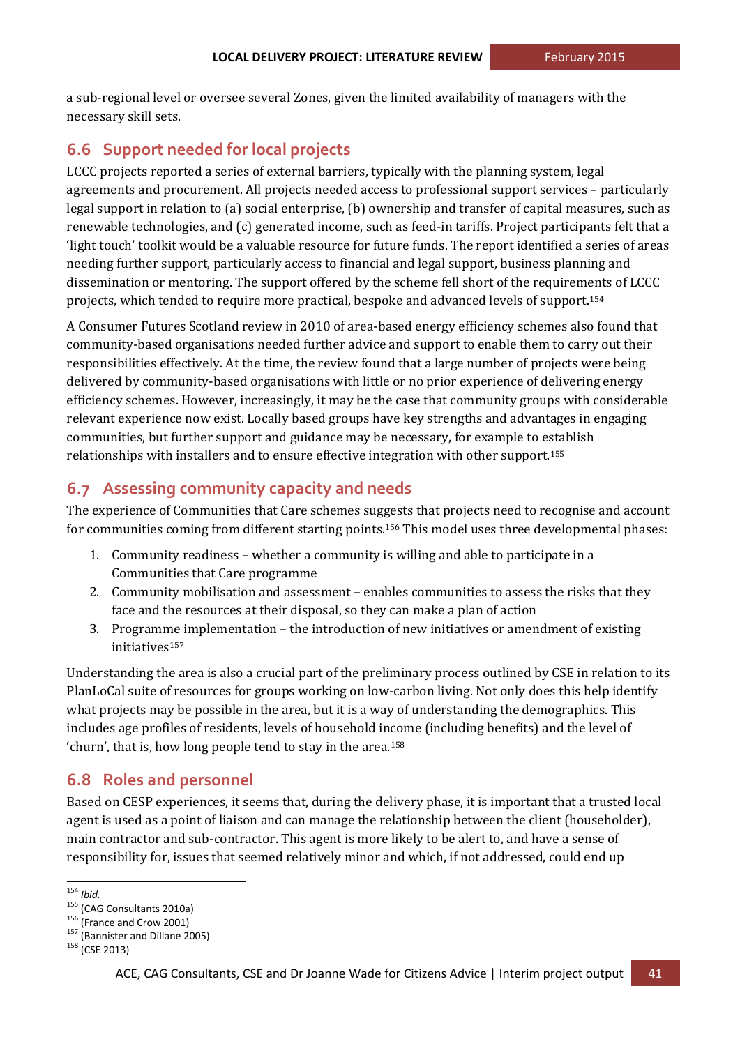a sub-regional level or oversee several Zones, given the limited availability of managers with the necessary skill sets.

## 6.6 Support needed for local projects

LCCC projects reported a series of external barriers, typically with the planning system, legal agreements and procurement. All projects needed access to professional support services – particularly legal support in relation to (a) social enterprise, (b) ownership and transfer of capital measures, such as renewable technologies, and (c) generated income, such as feed-in tariffs. Project participants felt that a 'light touch' toolkit would be a valuable resource for future funds. The report identified a series of areas needing further support, particularly access to financial and legal support, business planning and dissemination or mentoring. The support offered by the scheme fell short of the requirements of LCCC projects, which tended to require more practical, bespoke and advanced levels of support.[154]

A Consumer Futures Scotland review in 2010 of area-based energy efficiency schemes also found that community-based organisations needed further advice and support to enable them to carry out their responsibilities effectively. At the time, the review found that a large number of projects were being delivered by community-based organisations with little or no prior experience of delivering energy efficiency schemes. However, increasingly, it may be the case that community groups with considerable relevant experience now exist. Locally based groups have key strengths and advantages in engaging communities, but further support and guidance may be necessary, for example to establish relationships with installers and to ensure effective integration with other support.[155]

## 6.7 Assessing community capacity and needs

The experience of Communities that Care schemes suggests that projects need to recognise and account for communities coming from different starting points.[156] This model uses three developmental phases:

1. Community readiness – whether a community is willing and able to participate in a Communities that Care programme
2. Community mobilisation and assessment – enables communities to assess the risks that they face and the resources at their disposal, so they can make a plan of action
3. Programme implementation – the introduction of new initiatives or amendment of existing initiatives[157]

Understanding the area is also a crucial part of the preliminary process outlined by CSE in relation to its PlanLoCal suite of resources for groups working on low-carbon living. Not only does this help identify what projects may be possible in the area, but it is a way of understanding the demographics. This includes age profiles of residents, levels of household income (including benefits) and the level of 'churn', that is, how long people tend to stay in the area.[158]

## 6.8 Roles and personnel

Based on CESP experiences, it seems that, during the delivery phase, it is important that a trusted local agent is used as a point of liaison and can manage the relationship between the client (householder), main contractor and sub-contractor. This agent is more likely to be alert to, and have a sense of responsibility for, issues that seemed relatively minor and which, if not addressed, could end up

---

[154] *Ibid.*
[155] (CAG Consultants 2010a)
[156] (France and Crow 2001)
[157] (Bannister and Dillane 2005)
[158] (CSE 2013)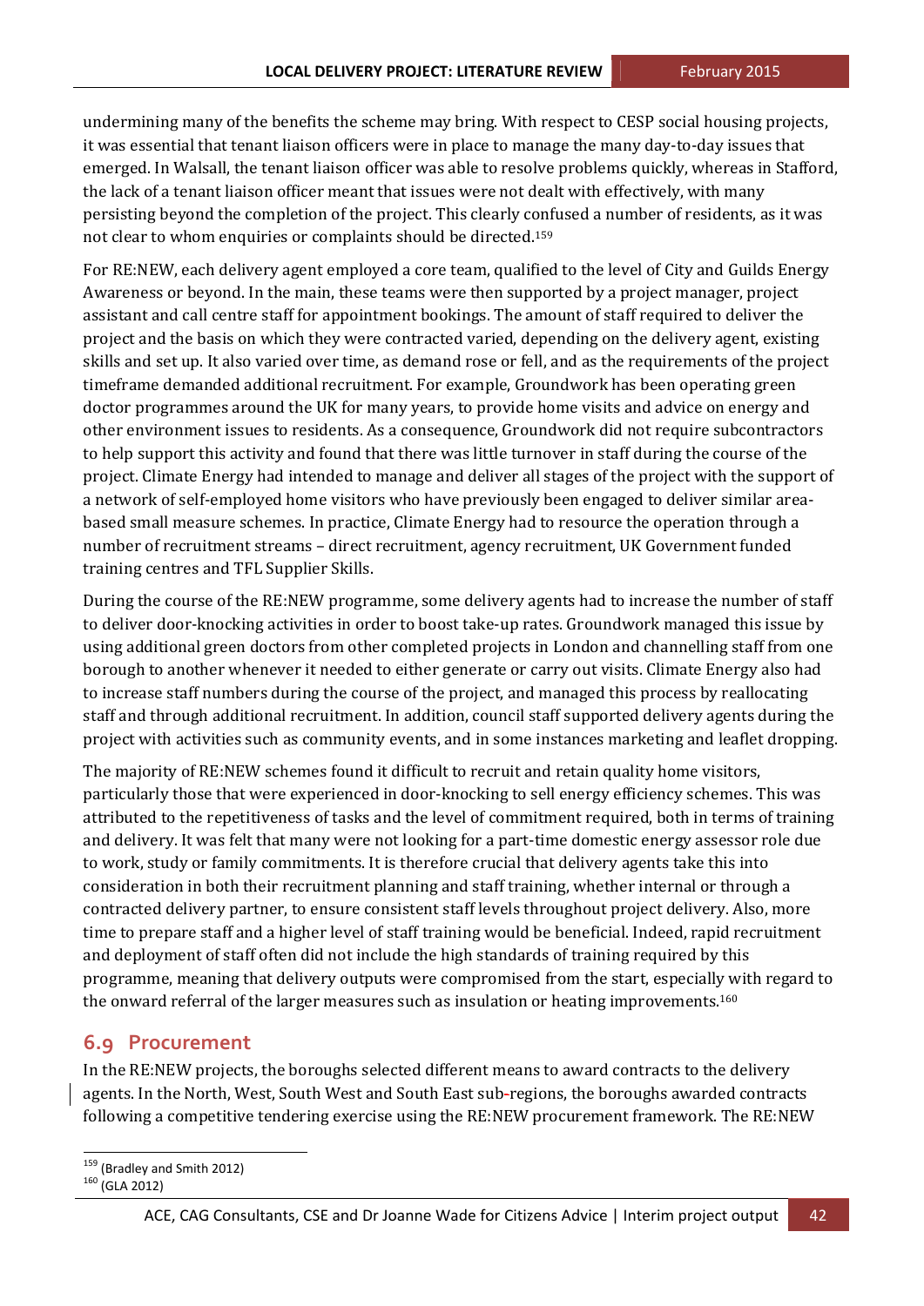undermining many of the benefits the scheme may bring. With respect to CESP social housing projects, it was essential that tenant liaison officers were in place to manage the many day-to-day issues that emerged. In Walsall, the tenant liaison officer was able to resolve problems quickly, whereas in Stafford, the lack of a tenant liaison officer meant that issues were not dealt with effectively, with many persisting beyond the completion of the project. This clearly confused a number of residents, as it was not clear to whom enquiries or complaints should be directed.[159]

For RE:NEW, each delivery agent employed a core team, qualified to the level of City and Guilds Energy Awareness or beyond. In the main, these teams were then supported by a project manager, project assistant and call centre staff for appointment bookings. The amount of staff required to deliver the project and the basis on which they were contracted varied, depending on the delivery agent, existing skills and set up. It also varied over time, as demand rose or fell, and as the requirements of the project timeframe demanded additional recruitment. For example, Groundwork has been operating green doctor programmes around the UK for many years, to provide home visits and advice on energy and other environment issues to residents. As a consequence, Groundwork did not require subcontractors to help support this activity and found that there was little turnover in staff during the course of the project. Climate Energy had intended to manage and deliver all stages of the project with the support of a network of self-employed home visitors who have previously been engaged to deliver similar area-based small measure schemes. In practice, Climate Energy had to resource the operation through a number of recruitment streams – direct recruitment, agency recruitment, UK Government funded training centres and TFL Supplier Skills.

During the course of the RE:NEW programme, some delivery agents had to increase the number of staff to deliver door-knocking activities in order to boost take-up rates. Groundwork managed this issue by using additional green doctors from other completed projects in London and channelling staff from one borough to another whenever it needed to either generate or carry out visits. Climate Energy also had to increase staff numbers during the course of the project, and managed this process by reallocating staff and through additional recruitment. In addition, council staff supported delivery agents during the project with activities such as community events, and in some instances marketing and leaflet dropping.

The majority of RE:NEW schemes found it difficult to recruit and retain quality home visitors, particularly those that were experienced in door-knocking to sell energy efficiency schemes. This was attributed to the repetitiveness of tasks and the level of commitment required, both in terms of training and delivery. It was felt that many were not looking for a part-time domestic energy assessor role due to work, study or family commitments. It is therefore crucial that delivery agents take this into consideration in both their recruitment planning and staff training, whether internal or through a contracted delivery partner, to ensure consistent staff levels throughout project delivery. Also, more time to prepare staff and a higher level of staff training would be beneficial. Indeed, rapid recruitment and deployment of staff often did not include the high standards of training required by this programme, meaning that delivery outputs were compromised from the start, especially with regard to the onward referral of the larger measures such as insulation or heating improvements.[160]

## 6.9 Procurement

In the RE:NEW projects, the boroughs selected different means to award contracts to the delivery agents. In the North, West, South West and South East sub-regions, the boroughs awarded contracts following a competitive tendering exercise using the RE:NEW procurement framework. The RE:NEW

[159] (Bradley and Smith 2012)

[160] (GLA 2012)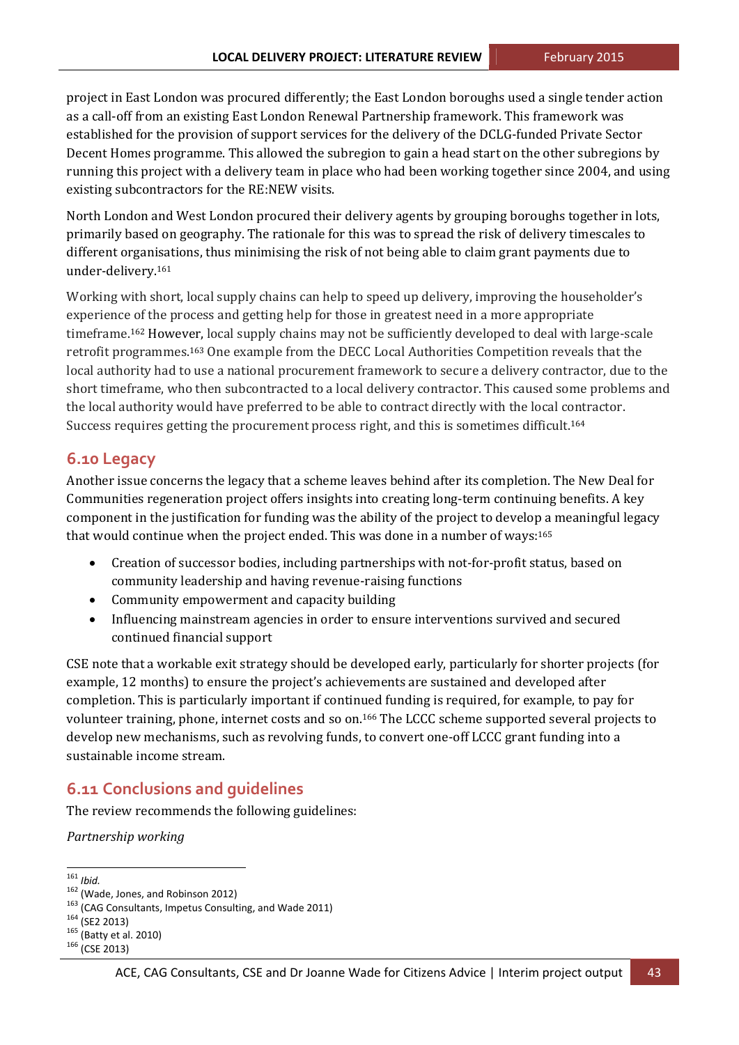project in East London was procured differently; the East London boroughs used a single tender action as a call-off from an existing East London Renewal Partnership framework. This framework was established for the provision of support services for the delivery of the DCLG-funded Private Sector Decent Homes programme. This allowed the subregion to gain a head start on the other subregions by running this project with a delivery team in place who had been working together since 2004, and using existing subcontractors for the RE:NEW visits.

North London and West London procured their delivery agents by grouping boroughs together in lots, primarily based on geography. The rationale for this was to spread the risk of delivery timescales to different organisations, thus minimising the risk of not being able to claim grant payments due to under-delivery.[161]

Working with short, local supply chains can help to speed up delivery, improving the householder's experience of the process and getting help for those in greatest need in a more appropriate timeframe.[162] However, local supply chains may not be sufficiently developed to deal with large-scale retrofit programmes.[163] One example from the DECC Local Authorities Competition reveals that the local authority had to use a national procurement framework to secure a delivery contractor, due to the short timeframe, who then subcontracted to a local delivery contractor. This caused some problems and the local authority would have preferred to be able to contract directly with the local contractor. Success requires getting the procurement process right, and this is sometimes difficult.[164]

## 6.10 Legacy

Another issue concerns the legacy that a scheme leaves behind after its completion. The New Deal for Communities regeneration project offers insights into creating long-term continuing benefits. A key component in the justification for funding was the ability of the project to develop a meaningful legacy that would continue when the project ended. This was done in a number of ways:[165]

- Creation of successor bodies, including partnerships with not-for-profit status, based on community leadership and having revenue-raising functions
- Community empowerment and capacity building
- Influencing mainstream agencies in order to ensure interventions survived and secured continued financial support

CSE note that a workable exit strategy should be developed early, particularly for shorter projects (for example, 12 months) to ensure the project's achievements are sustained and developed after completion. This is particularly important if continued funding is required, for example, to pay for volunteer training, phone, internet costs and so on.[166] The LCCC scheme supported several projects to develop new mechanisms, such as revolving funds, to convert one-off LCCC grant funding into a sustainable income stream.

## 6.11 Conclusions and guidelines

The review recommends the following guidelines:

*Partnership working*

---

[161] *Ibid.*
[162] (Wade, Jones, and Robinson 2012)
[163] (CAG Consultants, Impetus Consulting, and Wade 2011)
[164] (SE2 2013)
[165] (Batty et al. 2010)
[166] (CSE 2013)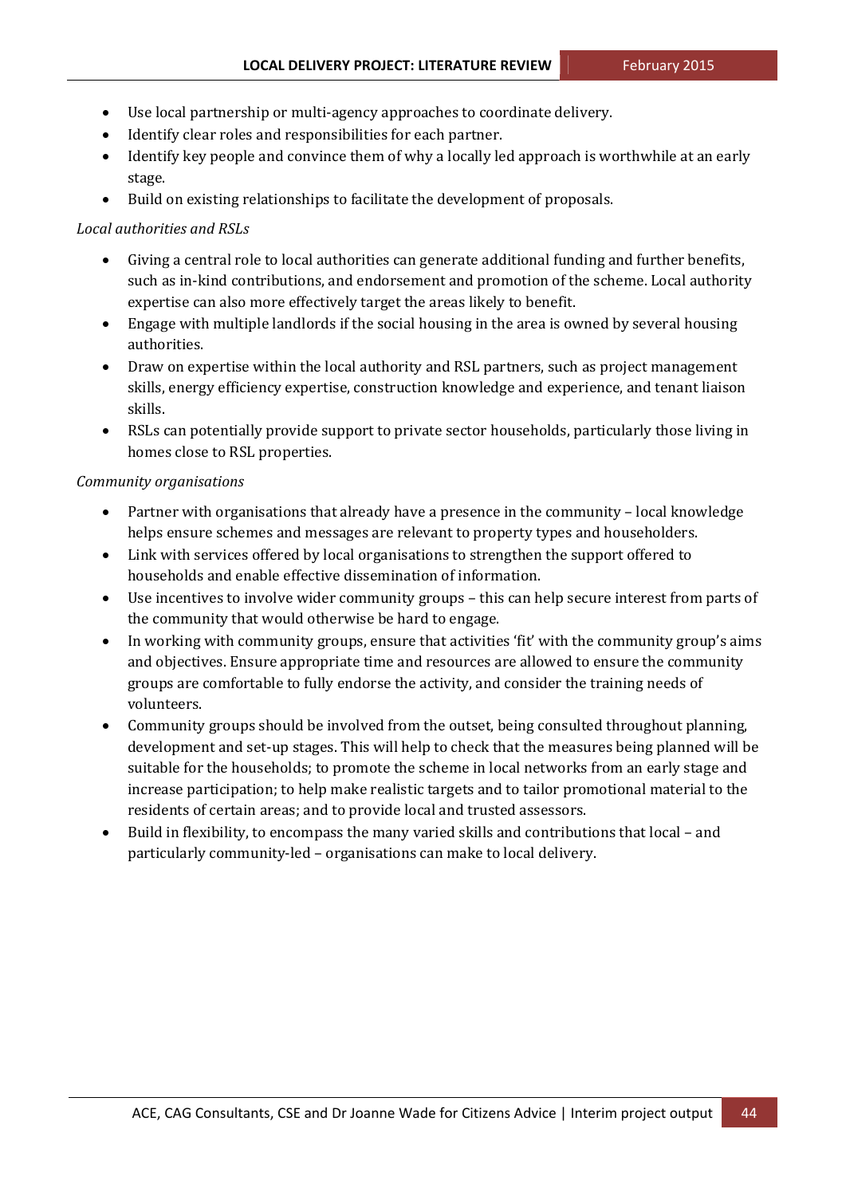- Use local partnership or multi-agency approaches to coordinate delivery.
- Identify clear roles and responsibilities for each partner.
- Identify key people and convince them of why a locally led approach is worthwhile at an early stage.
- Build on existing relationships to facilitate the development of proposals.

*Local authorities and RSLs*

- Giving a central role to local authorities can generate additional funding and further benefits, such as in-kind contributions, and endorsement and promotion of the scheme. Local authority expertise can also more effectively target the areas likely to benefit.
- Engage with multiple landlords if the social housing in the area is owned by several housing authorities.
- Draw on expertise within the local authority and RSL partners, such as project management skills, energy efficiency expertise, construction knowledge and experience, and tenant liaison skills.
- RSLs can potentially provide support to private sector households, particularly those living in homes close to RSL properties.

*Community organisations*

- Partner with organisations that already have a presence in the community – local knowledge helps ensure schemes and messages are relevant to property types and householders.
- Link with services offered by local organisations to strengthen the support offered to households and enable effective dissemination of information.
- Use incentives to involve wider community groups – this can help secure interest from parts of the community that would otherwise be hard to engage.
- In working with community groups, ensure that activities 'fit' with the community group's aims and objectives. Ensure appropriate time and resources are allowed to ensure the community groups are comfortable to fully endorse the activity, and consider the training needs of volunteers.
- Community groups should be involved from the outset, being consulted throughout planning, development and set-up stages. This will help to check that the measures being planned will be suitable for the households; to promote the scheme in local networks from an early stage and increase participation; to help make realistic targets and to tailor promotional material to the residents of certain areas; and to provide local and trusted assessors.
- Build in flexibility, to encompass the many varied skills and contributions that local – and particularly community-led – organisations can make to local delivery.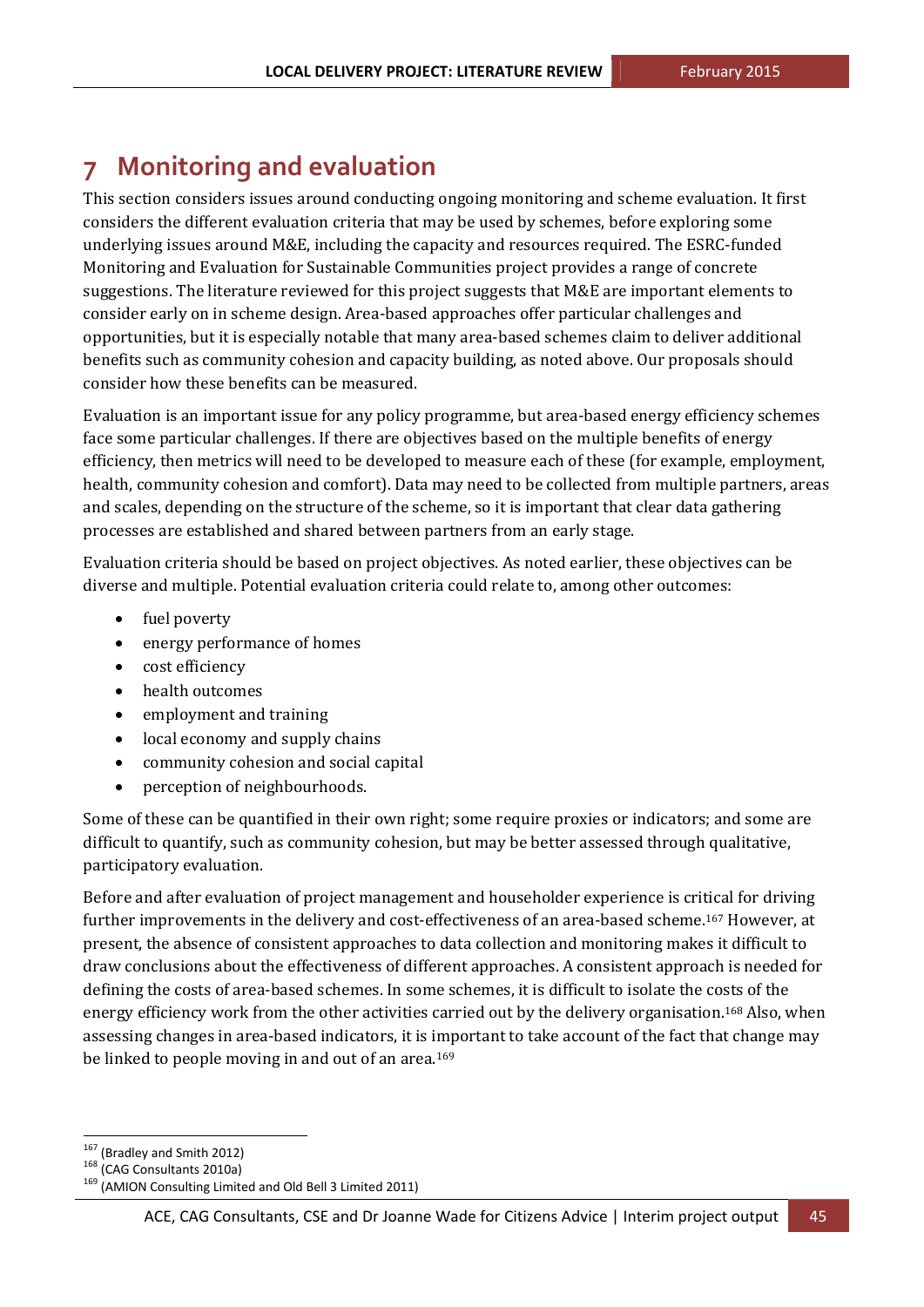# 7 Monitoring and evaluation

This section considers issues around conducting ongoing monitoring and scheme evaluation. It first considers the different evaluation criteria that may be used by schemes, before exploring some underlying issues around M&E, including the capacity and resources required. The ESRC-funded Monitoring and Evaluation for Sustainable Communities project provides a range of concrete suggestions. The literature reviewed for this project suggests that M&E are important elements to consider early on in scheme design. Area-based approaches offer particular challenges and opportunities, but it is especially notable that many area-based schemes claim to deliver additional benefits such as community cohesion and capacity building, as noted above. Our proposals should consider how these benefits can be measured.

Evaluation is an important issue for any policy programme, but area-based energy efficiency schemes face some particular challenges. If there are objectives based on the multiple benefits of energy efficiency, then metrics will need to be developed to measure each of these (for example, employment, health, community cohesion and comfort). Data may need to be collected from multiple partners, areas and scales, depending on the structure of the scheme, so it is important that clear data gathering processes are established and shared between partners from an early stage.

Evaluation criteria should be based on project objectives. As noted earlier, these objectives can be diverse and multiple. Potential evaluation criteria could relate to, among other outcomes:

- fuel poverty
- energy performance of homes
- cost efficiency
- health outcomes
- employment and training
- local economy and supply chains
- community cohesion and social capital
- perception of neighbourhoods.

Some of these can be quantified in their own right; some require proxies or indicators; and some are difficult to quantify, such as community cohesion, but may be better assessed through qualitative, participatory evaluation.

Before and after evaluation of project management and householder experience is critical for driving further improvements in the delivery and cost-effectiveness of an area-based scheme.[167] However, at present, the absence of consistent approaches to data collection and monitoring makes it difficult to draw conclusions about the effectiveness of different approaches. A consistent approach is needed for defining the costs of area-based schemes. In some schemes, it is difficult to isolate the costs of the energy efficiency work from the other activities carried out by the delivery organisation.[168] Also, when assessing changes in area-based indicators, it is important to take account of the fact that change may be linked to people moving in and out of an area.[169]

---

[167] (Bradley and Smith 2012)
[168] (CAG Consultants 2010a)
[169] (AMION Consulting Limited and Old Bell 3 Limited 2011)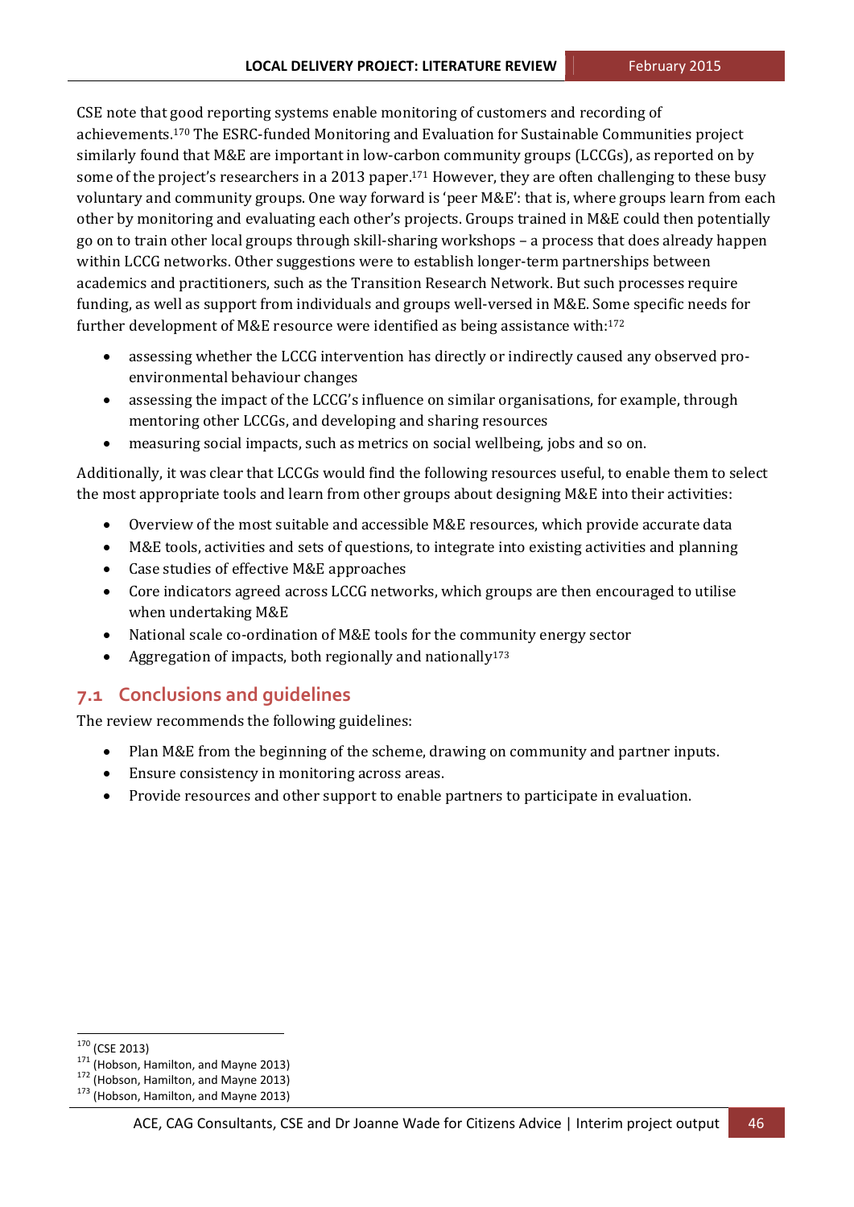CSE note that good reporting systems enable monitoring of customers and recording of achievements.[170] The ESRC-funded Monitoring and Evaluation for Sustainable Communities project similarly found that M&E are important in low-carbon community groups (LCCGs), as reported on by some of the project's researchers in a 2013 paper.[171] However, they are often challenging to these busy voluntary and community groups. One way forward is 'peer M&E': that is, where groups learn from each other by monitoring and evaluating each other's projects. Groups trained in M&E could then potentially go on to train other local groups through skill-sharing workshops – a process that does already happen within LCCG networks. Other suggestions were to establish longer-term partnerships between academics and practitioners, such as the Transition Research Network. But such processes require funding, as well as support from individuals and groups well-versed in M&E. Some specific needs for further development of M&E resource were identified as being assistance with:[172]

- assessing whether the LCCG intervention has directly or indirectly caused any observed pro-environmental behaviour changes
- assessing the impact of the LCCG's influence on similar organisations, for example, through mentoring other LCCGs, and developing and sharing resources
- measuring social impacts, such as metrics on social wellbeing, jobs and so on.

Additionally, it was clear that LCCGs would find the following resources useful, to enable them to select the most appropriate tools and learn from other groups about designing M&E into their activities:

- Overview of the most suitable and accessible M&E resources, which provide accurate data
- M&E tools, activities and sets of questions, to integrate into existing activities and planning
- Case studies of effective M&E approaches
- Core indicators agreed across LCCG networks, which groups are then encouraged to utilise when undertaking M&E
- National scale co-ordination of M&E tools for the community energy sector
- Aggregation of impacts, both regionally and nationally[173]

## 7.1 Conclusions and guidelines

The review recommends the following guidelines:

- Plan M&E from the beginning of the scheme, drawing on community and partner inputs.
- Ensure consistency in monitoring across areas.
- Provide resources and other support to enable partners to participate in evaluation.

---

[170] (CSE 2013)
[171] (Hobson, Hamilton, and Mayne 2013)
[172] (Hobson, Hamilton, and Mayne 2013)
[173] (Hobson, Hamilton, and Mayne 2013)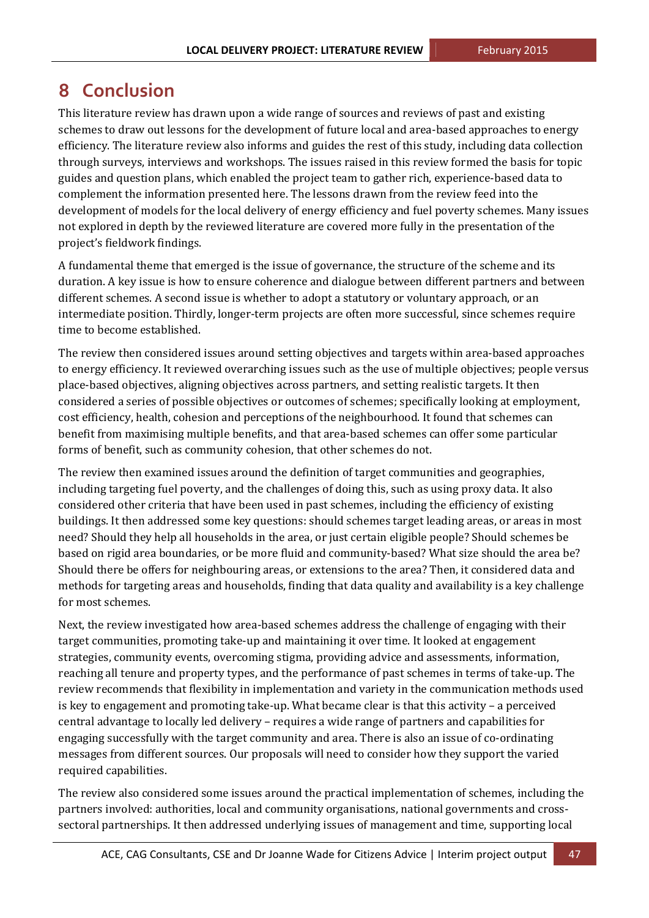# 8 Conclusion

This literature review has drawn upon a wide range of sources and reviews of past and existing schemes to draw out lessons for the development of future local and area-based approaches to energy efficiency. The literature review also informs and guides the rest of this study, including data collection through surveys, interviews and workshops. The issues raised in this review formed the basis for topic guides and question plans, which enabled the project team to gather rich, experience-based data to complement the information presented here. The lessons drawn from the review feed into the development of models for the local delivery of energy efficiency and fuel poverty schemes. Many issues not explored in depth by the reviewed literature are covered more fully in the presentation of the project's fieldwork findings.

A fundamental theme that emerged is the issue of governance, the structure of the scheme and its duration. A key issue is how to ensure coherence and dialogue between different partners and between different schemes. A second issue is whether to adopt a statutory or voluntary approach, or an intermediate position. Thirdly, longer-term projects are often more successful, since schemes require time to become established.

The review then considered issues around setting objectives and targets within area-based approaches to energy efficiency. It reviewed overarching issues such as the use of multiple objectives; people versus place-based objectives, aligning objectives across partners, and setting realistic targets. It then considered a series of possible objectives or outcomes of schemes; specifically looking at employment, cost efficiency, health, cohesion and perceptions of the neighbourhood. It found that schemes can benefit from maximising multiple benefits, and that area-based schemes can offer some particular forms of benefit, such as community cohesion, that other schemes do not.

The review then examined issues around the definition of target communities and geographies, including targeting fuel poverty, and the challenges of doing this, such as using proxy data. It also considered other criteria that have been used in past schemes, including the efficiency of existing buildings. It then addressed some key questions: should schemes target leading areas, or areas in most need? Should they help all households in the area, or just certain eligible people? Should schemes be based on rigid area boundaries, or be more fluid and community-based? What size should the area be? Should there be offers for neighbouring areas, or extensions to the area? Then, it considered data and methods for targeting areas and households, finding that data quality and availability is a key challenge for most schemes.

Next, the review investigated how area-based schemes address the challenge of engaging with their target communities, promoting take-up and maintaining it over time. It looked at engagement strategies, community events, overcoming stigma, providing advice and assessments, information, reaching all tenure and property types, and the performance of past schemes in terms of take-up. The review recommends that flexibility in implementation and variety in the communication methods used is key to engagement and promoting take-up. What became clear is that this activity – a perceived central advantage to locally led delivery – requires a wide range of partners and capabilities for engaging successfully with the target community and area. There is also an issue of co-ordinating messages from different sources. Our proposals will need to consider how they support the varied required capabilities.

The review also considered some issues around the practical implementation of schemes, including the partners involved: authorities, local and community organisations, national governments and cross-sectoral partnerships. It then addressed underlying issues of management and time, supporting local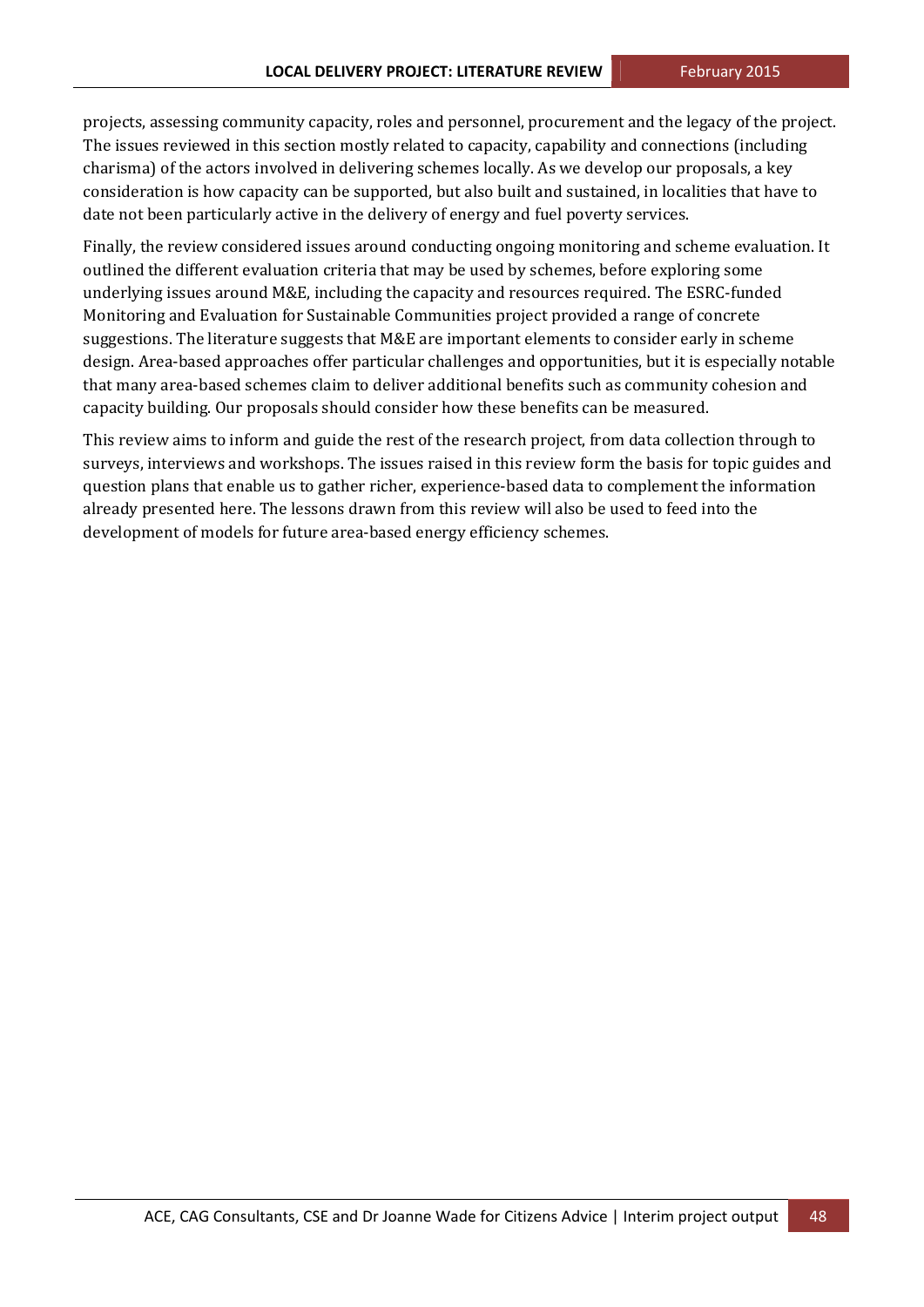projects, assessing community capacity, roles and personnel, procurement and the legacy of the project. The issues reviewed in this section mostly related to capacity, capability and connections (including charisma) of the actors involved in delivering schemes locally. As we develop our proposals, a key consideration is how capacity can be supported, but also built and sustained, in localities that have to date not been particularly active in the delivery of energy and fuel poverty services.

Finally, the review considered issues around conducting ongoing monitoring and scheme evaluation. It outlined the different evaluation criteria that may be used by schemes, before exploring some underlying issues around M&E, including the capacity and resources required. The ESRC-funded Monitoring and Evaluation for Sustainable Communities project provided a range of concrete suggestions. The literature suggests that M&E are important elements to consider early in scheme design. Area-based approaches offer particular challenges and opportunities, but it is especially notable that many area-based schemes claim to deliver additional benefits such as community cohesion and capacity building. Our proposals should consider how these benefits can be measured.

This review aims to inform and guide the rest of the research project, from data collection through to surveys, interviews and workshops. The issues raised in this review form the basis for topic guides and question plans that enable us to gather richer, experience-based data to complement the information already presented here. The lessons drawn from this review will also be used to feed into the development of models for future area-based energy efficiency schemes.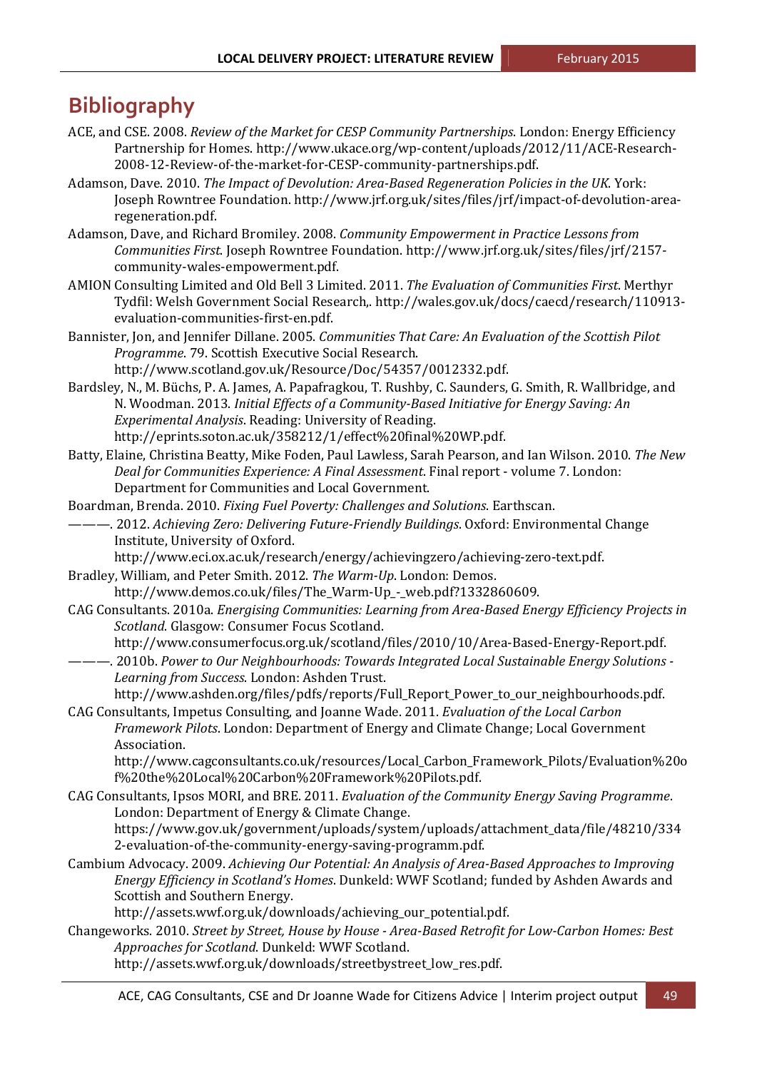# Bibliography

ACE, and CSE. 2008. *Review of the Market for CESP Community Partnerships*. London: Energy Efficiency Partnership for Homes. http://www.ukace.org/wp-content/uploads/2012/11/ACE-Research-2008-12-Review-of-the-market-for-CESP-community-partnerships.pdf.

Adamson, Dave. 2010. *The Impact of Devolution: Area-Based Regeneration Policies in the UK*. York: Joseph Rowntree Foundation. http://www.jrf.org.uk/sites/files/jrf/impact-of-devolution-area-regeneration.pdf.

Adamson, Dave, and Richard Bromiley. 2008. *Community Empowerment in Practice Lessons from Communities First*. Joseph Rowntree Foundation. http://www.jrf.org.uk/sites/files/jrf/2157-community-wales-empowerment.pdf.

AMION Consulting Limited and Old Bell 3 Limited. 2011. *The Evaluation of Communities First*. Merthyr Tydfil: Welsh Government Social Research,. http://wales.gov.uk/docs/caecd/research/110913-evaluation-communities-first-en.pdf.

Bannister, Jon, and Jennifer Dillane. 2005. *Communities That Care: An Evaluation of the Scottish Pilot Programme*. 79. Scottish Executive Social Research. http://www.scotland.gov.uk/Resource/Doc/54357/0012332.pdf.

Bardsley, N., M. Büchs, P. A. James, A. Papafragkou, T. Rushby, C. Saunders, G. Smith, R. Wallbridge, and N. Woodman. 2013. *Initial Effects of a Community-Based Initiative for Energy Saving: An Experimental Analysis*. Reading: University of Reading. http://eprints.soton.ac.uk/358212/1/effect%20final%20WP.pdf.

Batty, Elaine, Christina Beatty, Mike Foden, Paul Lawless, Sarah Pearson, and Ian Wilson. 2010. *The New Deal for Communities Experience: A Final Assessment*. Final report - volume 7. London: Department for Communities and Local Government.

Boardman, Brenda. 2010. *Fixing Fuel Poverty: Challenges and Solutions*. Earthscan.

———. 2012. *Achieving Zero: Delivering Future-Friendly Buildings*. Oxford: Environmental Change Institute, University of Oxford. http://www.eci.ox.ac.uk/research/energy/achievingzero/achieving-zero-text.pdf.

Bradley, William, and Peter Smith. 2012. *The Warm-Up*. London: Demos. http://www.demos.co.uk/files/The_Warm-Up_-_web.pdf?1332860609.

CAG Consultants. 2010a. *Energising Communities: Learning from Area-Based Energy Efficiency Projects in Scotland*. Glasgow: Consumer Focus Scotland. http://www.consumerfocus.org.uk/scotland/files/2010/10/Area-Based-Energy-Report.pdf.

———. 2010b. *Power to Our Neighbourhoods: Towards Integrated Local Sustainable Energy Solutions - Learning from Success*. London: Ashden Trust. http://www.ashden.org/files/pdfs/reports/Full_Report_Power_to_our_neighbourhoods.pdf.

CAG Consultants, Impetus Consulting, and Joanne Wade. 2011. *Evaluation of the Local Carbon Framework Pilots*. London: Department of Energy and Climate Change; Local Government Association. http://www.cagconsultants.co.uk/resources/Local_Carbon_Framework_Pilots/Evaluation%20of%20the%20Local%20Carbon%20Framework%20Pilots.pdf.

CAG Consultants, Ipsos MORI, and BRE. 2011. *Evaluation of the Community Energy Saving Programme*. London: Department of Energy & Climate Change. https://www.gov.uk/government/uploads/system/uploads/attachment_data/file/48210/3342-evaluation-of-the-community-energy-saving-programm.pdf.

Cambium Advocacy. 2009. *Achieving Our Potential: An Analysis of Area-Based Approaches to Improving Energy Efficiency in Scotland's Homes*. Dunkeld: WWF Scotland; funded by Ashden Awards and Scottish and Southern Energy. http://assets.wwf.org.uk/downloads/achieving_our_potential.pdf.

Changeworks. 2010. *Street by Street, House by House - Area-Based Retrofit for Low-Carbon Homes: Best Approaches for Scotland*. Dunkeld: WWF Scotland. http://assets.wwf.org.uk/downloads/streetbystreet_low_res.pdf.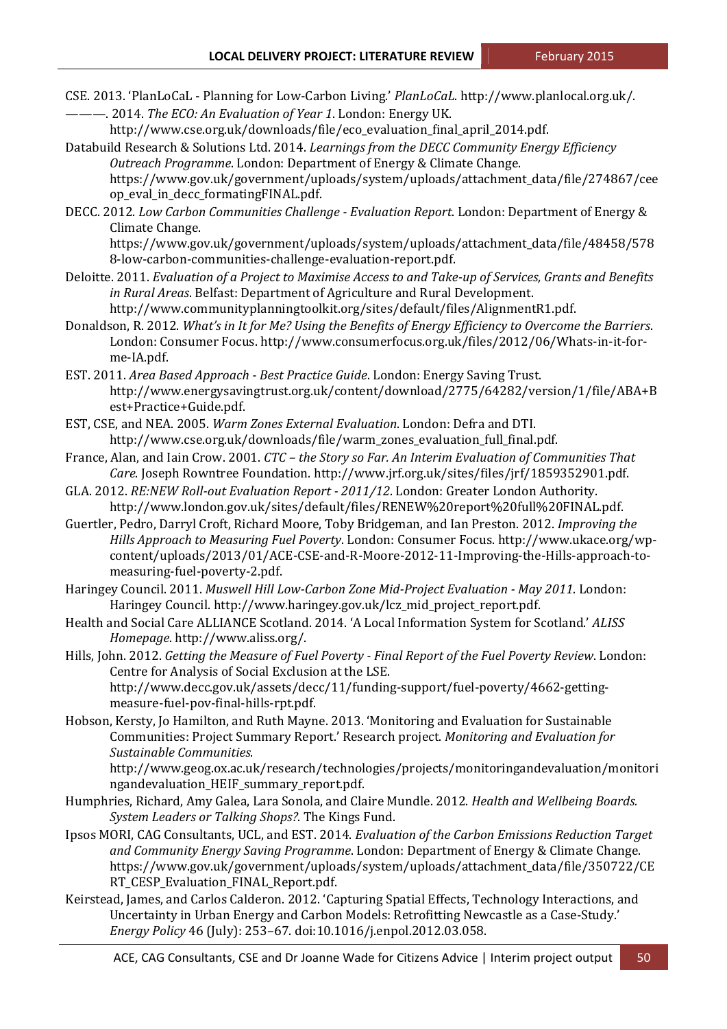CSE. 2013. 'PlanLoCaL - Planning for Low-Carbon Living.' *PlanLoCaL*. http://www.planlocal.org.uk/.

———. 2014. *The ECO: An Evaluation of Year 1*. London: Energy UK. http://www.cse.org.uk/downloads/file/eco_evaluation_final_april_2014.pdf.

Databuild Research & Solutions Ltd. 2014. *Learnings from the DECC Community Energy Efficiency Outreach Programme*. London: Department of Energy & Climate Change. https://www.gov.uk/government/uploads/system/uploads/attachment_data/file/274867/ceeop_eval_in_decc_formatingFINAL.pdf.

DECC. 2012. *Low Carbon Communities Challenge - Evaluation Report*. London: Department of Energy & Climate Change. https://www.gov.uk/government/uploads/system/uploads/attachment_data/file/48458/5788-low-carbon-communities-challenge-evaluation-report.pdf.

Deloitte. 2011. *Evaluation of a Project to Maximise Access to and Take-up of Services, Grants and Benefits in Rural Areas*. Belfast: Department of Agriculture and Rural Development. http://www.communityplanningtoolkit.org/sites/default/files/AlignmentR1.pdf.

Donaldson, R. 2012. *What's in It for Me? Using the Benefits of Energy Efficiency to Overcome the Barriers*. London: Consumer Focus. http://www.consumerfocus.org.uk/files/2012/06/Whats-in-it-for-me-IA.pdf.

EST. 2011. *Area Based Approach - Best Practice Guide*. London: Energy Saving Trust. http://www.energysavingtrust.org.uk/content/download/2775/64282/version/1/file/ABA+Best+Practice+Guide.pdf.

EST, CSE, and NEA. 2005. *Warm Zones External Evaluation*. London: Defra and DTI. http://www.cse.org.uk/downloads/file/warm_zones_evaluation_full_final.pdf.

France, Alan, and Iain Crow. 2001. *CTC – the Story so Far. An Interim Evaluation of Communities That Care*. Joseph Rowntree Foundation. http://www.jrf.org.uk/sites/files/jrf/1859352901.pdf.

GLA. 2012. *RE:NEW Roll-out Evaluation Report - 2011/12*. London: Greater London Authority. http://www.london.gov.uk/sites/default/files/RENEW%20report%20full%20FINAL.pdf.

Guertler, Pedro, Darryl Croft, Richard Moore, Toby Bridgeman, and Ian Preston. 2012. *Improving the Hills Approach to Measuring Fuel Poverty*. London: Consumer Focus. http://www.ukace.org/wp-content/uploads/2013/01/ACE-CSE-and-R-Moore-2012-11-Improving-the-Hills-approach-to-measuring-fuel-poverty-2.pdf.

Haringey Council. 2011. *Muswell Hill Low-Carbon Zone Mid-Project Evaluation - May 2011*. London: Haringey Council. http://www.haringey.gov.uk/lcz_mid_project_report.pdf.

Health and Social Care ALLIANCE Scotland. 2014. 'A Local Information System for Scotland.' *ALISS Homepage*. http://www.aliss.org/.

Hills, John. 2012. *Getting the Measure of Fuel Poverty - Final Report of the Fuel Poverty Review*. London: Centre for Analysis of Social Exclusion at the LSE. http://www.decc.gov.uk/assets/decc/11/funding-support/fuel-poverty/4662-getting-measure-fuel-pov-final-hills-rpt.pdf.

Hobson, Kersty, Jo Hamilton, and Ruth Mayne. 2013. 'Monitoring and Evaluation for Sustainable Communities: Project Summary Report.' Research project. *Monitoring and Evaluation for Sustainable Communities*. http://www.geog.ox.ac.uk/research/technologies/projects/monitoringandevaluation/monitoringandevaluation_HEIF_summary_report.pdf.

Humphries, Richard, Amy Galea, Lara Sonola, and Claire Mundle. 2012. *Health and Wellbeing Boards. System Leaders or Talking Shops?*. The Kings Fund.

Ipsos MORI, CAG Consultants, UCL, and EST. 2014. *Evaluation of the Carbon Emissions Reduction Target and Community Energy Saving Programme*. London: Department of Energy & Climate Change. https://www.gov.uk/government/uploads/system/uploads/attachment_data/file/350722/CERT_CESP_Evaluation_FINAL_Report.pdf.

Keirstead, James, and Carlos Calderon. 2012. 'Capturing Spatial Effects, Technology Interactions, and Uncertainty in Urban Energy and Carbon Models: Retrofitting Newcastle as a Case-Study.' *Energy Policy* 46 (July): 253–67. doi:10.1016/j.enpol.2012.03.058.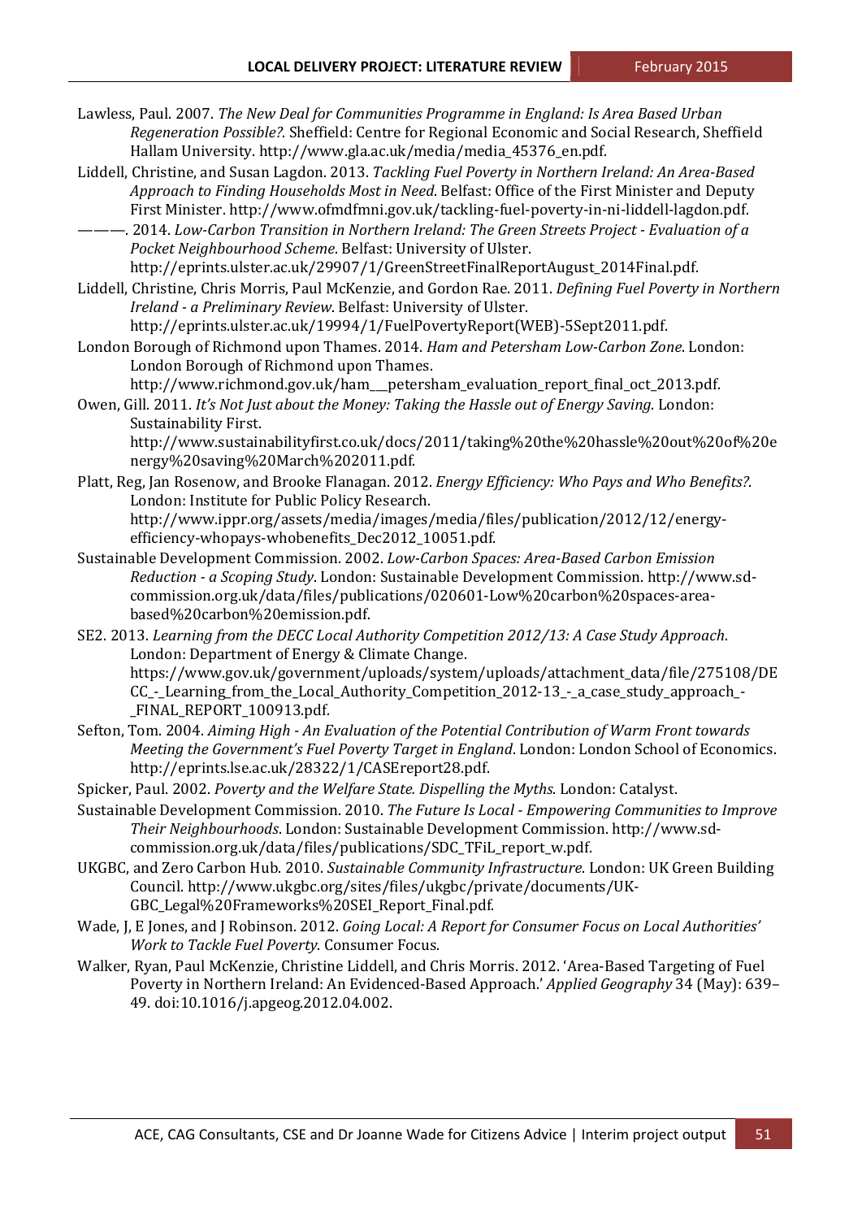Lawless, Paul. 2007. *The New Deal for Communities Programme in England: Is Area Based Urban Regeneration Possible?*. Sheffield: Centre for Regional Economic and Social Research, Sheffield Hallam University. http://www.gla.ac.uk/media/media_45376_en.pdf.

Liddell, Christine, and Susan Lagdon. 2013. *Tackling Fuel Poverty in Northern Ireland: An Area-Based Approach to Finding Households Most in Need*. Belfast: Office of the First Minister and Deputy First Minister. http://www.ofmdfmni.gov.uk/tackling-fuel-poverty-in-ni-liddell-lagdon.pdf.

———. 2014. *Low-Carbon Transition in Northern Ireland: The Green Streets Project - Evaluation of a Pocket Neighbourhood Scheme*. Belfast: University of Ulster. http://eprints.ulster.ac.uk/29907/1/GreenStreetFinalReportAugust_2014Final.pdf.

Liddell, Christine, Chris Morris, Paul McKenzie, and Gordon Rae. 2011. *Defining Fuel Poverty in Northern Ireland - a Preliminary Review*. Belfast: University of Ulster. http://eprints.ulster.ac.uk/19994/1/FuelPovertyReport(WEB)-5Sept2011.pdf.

London Borough of Richmond upon Thames. 2014. *Ham and Petersham Low-Carbon Zone*. London: London Borough of Richmond upon Thames. http://www.richmond.gov.uk/ham__petersham_evaluation_report_final_oct_2013.pdf.

Owen, Gill. 2011. *It's Not Just about the Money: Taking the Hassle out of Energy Saving*. London: Sustainability First. http://www.sustainabilityfirst.co.uk/docs/2011/taking%20the%20hassle%20out%20of%20energy%20saving%20March%202011.pdf.

Platt, Reg, Jan Rosenow, and Brooke Flanagan. 2012. *Energy Efficiency: Who Pays and Who Benefits?*. London: Institute for Public Policy Research. http://www.ippr.org/assets/media/images/media/files/publication/2012/12/energy-efficiency-whopays-whobenefits_Dec2012_10051.pdf.

Sustainable Development Commission. 2002. *Low-Carbon Spaces: Area-Based Carbon Emission Reduction - a Scoping Study*. London: Sustainable Development Commission. http://www.sd-commission.org.uk/data/files/publications/020601-Low%20carbon%20spaces-area-based%20carbon%20emission.pdf.

SE2. 2013. *Learning from the DECC Local Authority Competition 2012/13: A Case Study Approach*. London: Department of Energy & Climate Change. https://www.gov.uk/government/uploads/system/uploads/attachment_data/file/275108/DECC_-_Learning_from_the_Local_Authority_Competition_2012-13_-_a_case_study_approach_-_FINAL_REPORT_100913.pdf.

Sefton, Tom. 2004. *Aiming High - An Evaluation of the Potential Contribution of Warm Front towards Meeting the Government's Fuel Poverty Target in England*. London: London School of Economics. http://eprints.lse.ac.uk/28322/1/CASEreport28.pdf.

Spicker, Paul. 2002. *Poverty and the Welfare State. Dispelling the Myths*. London: Catalyst.

Sustainable Development Commission. 2010. *The Future Is Local - Empowering Communities to Improve Their Neighbourhoods*. London: Sustainable Development Commission. http://www.sd-commission.org.uk/data/files/publications/SDC_TFiL_report_w.pdf.

UKGBC, and Zero Carbon Hub. 2010. *Sustainable Community Infrastructure*. London: UK Green Building Council. http://www.ukgbc.org/sites/files/ukgbc/private/documents/UK-GBC_Legal%20Frameworks%20SEI_Report_Final.pdf.

Wade, J, E Jones, and J Robinson. 2012. *Going Local: A Report for Consumer Focus on Local Authorities' Work to Tackle Fuel Poverty*. Consumer Focus.

Walker, Ryan, Paul McKenzie, Christine Liddell, and Chris Morris. 2012. 'Area-Based Targeting of Fuel Poverty in Northern Ireland: An Evidenced-Based Approach.' *Applied Geography* 34 (May): 639–49. doi:10.1016/j.apgeog.2012.04.002.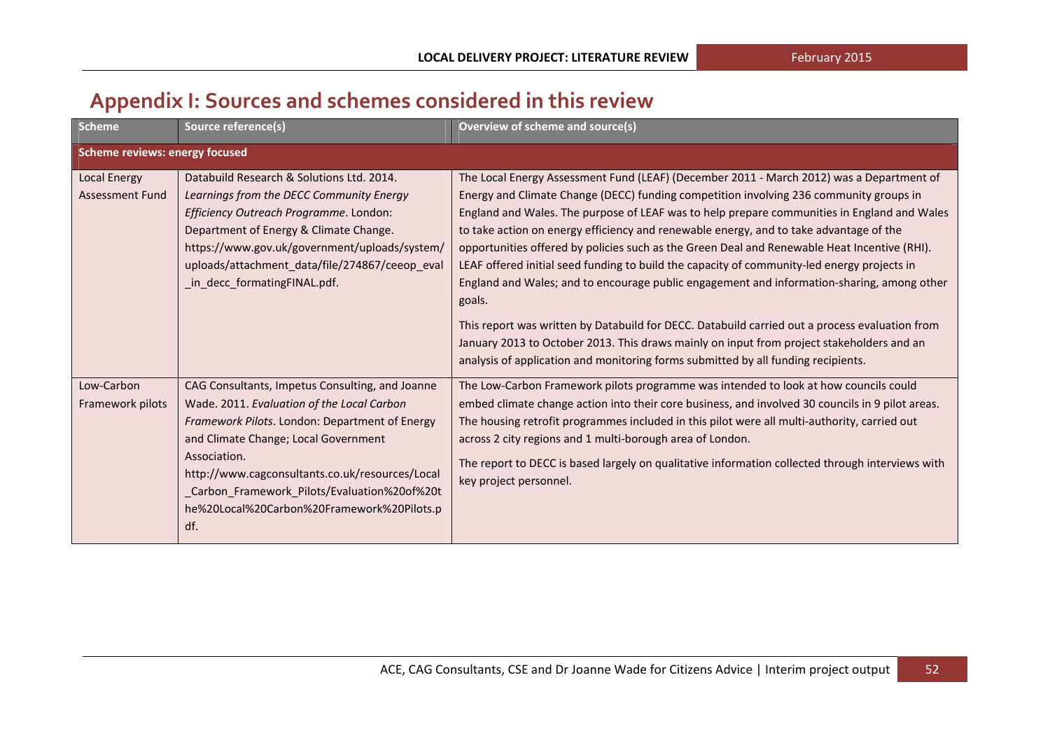## Appendix I: Sources and schemes considered in this review

| Scheme | Source reference(s) | Overview of scheme and source(s) |
|---|---|---|
| **Scheme reviews: energy focused** | | |
| Local Energy Assessment Fund | Databuild Research & Solutions Ltd. 2014. *Learnings from the DECC Community Energy Efficiency Outreach Programme*. London: Department of Energy & Climate Change. https://www.gov.uk/government/uploads/system/uploads/attachment_data/file/274867/ceeop_eval_in_decc_formatingFINAL.pdf. | The Local Energy Assessment Fund (LEAF) (December 2011 - March 2012) was a Department of Energy and Climate Change (DECC) funding competition involving 236 community groups in England and Wales. The purpose of LEAF was to help prepare communities in England and Wales to take action on energy efficiency and renewable energy, and to take advantage of the opportunities offered by policies such as the Green Deal and Renewable Heat Incentive (RHI). LEAF offered initial seed funding to build the capacity of community-led energy projects in England and Wales; and to encourage public engagement and information-sharing, among other goals.<br><br>This report was written by Databuild for DECC. Databuild carried out a process evaluation from January 2013 to October 2013. This draws mainly on input from project stakeholders and an analysis of application and monitoring forms submitted by all funding recipients. |
| Low-Carbon Framework pilots | CAG Consultants, Impetus Consulting, and Joanne Wade. 2011. *Evaluation of the Local Carbon Framework Pilots*. London: Department of Energy and Climate Change; Local Government Association. http://www.cagconsultants.co.uk/resources/Local_Carbon_Framework_Pilots/Evaluation%20of%20the%20Local%20Carbon%20Framework%20Pilots.pdf. | The Low-Carbon Framework pilots programme was intended to look at how councils could embed climate change action into their core business, and involved 30 councils in 9 pilot areas. The housing retrofit programmes included in this pilot were all multi-authority, carried out across 2 city regions and 1 multi-borough area of London.<br><br>The report to DECC is based largely on qualitative information collected through interviews with key project personnel. |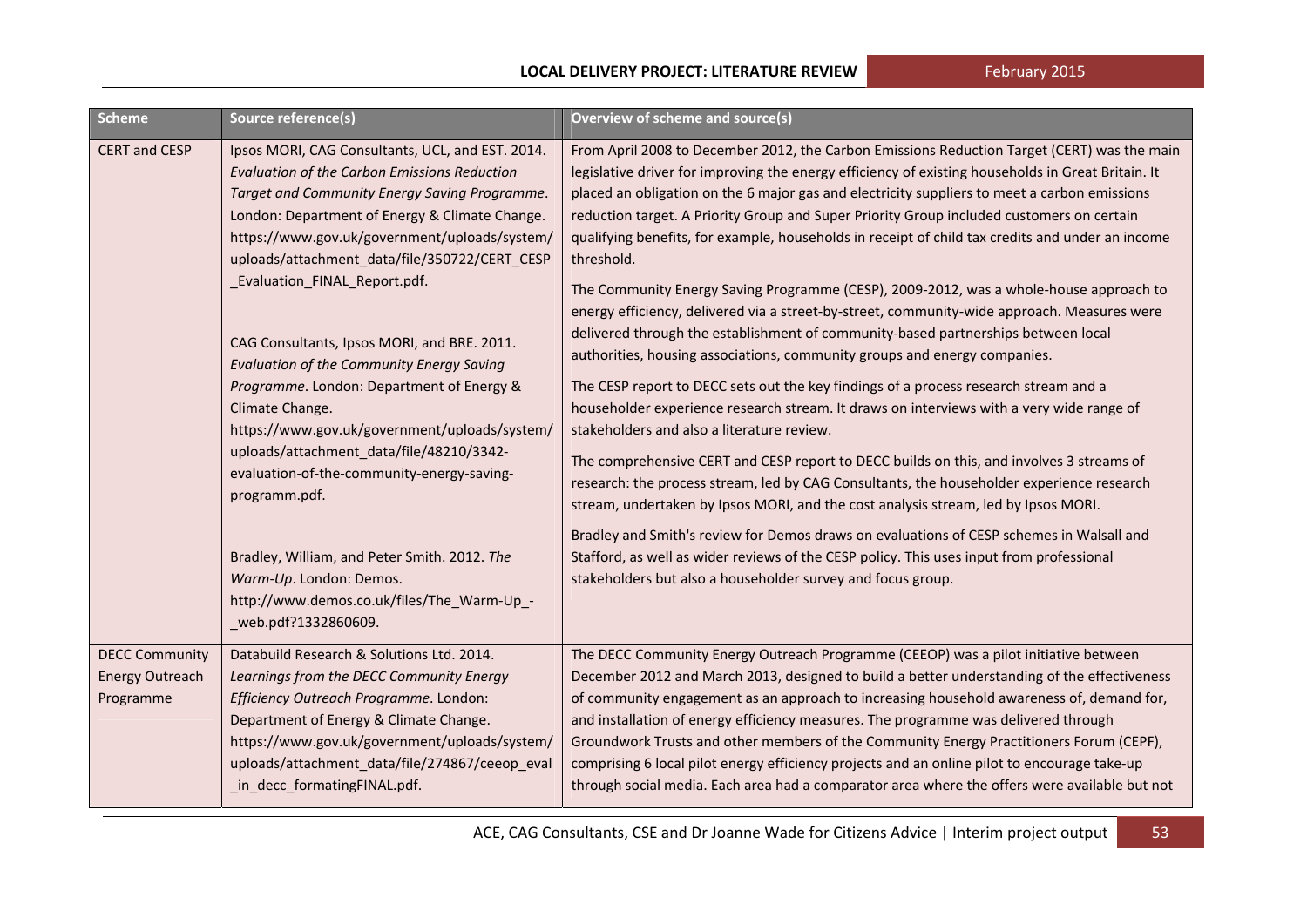| Scheme | Source reference(s) | Overview of scheme and source(s) |
|---|---|---|
| CERT and CESP | Ipsos MORI, CAG Consultants, UCL, and EST. 2014. *Evaluation of the Carbon Emissions Reduction Target and Community Energy Saving Programme*. London: Department of Energy & Climate Change. https://www.gov.uk/government/uploads/system/uploads/attachment_data/file/350722/CERT_CESP_Evaluation_FINAL_Report.pdf.<br><br>CAG Consultants, Ipsos MORI, and BRE. 2011. *Evaluation of the Community Energy Saving Programme*. London: Department of Energy & Climate Change. https://www.gov.uk/government/uploads/system/uploads/attachment_data/file/48210/3342-evaluation-of-the-community-energy-saving-programm.pdf.<br><br>Bradley, William, and Peter Smith. 2012. *The Warm-Up*. London: Demos. http://www.demos.co.uk/files/The_Warm-Up_-_web.pdf?1332860609. | From April 2008 to December 2012, the Carbon Emissions Reduction Target (CERT) was the main legislative driver for improving the energy efficiency of existing households in Great Britain. It placed an obligation on the 6 major gas and electricity suppliers to meet a carbon emissions reduction target. A Priority Group and Super Priority Group included customers on certain qualifying benefits, for example, households in receipt of child tax credits and under an income threshold.<br><br>The Community Energy Saving Programme (CESP), 2009-2012, was a whole-house approach to energy efficiency, delivered via a street-by-street, community-wide approach. Measures were delivered through the establishment of community-based partnerships between local authorities, housing associations, community groups and energy companies.<br><br>The CESP report to DECC sets out the key findings of a process research stream and a householder experience research stream. It draws on interviews with a very wide range of stakeholders and also a literature review.<br><br>The comprehensive CERT and CESP report to DECC builds on this, and involves 3 streams of research: the process stream, led by CAG Consultants, the householder experience research stream, undertaken by Ipsos MORI, and the cost analysis stream, led by Ipsos MORI.<br><br>Bradley and Smith's review for Demos draws on evaluations of CESP schemes in Walsall and Stafford, as well as wider reviews of the CESP policy. This uses input from professional stakeholders but also a householder survey and focus group. |
| DECC Community Energy Outreach Programme | Databuild Research & Solutions Ltd. 2014. *Learnings from the DECC Community Energy Efficiency Outreach Programme*. London: Department of Energy & Climate Change. https://www.gov.uk/government/uploads/system/uploads/attachment_data/file/274867/ceeop_eval_in_decc_formatingFINAL.pdf. | The DECC Community Energy Outreach Programme (CEEOP) was a pilot initiative between December 2012 and March 2013, designed to build a better understanding of the effectiveness of community engagement as an approach to increasing household awareness of, demand for, and installation of energy efficiency measures. The programme was delivered through Groundwork Trusts and other members of the Community Energy Practitioners Forum (CEPF), comprising 6 local pilot energy efficiency projects and an online pilot to encourage take-up through social media. Each area had a comparator area where the offers were available but not |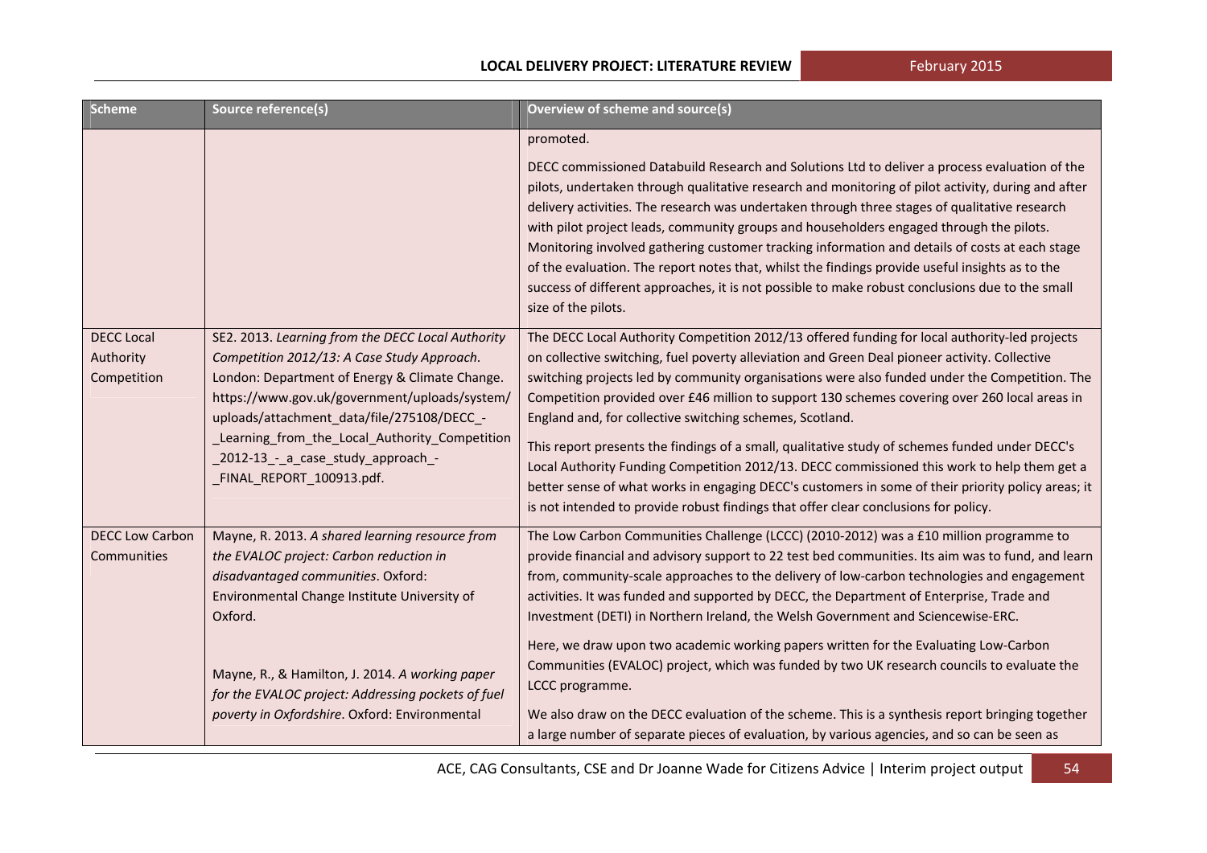| Scheme | Source reference(s) | Overview of scheme and source(s) |
|---|---|---|
| | | promoted.<br><br>DECC commissioned Databuild Research and Solutions Ltd to deliver a process evaluation of the pilots, undertaken through qualitative research and monitoring of pilot activity, during and after delivery activities. The research was undertaken through three stages of qualitative research with pilot project leads, community groups and householders engaged through the pilots. Monitoring involved gathering customer tracking information and details of costs at each stage of the evaluation. The report notes that, whilst the findings provide useful insights as to the success of different approaches, it is not possible to make robust conclusions due to the small size of the pilots. |
| DECC Local Authority Competition | SE2. 2013. *Learning from the DECC Local Authority Competition 2012/13: A Case Study Approach*. London: Department of Energy & Climate Change. https://www.gov.uk/government/uploads/system/uploads/attachment_data/file/275108/DECC_-_Learning_from_the_Local_Authority_Competition_2012-13_-_a_case_study_approach_-_FINAL_REPORT_100913.pdf. | The DECC Local Authority Competition 2012/13 offered funding for local authority-led projects on collective switching, fuel poverty alleviation and Green Deal pioneer activity. Collective switching projects led by community organisations were also funded under the Competition. The Competition provided over £46 million to support 130 schemes covering over 260 local areas in England and, for collective switching schemes, Scotland.<br><br>This report presents the findings of a small, qualitative study of schemes funded under DECC's Local Authority Funding Competition 2012/13. DECC commissioned this work to help them get a better sense of what works in engaging DECC's customers in some of their priority policy areas; it is not intended to provide robust findings that offer clear conclusions for policy. |
| DECC Low Carbon Communities | Mayne, R. 2013. *A shared learning resource from the EVALOC project: Carbon reduction in disadvantaged communities*. Oxford: Environmental Change Institute University of Oxford.<br><br>Mayne, R., & Hamilton, J. 2014. *A working paper for the EVALOC project: Addressing pockets of fuel poverty in Oxfordshire*. Oxford: Environmental | The Low Carbon Communities Challenge (LCCC) (2010-2012) was a £10 million programme to provide financial and advisory support to 22 test bed communities. Its aim was to fund, and learn from, community-scale approaches to the delivery of low-carbon technologies and engagement activities. It was funded and supported by DECC, the Department of Enterprise, Trade and Investment (DETI) in Northern Ireland, the Welsh Government and Sciencewise-ERC.<br><br>Here, we draw upon two academic working papers written for the Evaluating Low-Carbon Communities (EVALOC) project, which was funded by two UK research councils to evaluate the LCCC programme.<br><br>We also draw on the DECC evaluation of the scheme. This is a synthesis report bringing together a large number of separate pieces of evaluation, by various agencies, and so can be seen as |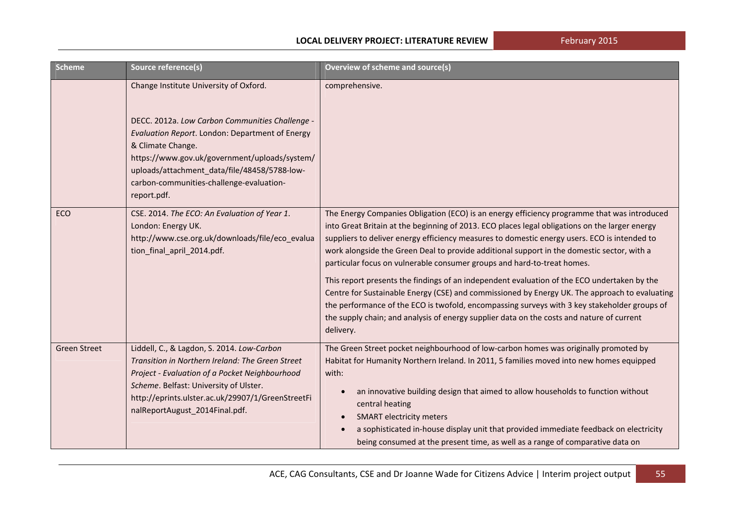| Scheme | Source reference(s) | Overview of scheme and source(s) |
|---|---|---|
| | Change Institute University of Oxford.<br><br>DECC. 2012a. *Low Carbon Communities Challenge - Evaluation Report*. London: Department of Energy & Climate Change. https://www.gov.uk/government/uploads/system/uploads/attachment_data/file/48458/5788-low-carbon-communities-challenge-evaluation-report.pdf. | comprehensive. |
| ECO | CSE. 2014. *The ECO: An Evaluation of Year 1*. London: Energy UK. http://www.cse.org.uk/downloads/file/eco_evaluation_final_april_2014.pdf. | The Energy Companies Obligation (ECO) is an energy efficiency programme that was introduced into Great Britain at the beginning of 2013. ECO places legal obligations on the larger energy suppliers to deliver energy efficiency measures to domestic energy users. ECO is intended to work alongside the Green Deal to provide additional support in the domestic sector, with a particular focus on vulnerable consumer groups and hard-to-treat homes.<br><br>This report presents the findings of an independent evaluation of the ECO undertaken by the Centre for Sustainable Energy (CSE) and commissioned by Energy UK. The approach to evaluating the performance of the ECO is twofold, encompassing surveys with 3 key stakeholder groups of the supply chain; and analysis of energy supplier data on the costs and nature of current delivery. |
| Green Street | Liddell, C., & Lagdon, S. 2014. *Low-Carbon Transition in Northern Ireland: The Green Street Project - Evaluation of a Pocket Neighbourhood Scheme*. Belfast: University of Ulster. http://eprints.ulster.ac.uk/29907/1/GreenStreetFinalReportAugust_2014Final.pdf. | The Green Street pocket neighbourhood of low-carbon homes was originally promoted by Habitat for Humanity Northern Ireland. In 2011, 5 families moved into new homes equipped with:<br><br>• an innovative building design that aimed to allow households to function without central heating<br>• SMART electricity meters<br>• a sophisticated in-house display unit that provided immediate feedback on electricity being consumed at the present time, as well as a range of comparative data on |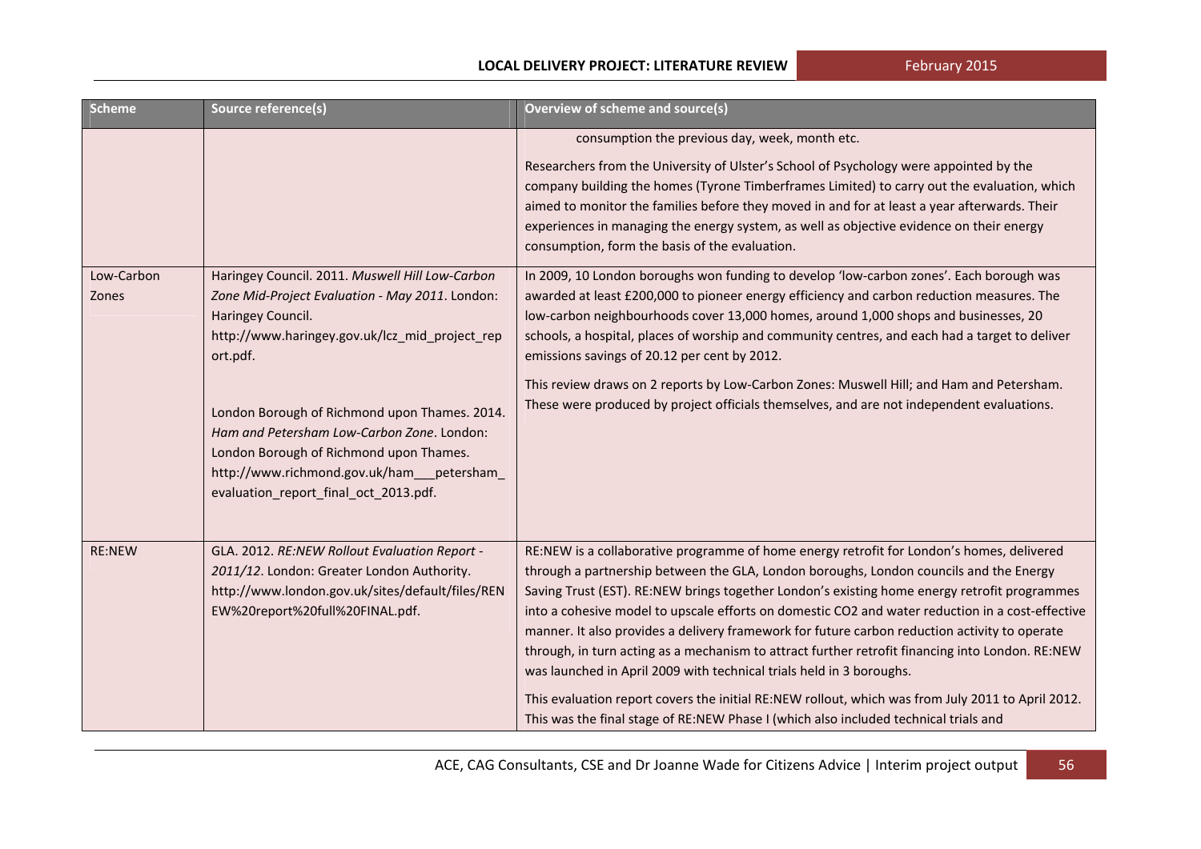| Scheme | Source reference(s) | Overview of scheme and source(s) |
|---|---|---|
| | | consumption the previous day, week, month etc.<br><br>Researchers from the University of Ulster's School of Psychology were appointed by the company building the homes (Tyrone Timberframes Limited) to carry out the evaluation, which aimed to monitor the families before they moved in and for at least a year afterwards. Their experiences in managing the energy system, as well as objective evidence on their energy consumption, form the basis of the evaluation. |
| Low-Carbon Zones | Haringey Council. 2011. *Muswell Hill Low-Carbon Zone Mid-Project Evaluation - May 2011*. London: Haringey Council. http://www.haringey.gov.uk/lcz_mid_project_report.pdf.<br><br>London Borough of Richmond upon Thames. 2014. *Ham and Petersham Low-Carbon Zone*. London: London Borough of Richmond upon Thames. http://www.richmond.gov.uk/ham___petersham_evaluation_report_final_oct_2013.pdf. | In 2009, 10 London boroughs won funding to develop 'low-carbon zones'. Each borough was awarded at least £200,000 to pioneer energy efficiency and carbon reduction measures. The low-carbon neighbourhoods cover 13,000 homes, around 1,000 shops and businesses, 20 schools, a hospital, places of worship and community centres, and each had a target to deliver emissions savings of 20.12 per cent by 2012.<br><br>This review draws on 2 reports by Low-Carbon Zones: Muswell Hill; and Ham and Petersham. These were produced by project officials themselves, and are not independent evaluations. |
| RE:NEW | GLA. 2012. *RE:NEW Rollout Evaluation Report - 2011/12*. London: Greater London Authority. http://www.london.gov.uk/sites/default/files/RENEW%20report%20full%20FINAL.pdf. | RE:NEW is a collaborative programme of home energy retrofit for London's homes, delivered through a partnership between the GLA, London boroughs, London councils and the Energy Saving Trust (EST). RE:NEW brings together London's existing home energy retrofit programmes into a cohesive model to upscale efforts on domestic $CO_2$ and water reduction in a cost-effective manner. It also provides a delivery framework for future carbon reduction activity to operate through, in turn acting as a mechanism to attract further retrofit financing into London. RE:NEW was launched in April 2009 with technical trials held in 3 boroughs.<br><br>This evaluation report covers the initial RE:NEW rollout, which was from July 2011 to April 2012. This was the final stage of RE:NEW Phase I (which also included technical trials and |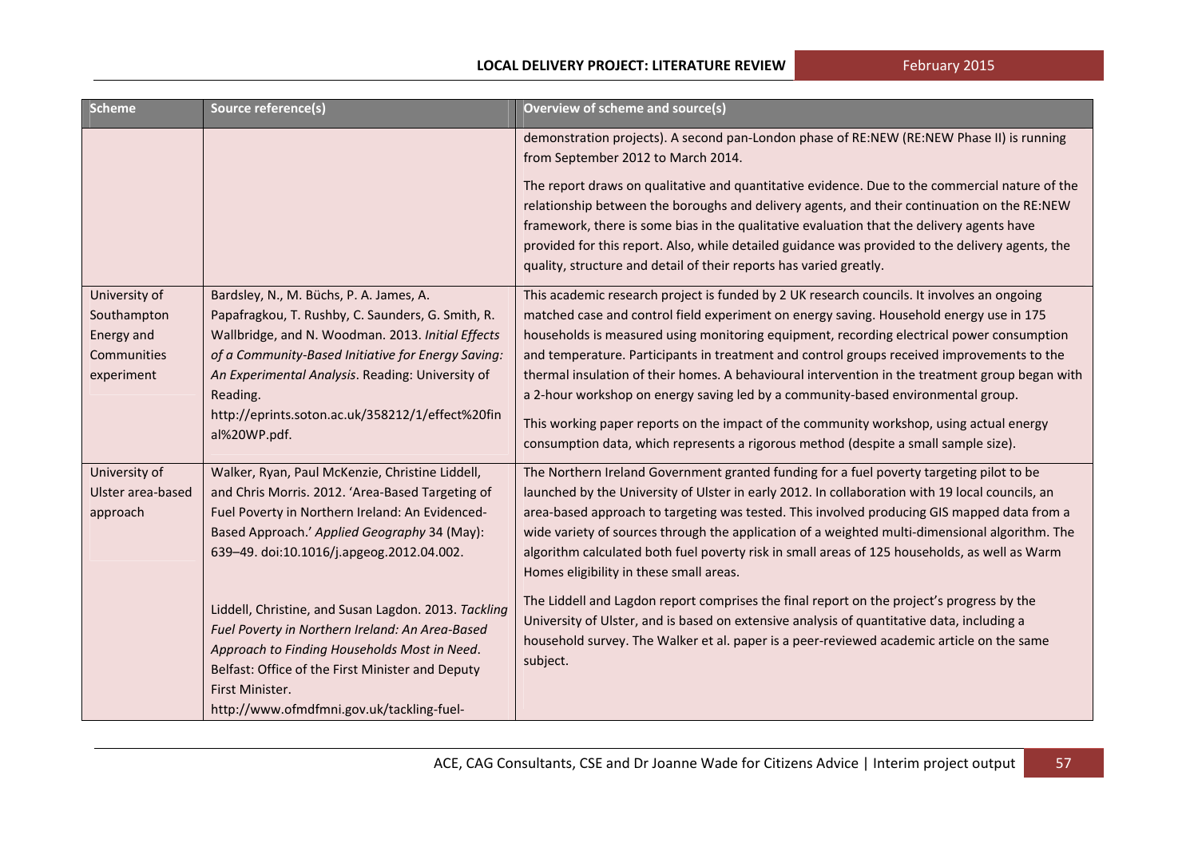| Scheme | Source reference(s) | Overview of scheme and source(s) |
|---|---|---|
| | | demonstration projects). A second pan-London phase of RE:NEW (RE:NEW Phase II) is running from September 2012 to March 2014.<br><br>The report draws on qualitative and quantitative evidence. Due to the commercial nature of the relationship between the boroughs and delivery agents, and their continuation on the RE:NEW framework, there is some bias in the qualitative evaluation that the delivery agents have provided for this report. Also, while detailed guidance was provided to the delivery agents, the quality, structure and detail of their reports has varied greatly. |
| University of Southampton Energy and Communities experiment | Bardsley, N., M. Büchs, P. A. James, A. Papafragkou, T. Rushby, C. Saunders, G. Smith, R. Wallbridge, and N. Woodman. 2013. *Initial Effects of a Community-Based Initiative for Energy Saving: An Experimental Analysis*. Reading: University of Reading.<br>http://eprints.soton.ac.uk/358212/1/effect%20final%20WP.pdf. | This academic research project is funded by 2 UK research councils. It involves an ongoing matched case and control field experiment on energy saving. Household energy use in 175 households is measured using monitoring equipment, recording electrical power consumption and temperature. Participants in treatment and control groups received improvements to the thermal insulation of their homes. A behavioural intervention in the treatment group began with a 2-hour workshop on energy saving led by a community-based environmental group.<br><br>This working paper reports on the impact of the community workshop, using actual energy consumption data, which represents a rigorous method (despite a small sample size). |
| University of Ulster area-based approach | Walker, Ryan, Paul McKenzie, Christine Liddell, and Chris Morris. 2012. 'Area-Based Targeting of Fuel Poverty in Northern Ireland: An Evidenced-Based Approach.' *Applied Geography* 34 (May): 639–49. doi:10.1016/j.apgeog.2012.04.002.<br><br>Liddell, Christine, and Susan Lagdon. 2013. *Tackling Fuel Poverty in Northern Ireland: An Area-Based Approach to Finding Households Most in Need*. Belfast: Office of the First Minister and Deputy First Minister.<br>http://www.ofmdfmni.gov.uk/tackling-fuel- | The Northern Ireland Government granted funding for a fuel poverty targeting pilot to be launched by the University of Ulster in early 2012. In collaboration with 19 local councils, an area-based approach to targeting was tested. This involved producing GIS mapped data from a wide variety of sources through the application of a weighted multi-dimensional algorithm. The algorithm calculated both fuel poverty risk in small areas of 125 households, as well as Warm Homes eligibility in these small areas.<br><br>The Liddell and Lagdon report comprises the final report on the project's progress by the University of Ulster, and is based on extensive analysis of quantitative data, including a household survey. The Walker et al. paper is a peer-reviewed academic article on the same subject. |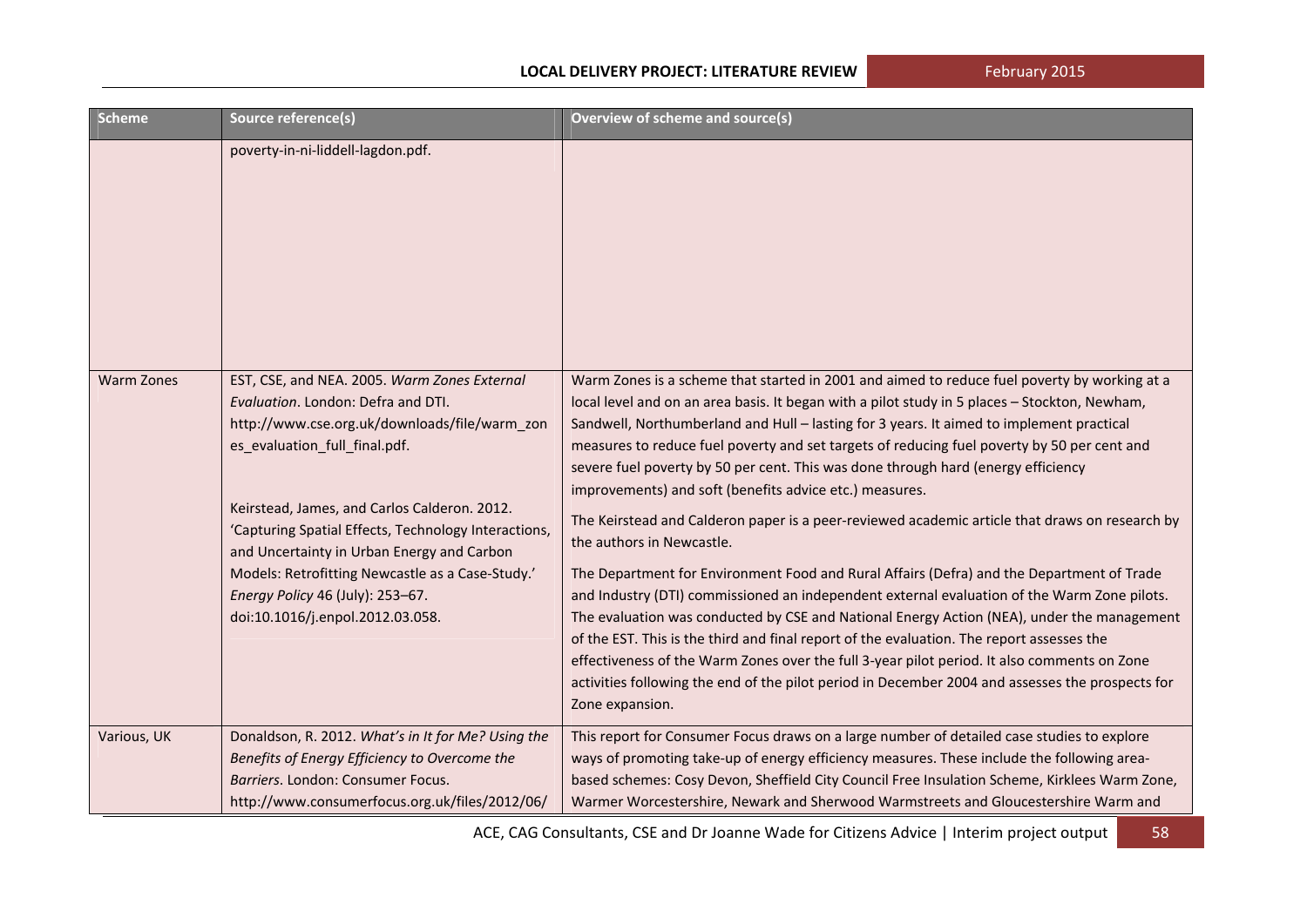| Scheme | Source reference(s) | Overview of scheme and source(s) |
|---|---|---|
| | poverty-in-ni-liddell-lagdon.pdf. | |
| Warm Zones | EST, CSE, and NEA. 2005. *Warm Zones External Evaluation*. London: Defra and DTI. http://www.cse.org.uk/downloads/file/warm_zones_evaluation_full_final.pdf.<br><br>Keirstead, James, and Carlos Calderon. 2012. 'Capturing Spatial Effects, Technology Interactions, and Uncertainty in Urban Energy and Carbon Models: Retrofitting Newcastle as a Case-Study.' *Energy Policy* 46 (July): 253–67. doi:10.1016/j.enpol.2012.03.058. | Warm Zones is a scheme that started in 2001 and aimed to reduce fuel poverty by working at a local level and on an area basis. It began with a pilot study in 5 places – Stockton, Newham, Sandwell, Northumberland and Hull – lasting for 3 years. It aimed to implement practical measures to reduce fuel poverty and set targets of reducing fuel poverty by 50 per cent and severe fuel poverty by 50 per cent. This was done through hard (energy efficiency improvements) and soft (benefits advice etc.) measures.<br><br>The Keirstead and Calderon paper is a peer-reviewed academic article that draws on research by the authors in Newcastle.<br><br>The Department for Environment Food and Rural Affairs (Defra) and the Department of Trade and Industry (DTI) commissioned an independent external evaluation of the Warm Zone pilots. The evaluation was conducted by CSE and National Energy Action (NEA), under the management of the EST. This is the third and final report of the evaluation. The report assesses the effectiveness of the Warm Zones over the full 3-year pilot period. It also comments on Zone activities following the end of the pilot period in December 2004 and assesses the prospects for Zone expansion. |
| Various, UK | Donaldson, R. 2012. *What's in It for Me? Using the Benefits of Energy Efficiency to Overcome the Barriers*. London: Consumer Focus. http://www.consumerfocus.org.uk/files/2012/06/ | This report for Consumer Focus draws on a large number of detailed case studies to explore ways of promoting take-up of energy efficiency measures. These include the following area-based schemes: Cosy Devon, Sheffield City Council Free Insulation Scheme, Kirklees Warm Zone, Warmer Worcestershire, Newark and Sherwood Warmstreets and Gloucestershire Warm and |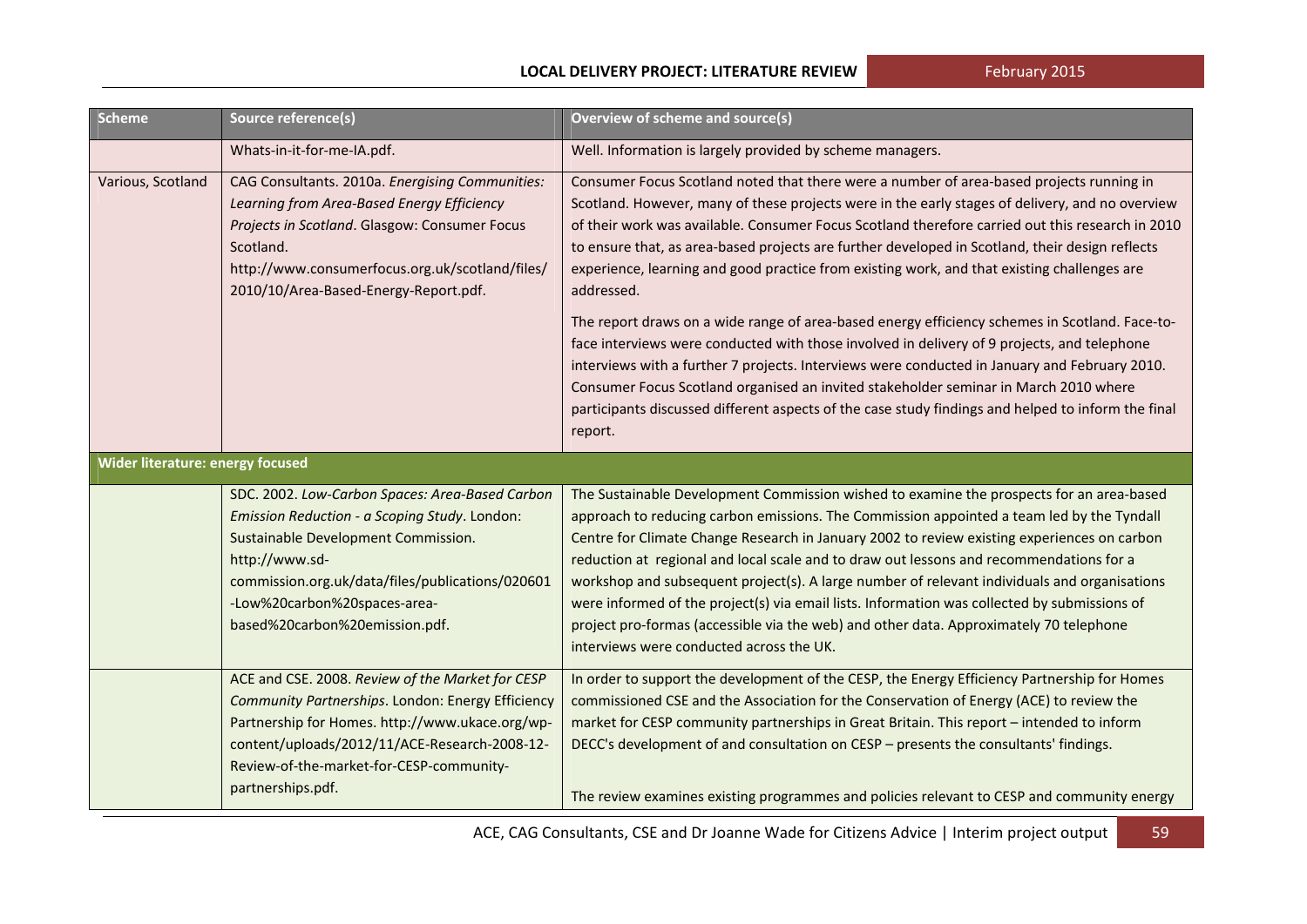| Scheme | Source reference(s) | Overview of scheme and source(s) |
|---|---|---|
| | Whats-in-it-for-me-IA.pdf. | Well. Information is largely provided by scheme managers. |
| Various, Scotland | CAG Consultants. 2010a. *Energising Communities: Learning from Area-Based Energy Efficiency Projects in Scotland*. Glasgow: Consumer Focus Scotland. http://www.consumerfocus.org.uk/scotland/files/2010/10/Area-Based-Energy-Report.pdf. | Consumer Focus Scotland noted that there were a number of area-based projects running in Scotland. However, many of these projects were in the early stages of delivery, and no overview of their work was available. Consumer Focus Scotland therefore carried out this research in 2010 to ensure that, as area-based projects are further developed in Scotland, their design reflects experience, learning and good practice from existing work, and that existing challenges are addressed.<br><br>The report draws on a wide range of area-based energy efficiency schemes in Scotland. Face-to-face interviews were conducted with those involved in delivery of 9 projects, and telephone interviews with a further 7 projects. Interviews were conducted in January and February 2010. Consumer Focus Scotland organised an invited stakeholder seminar in March 2010 where participants discussed different aspects of the case study findings and helped to inform the final report. |
| **Wider literature: energy focused** | | |
| | SDC. 2002. *Low-Carbon Spaces: Area-Based Carbon Emission Reduction - a Scoping Study*. London: Sustainable Development Commission. http://www.sd-commission.org.uk/data/files/publications/020601-Low%20carbon%20spaces-area-based%20carbon%20emission.pdf. | The Sustainable Development Commission wished to examine the prospects for an area-based approach to reducing carbon emissions. The Commission appointed a team led by the Tyndall Centre for Climate Change Research in January 2002 to review existing experiences on carbon reduction at regional and local scale and to draw out lessons and recommendations for a workshop and subsequent project(s). A large number of relevant individuals and organisations were informed of the project(s) via email lists. Information was collected by submissions of project pro-formas (accessible via the web) and other data. Approximately 70 telephone interviews were conducted across the UK. |
| | ACE and CSE. 2008. *Review of the Market for CESP Community Partnerships*. London: Energy Efficiency Partnership for Homes. http://www.ukace.org/wp-content/uploads/2012/11/ACE-Research-2008-12-Review-of-the-market-for-CESP-community-partnerships.pdf. | In order to support the development of the CESP, the Energy Efficiency Partnership for Homes commissioned CSE and the Association for the Conservation of Energy (ACE) to review the market for CESP community partnerships in Great Britain. This report – intended to inform DECC's development of and consultation on CESP – presents the consultants' findings.<br><br>The review examines existing programmes and policies relevant to CESP and community energy |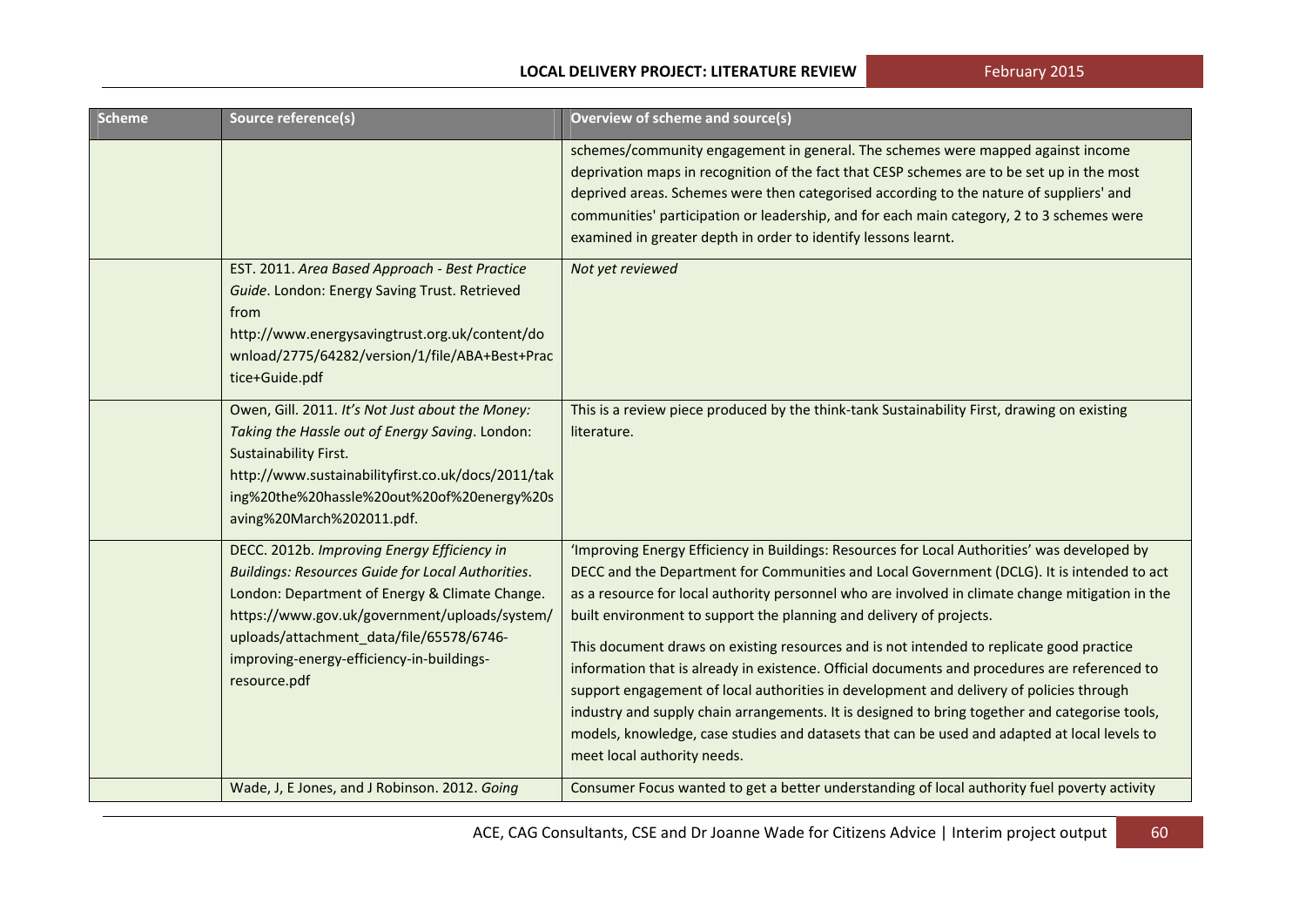| Scheme | Source reference(s) | Overview of scheme and source(s) |
|---|---|---|
| | | schemes/community engagement in general. The schemes were mapped against income deprivation maps in recognition of the fact that CESP schemes are to be set up in the most deprived areas. Schemes were then categorised according to the nature of suppliers' and communities' participation or leadership, and for each main category, 2 to 3 schemes were examined in greater depth in order to identify lessons learnt. |
| | EST. 2011. *Area Based Approach - Best Practice Guide*. London: Energy Saving Trust. Retrieved from http://www.energysavingtrust.org.uk/content/download/2775/64282/version/1/file/ABA+Best+Practice+Guide.pdf | *Not yet reviewed* |
| | Owen, Gill. 2011. *It's Not Just about the Money: Taking the Hassle out of Energy Saving*. London: Sustainability First. http://www.sustainabilityfirst.co.uk/docs/2011/taking%20the%20hassle%20out%20of%20energy%20saving%20March%202011.pdf. | This is a review piece produced by the think-tank Sustainability First, drawing on existing literature. |
| | DECC. 2012b. *Improving Energy Efficiency in Buildings: Resources Guide for Local Authorities*. London: Department of Energy & Climate Change. https://www.gov.uk/government/uploads/system/uploads/attachment_data/file/65578/6746-improving-energy-efficiency-in-buildings-resource.pdf | 'Improving Energy Efficiency in Buildings: Resources for Local Authorities' was developed by DECC and the Department for Communities and Local Government (DCLG). It is intended to act as a resource for local authority personnel who are involved in climate change mitigation in the built environment to support the planning and delivery of projects.<br><br>This document draws on existing resources and is not intended to replicate good practice information that is already in existence. Official documents and procedures are referenced to support engagement of local authorities in development and delivery of policies through industry and supply chain arrangements. It is designed to bring together and categorise tools, models, knowledge, case studies and datasets that can be used and adapted at local levels to meet local authority needs. |
| | Wade, J, E Jones, and J Robinson. 2012. *Going* | Consumer Focus wanted to get a better understanding of local authority fuel poverty activity |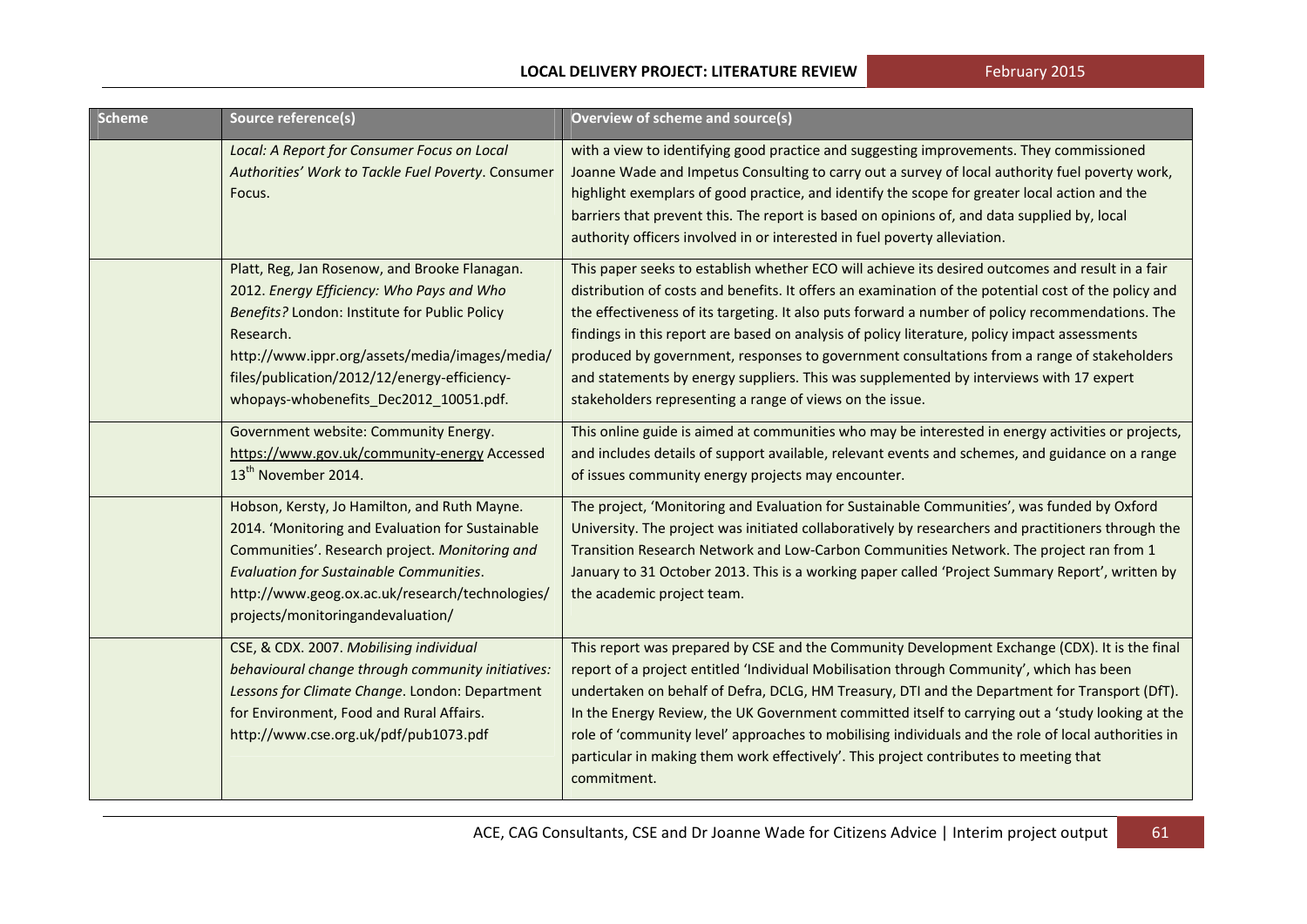| Scheme | Source reference(s) | Overview of scheme and source(s) |
|---|---|---|
| | *Local: A Report for Consumer Focus on Local Authorities' Work to Tackle Fuel Poverty*. Consumer Focus. | with a view to identifying good practice and suggesting improvements. They commissioned Joanne Wade and Impetus Consulting to carry out a survey of local authority fuel poverty work, highlight exemplars of good practice, and identify the scope for greater local action and the barriers that prevent this. The report is based on opinions of, and data supplied by, local authority officers involved in or interested in fuel poverty alleviation. |
| | Platt, Reg, Jan Rosenow, and Brooke Flanagan. 2012. *Energy Efficiency: Who Pays and Who Benefits?* London: Institute for Public Policy Research. http://www.ippr.org/assets/media/images/media/files/publication/2012/12/energy-efficiency-whopays-whobenefits_Dec2012_10051.pdf. | This paper seeks to establish whether ECO will achieve its desired outcomes and result in a fair distribution of costs and benefits. It offers an examination of the potential cost of the policy and the effectiveness of its targeting. It also puts forward a number of policy recommendations. The findings in this report are based on analysis of policy literature, policy impact assessments produced by government, responses to government consultations from a range of stakeholders and statements by energy suppliers. This was supplemented by interviews with 17 expert stakeholders representing a range of views on the issue. |
| | Government website: Community Energy. https://www.gov.uk/community-energy Accessed 13th November 2014. | This online guide is aimed at communities who may be interested in energy activities or projects, and includes details of support available, relevant events and schemes, and guidance on a range of issues community energy projects may encounter. |
| | Hobson, Kersty, Jo Hamilton, and Ruth Mayne. 2014. 'Monitoring and Evaluation for Sustainable Communities'. Research project. *Monitoring and Evaluation for Sustainable Communities*. http://www.geog.ox.ac.uk/research/technologies/projects/monitoringandevaluation/ | The project, 'Monitoring and Evaluation for Sustainable Communities', was funded by Oxford University. The project was initiated collaboratively by researchers and practitioners through the Transition Research Network and Low-Carbon Communities Network. The project ran from 1 January to 31 October 2013. This is a working paper called 'Project Summary Report', written by the academic project team. |
| | CSE, & CDX. 2007. *Mobilising individual behavioural change through community initiatives: Lessons for Climate Change*. London: Department for Environment, Food and Rural Affairs. http://www.cse.org.uk/pdf/pub1073.pdf | This report was prepared by CSE and the Community Development Exchange (CDX). It is the final report of a project entitled 'Individual Mobilisation through Community', which has been undertaken on behalf of Defra, DCLG, HM Treasury, DTI and the Department for Transport (DfT). In the Energy Review, the UK Government committed itself to carrying out a 'study looking at the role of 'community level' approaches to mobilising individuals and the role of local authorities in particular in making them work effectively'. This project contributes to meeting that commitment. |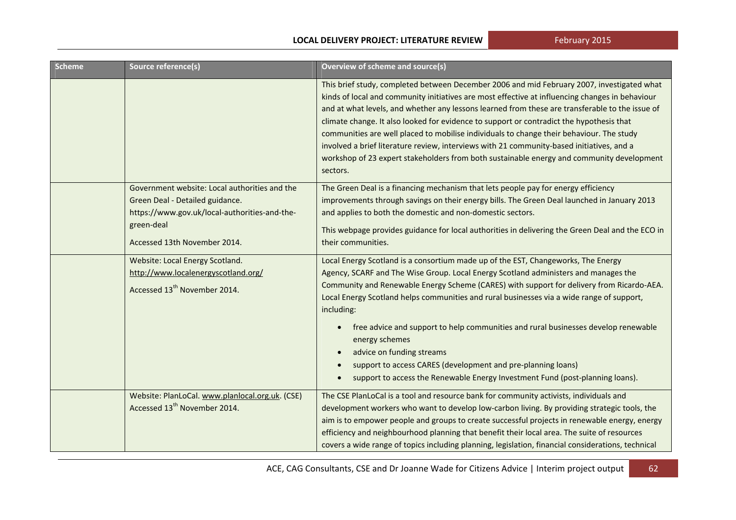| Scheme | Source reference(s) | Overview of scheme and source(s) |
| --- | --- | --- |
| | | This brief study, completed between December 2006 and mid February 2007, investigated what kinds of local and community initiatives are most effective at influencing changes in behaviour and at what levels, and whether any lessons learned from these are transferable to the issue of climate change. It also looked for evidence to support or contradict the hypothesis that communities are well placed to mobilise individuals to change their behaviour. The study involved a brief literature review, interviews with 21 community-based initiatives, and a workshop of 23 expert stakeholders from both sustainable energy and community development sectors. |
| | Government website: Local authorities and the Green Deal - Detailed guidance. https://www.gov.uk/local-authorities-and-the-green-deal<br><br>Accessed 13th November 2014. | The Green Deal is a financing mechanism that lets people pay for energy efficiency improvements through savings on their energy bills. The Green Deal launched in January 2013 and applies to both the domestic and non-domestic sectors.<br><br>This webpage provides guidance for local authorities in delivering the Green Deal and the ECO in their communities. |
| | Website: Local Energy Scotland. http://www.localenergyscotland.org/<br><br>Accessed 13th November 2014. | Local Energy Scotland is a consortium made up of the EST, Changeworks, The Energy Agency, SCARF and The Wise Group. Local Energy Scotland administers and manages the Community and Renewable Energy Scheme (CARES) with support for delivery from Ricardo-AEA. Local Energy Scotland helps communities and rural businesses via a wide range of support, including:<br><br>• free advice and support to help communities and rural businesses develop renewable energy schemes<br>• advice on funding streams<br>• support to access CARES (development and pre-planning loans)<br>• support to access the Renewable Energy Investment Fund (post-planning loans). |
| | Website: PlanLoCal. www.planlocal.org.uk. (CSE) Accessed 13th November 2014. | The CSE PlanLoCal is a tool and resource bank for community activists, individuals and development workers who want to develop low-carbon living. By providing strategic tools, the aim is to empower people and groups to create successful projects in renewable energy, energy efficiency and neighbourhood planning that benefit their local area. The suite of resources covers a wide range of topics including planning, legislation, financial considerations, technical |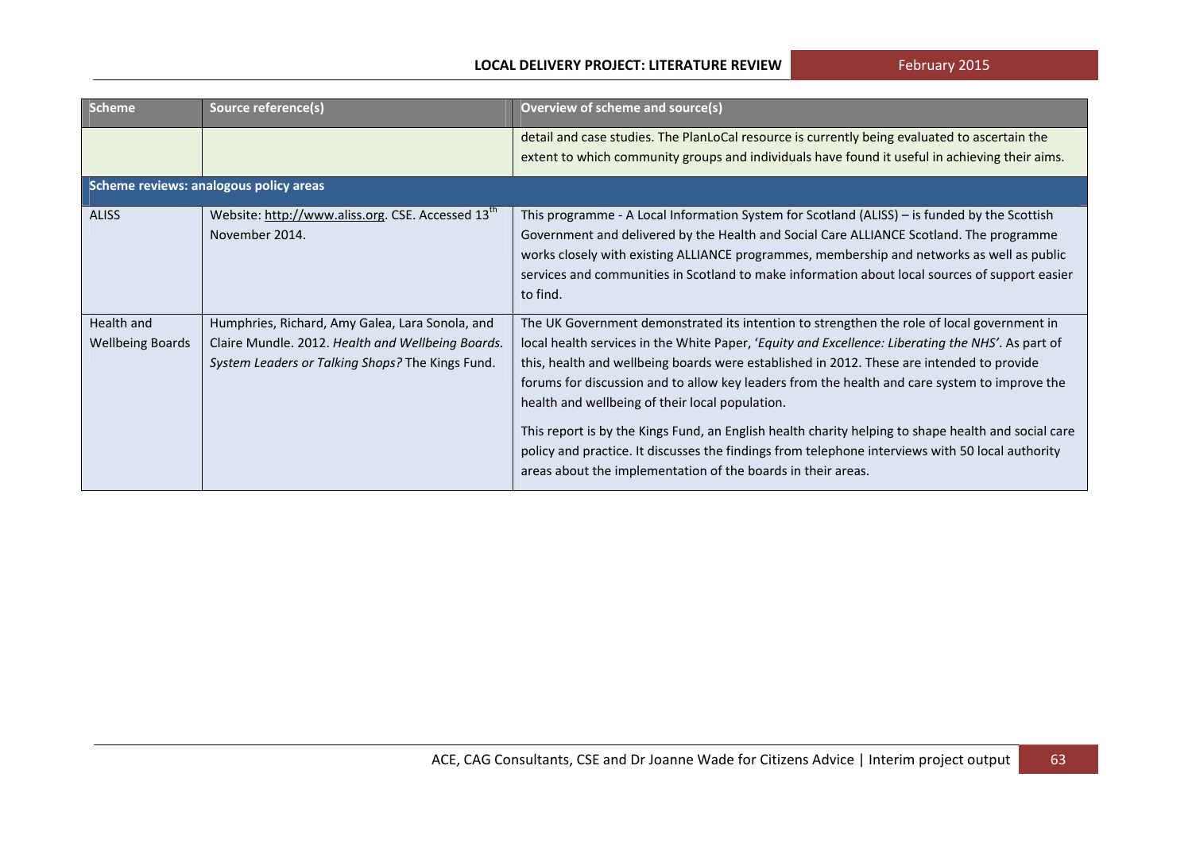| Scheme | Source reference(s) | Overview of scheme and source(s) |
|---|---|---|
| | | detail and case studies. The PlanLoCal resource is currently being evaluated to ascertain the extent to which community groups and individuals have found it useful in achieving their aims. |
| **Scheme reviews: analogous policy areas** | | |
| ALISS | Website: http://www.aliss.org. CSE. Accessed 13th November 2014. | This programme - A Local Information System for Scotland (ALISS) – is funded by the Scottish Government and delivered by the Health and Social Care ALLIANCE Scotland. The programme works closely with existing ALLIANCE programmes, membership and networks as well as public services and communities in Scotland to make information about local sources of support easier to find. |
| Health and Wellbeing Boards | Humphries, Richard, Amy Galea, Lara Sonola, and Claire Mundle. 2012. *Health and Wellbeing Boards. System Leaders or Talking Shops?* The Kings Fund. | The UK Government demonstrated its intention to strengthen the role of local government in local health services in the White Paper, '*Equity and Excellence: Liberating the NHS*'. As part of this, health and wellbeing boards were established in 2012. These are intended to provide forums for discussion and to allow key leaders from the health and care system to improve the health and wellbeing of their local population.<br><br>This report is by the Kings Fund, an English health charity helping to shape health and social care policy and practice. It discusses the findings from telephone interviews with 50 local authority areas about the implementation of the boards in their areas. |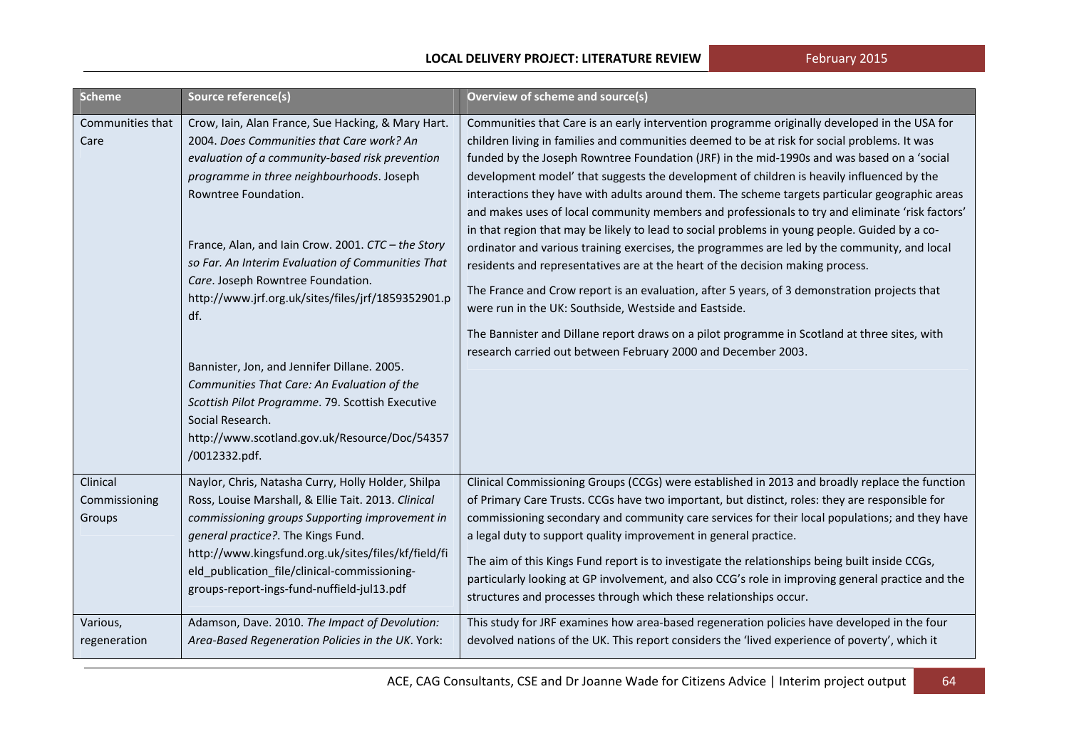| Scheme | Source reference(s) | Overview of scheme and source(s) |
| --- | --- | --- |
| Communities that Care | Crow, Iain, Alan France, Sue Hacking, & Mary Hart. 2004. *Does Communities that Care work? An evaluation of a community-based risk prevention programme in three neighbourhoods*. Joseph Rowntree Foundation.<br><br>France, Alan, and Iain Crow. 2001. *CTC – the Story so Far. An Interim Evaluation of Communities That Care*. Joseph Rowntree Foundation. http://www.jrf.org.uk/sites/files/jrf/1859352901.pdf.<br><br>Bannister, Jon, and Jennifer Dillane. 2005. *Communities That Care: An Evaluation of the Scottish Pilot Programme*. 79. Scottish Executive Social Research. http://www.scotland.gov.uk/Resource/Doc/54357/0012332.pdf. | Communities that Care is an early intervention programme originally developed in the USA for children living in families and communities deemed to be at risk for social problems. It was funded by the Joseph Rowntree Foundation (JRF) in the mid-1990s and was based on a 'social development model' that suggests the development of children is heavily influenced by the interactions they have with adults around them. The scheme targets particular geographic areas and makes uses of local community members and professionals to try and eliminate 'risk factors' in that region that may be likely to lead to social problems in young people. Guided by a co-ordinator and various training exercises, the programmes are led by the community, and local residents and representatives are at the heart of the decision making process.<br><br>The France and Crow report is an evaluation, after 5 years, of 3 demonstration projects that were run in the UK: Southside, Westside and Eastside.<br><br>The Bannister and Dillane report draws on a pilot programme in Scotland at three sites, with research carried out between February 2000 and December 2003. |
| Clinical Commissioning Groups | Naylor, Chris, Natasha Curry, Holly Holder, Shilpa Ross, Louise Marshall, & Ellie Tait. 2013. *Clinical commissioning groups Supporting improvement in general practice?*. The Kings Fund. http://www.kingsfund.org.uk/sites/files/kf/field/field_publication_file/clinical-commissioning-groups-report-ings-fund-nuffield-jul13.pdf | Clinical Commissioning Groups (CCGs) were established in 2013 and broadly replace the function of Primary Care Trusts. CCGs have two important, but distinct, roles: they are responsible for commissioning secondary and community care services for their local populations; and they have a legal duty to support quality improvement in general practice.<br><br>The aim of this Kings Fund report is to investigate the relationships being built inside CCGs, particularly looking at GP involvement, and also CCG's role in improving general practice and the structures and processes through which these relationships occur. |
| Various, regeneration | Adamson, Dave. 2010. *The Impact of Devolution: Area-Based Regeneration Policies in the UK*. York: | This study for JRF examines how area-based regeneration policies have developed in the four devolved nations of the UK. This report considers the 'lived experience of poverty', which it |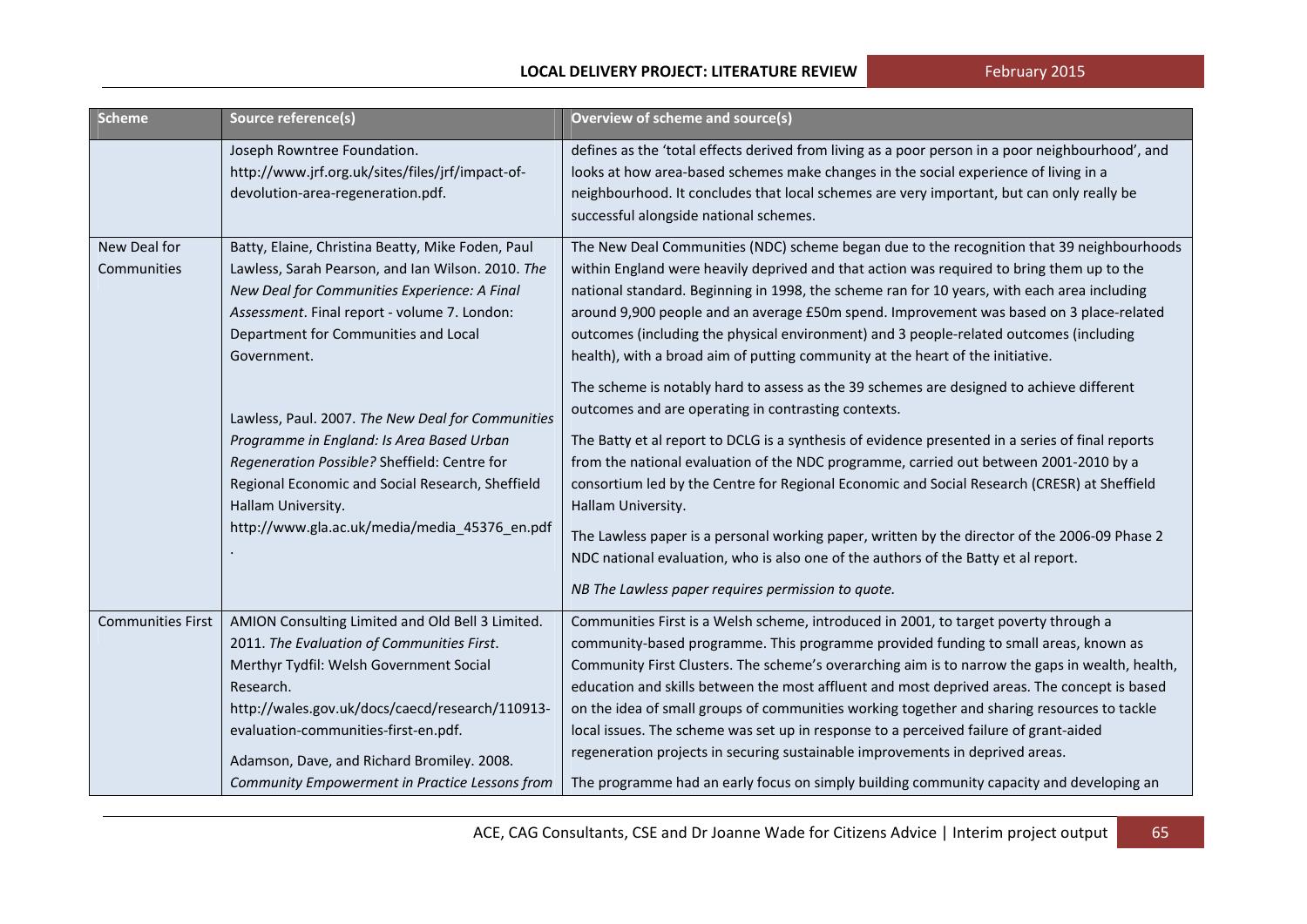| Scheme | Source reference(s) | Overview of scheme and source(s) |
|---|---|---|
| | Joseph Rowntree Foundation. http://www.jrf.org.uk/sites/files/jrf/impact-of-devolution-area-regeneration.pdf. | defines as the 'total effects derived from living as a poor person in a poor neighbourhood', and looks at how area-based schemes make changes in the social experience of living in a neighbourhood. It concludes that local schemes are very important, but can only really be successful alongside national schemes. |
| New Deal for Communities | Batty, Elaine, Christina Beatty, Mike Foden, Paul Lawless, Sarah Pearson, and Ian Wilson. 2010. *The New Deal for Communities Experience: A Final Assessment*. Final report - volume 7. London: Department for Communities and Local Government.<br><br>Lawless, Paul. 2007. *The New Deal for Communities Programme in England: Is Area Based Urban Regeneration Possible?* Sheffield: Centre for Regional Economic and Social Research, Sheffield Hallam University. http://www.gla.ac.uk/media/media_45376_en.pdf. | The New Deal Communities (NDC) scheme began due to the recognition that 39 neighbourhoods within England were heavily deprived and that action was required to bring them up to the national standard. Beginning in 1998, the scheme ran for 10 years, with each area including around 9,900 people and an average £50m spend. Improvement was based on 3 place-related outcomes (including the physical environment) and 3 people-related outcomes (including health), with a broad aim of putting community at the heart of the initiative.<br><br>The scheme is notably hard to assess as the 39 schemes are designed to achieve different outcomes and are operating in contrasting contexts.<br><br>The Batty et al report to DCLG is a synthesis of evidence presented in a series of final reports from the national evaluation of the NDC programme, carried out between 2001-2010 by a consortium led by the Centre for Regional Economic and Social Research (CRESR) at Sheffield Hallam University.<br><br>The Lawless paper is a personal working paper, written by the director of the 2006-09 Phase 2 NDC national evaluation, who is also one of the authors of the Batty et al report.<br><br>*NB The Lawless paper requires permission to quote.* |
| Communities First | AMION Consulting Limited and Old Bell 3 Limited. 2011. *The Evaluation of Communities First*. Merthyr Tydfil: Welsh Government Social Research. http://wales.gov.uk/docs/caecd/research/110913-evaluation-communities-first-en.pdf.<br><br>Adamson, Dave, and Richard Bromiley. 2008. *Community Empowerment in Practice Lessons from* | Communities First is a Welsh scheme, introduced in 2001, to target poverty through a community-based programme. This programme provided funding to small areas, known as Community First Clusters. The scheme's overarching aim is to narrow the gaps in wealth, health, education and skills between the most affluent and most deprived areas. The concept is based on the idea of small groups of communities working together and sharing resources to tackle local issues. The scheme was set up in response to a perceived failure of grant-aided regeneration projects in securing sustainable improvements in deprived areas.<br><br>The programme had an early focus on simply building community capacity and developing an |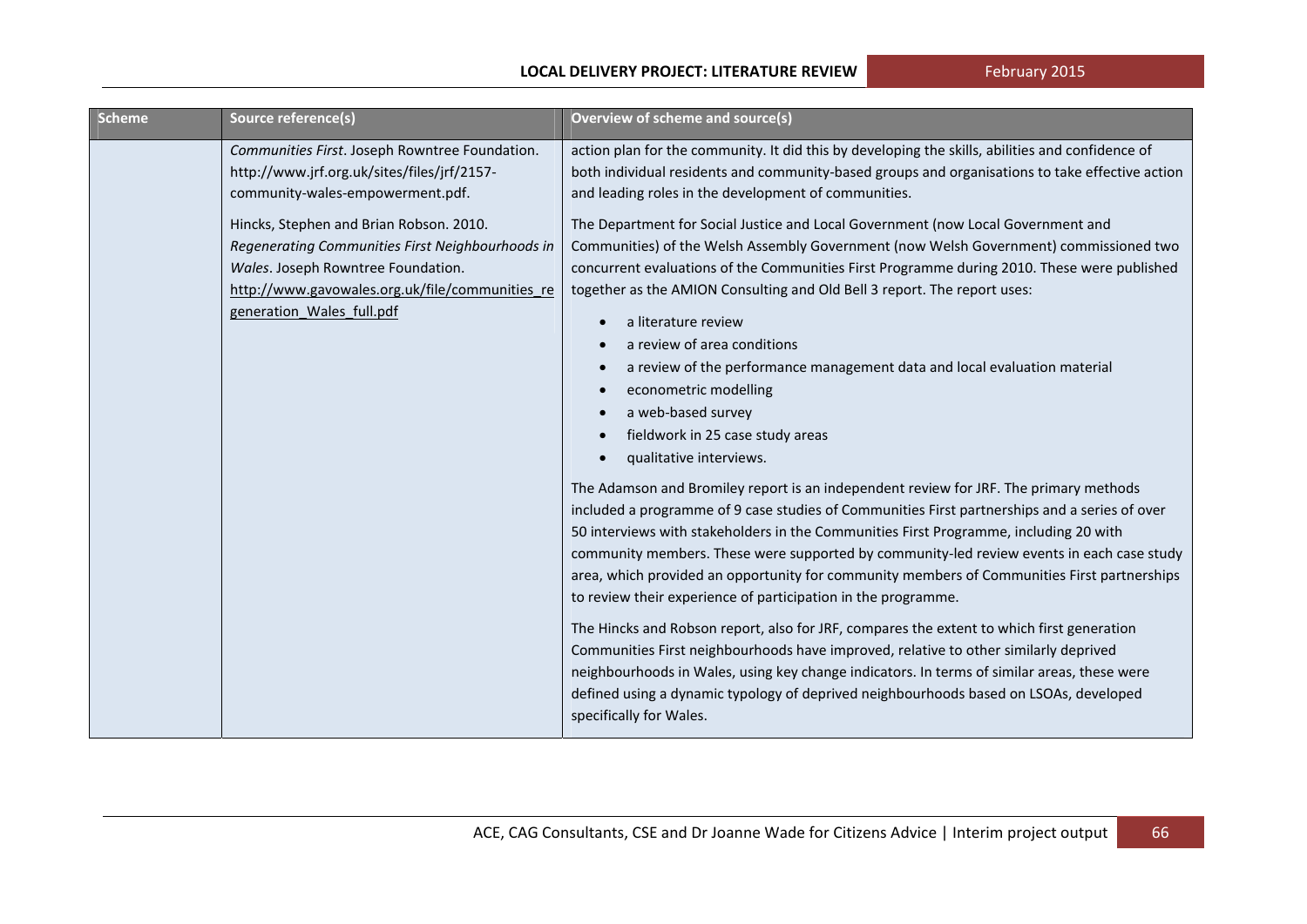| Scheme | Source reference(s) | Overview of scheme and source(s) |
|---|---|---|
| | *Communities First*. Joseph Rowntree Foundation. http://www.jrf.org.uk/sites/files/jrf/2157-community-wales-empowerment.pdf.<br><br>Hincks, Stephen and Brian Robson. 2010. *Regenerating Communities First Neighbourhoods in Wales*. Joseph Rowntree Foundation. http://www.gavowales.org.uk/file/communities_regeneration_Wales_full.pdf | action plan for the community. It did this by developing the skills, abilities and confidence of both individual residents and community-based groups and organisations to take effective action and leading roles in the development of communities.<br><br>The Department for Social Justice and Local Government (now Local Government and Communities) of the Welsh Assembly Government (now Welsh Government) commissioned two concurrent evaluations of the Communities First Programme during 2010. These were published together as the AMION Consulting and Old Bell 3 report. The report uses:<br>• a literature review<br>• a review of area conditions<br>• a review of the performance management data and local evaluation material<br>• econometric modelling<br>• a web-based survey<br>• fieldwork in 25 case study areas<br>• qualitative interviews.<br><br>The Adamson and Bromiley report is an independent review for JRF. The primary methods included a programme of 9 case studies of Communities First partnerships and a series of over 50 interviews with stakeholders in the Communities First Programme, including 20 with community members. These were supported by community-led review events in each case study area, which provided an opportunity for community members of Communities First partnerships to review their experience of participation in the programme.<br><br>The Hincks and Robson report, also for JRF, compares the extent to which first generation Communities First neighbourhoods have improved, relative to other similarly deprived neighbourhoods in Wales, using key change indicators. In terms of similar areas, these were defined using a dynamic typology of deprived neighbourhoods based on LSOAs, developed specifically for Wales. |